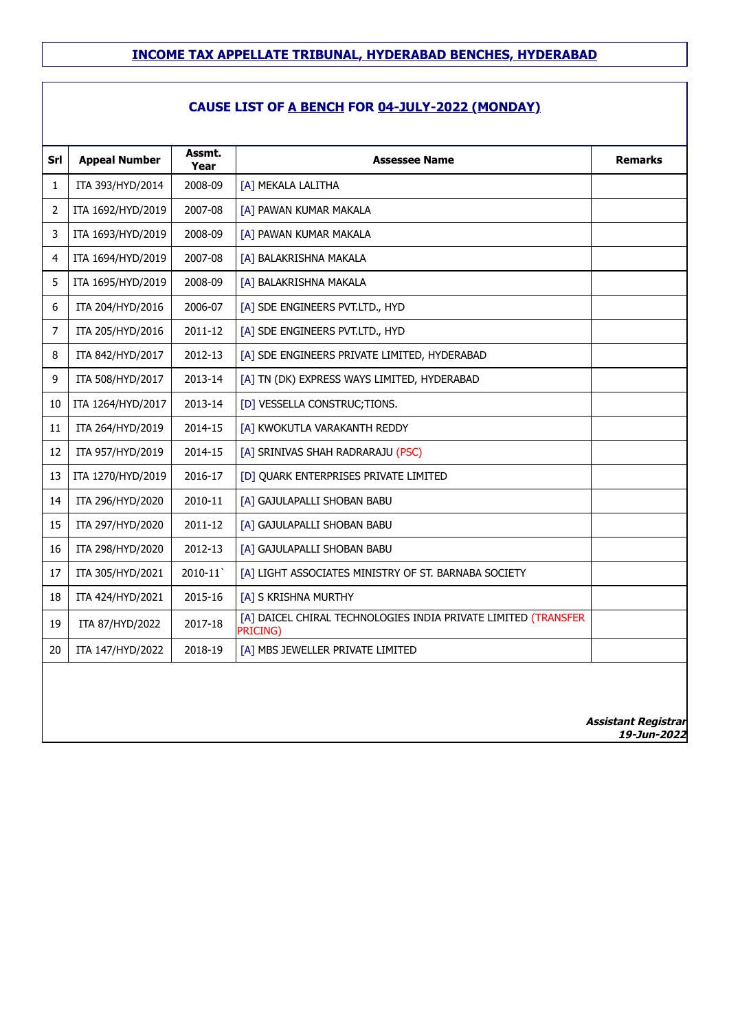# INCOME TAX APPELLATE TRIBUNAL, HYDERABAD BENCHES, HYDERABAD

## CAUSE LIST OF A BENCH FOR 04-JULY-2022 (MONDAY)

| Srl | Appeal Number | Assmt. Year | Assessee Name | Remarks |
|---|---|---|---|---|
| 1 | ITA 393/HYD/2014 | 2008-09 | [A] MEKALA LALITHA | |
| 2 | ITA 1692/HYD/2019 | 2007-08 | [A] PAWAN KUMAR MAKALA | |
| 3 | ITA 1693/HYD/2019 | 2008-09 | [A] PAWAN KUMAR MAKALA | |
| 4 | ITA 1694/HYD/2019 | 2007-08 | [A] BALAKRISHNA MAKALA | |
| 5 | ITA 1695/HYD/2019 | 2008-09 | [A] BALAKRISHNA MAKALA | |
| 6 | ITA 204/HYD/2016 | 2006-07 | [A] SDE ENGINEERS PVT.LTD., HYD | |
| 7 | ITA 205/HYD/2016 | 2011-12 | [A] SDE ENGINEERS PVT.LTD., HYD | |
| 8 | ITA 842/HYD/2017 | 2012-13 | [A] SDE ENGINEERS PRIVATE LIMITED, HYDERABAD | |
| 9 | ITA 508/HYD/2017 | 2013-14 | [A] TN (DK) EXPRESS WAYS LIMITED, HYDERABAD | |
| 10 | ITA 1264/HYD/2017 | 2013-14 | [D] VESSELLA CONSTRUC;TIONS. | |
| 11 | ITA 264/HYD/2019 | 2014-15 | [A] KWOKUTLA VARAKANTH REDDY | |
| 12 | ITA 957/HYD/2019 | 2014-15 | [A] SRINIVAS SHAH RADRARAJU (PSC) | |
| 13 | ITA 1270/HYD/2019 | 2016-17 | [D] QUARK ENTERPRISES PRIVATE LIMITED | |
| 14 | ITA 296/HYD/2020 | 2010-11 | [A] GAJULAPALLI SHOBAN BABU | |
| 15 | ITA 297/HYD/2020 | 2011-12 | [A] GAJULAPALLI SHOBAN BABU | |
| 16 | ITA 298/HYD/2020 | 2012-13 | [A] GAJULAPALLI SHOBAN BABU | |
| 17 | ITA 305/HYD/2021 | 2010-11` | [A] LIGHT ASSOCIATES MINISTRY OF ST. BARNABA SOCIETY | |
| 18 | ITA 424/HYD/2021 | 2015-16 | [A] S KRISHNA MURTHY | |
| 19 | ITA 87/HYD/2022 | 2017-18 | [A] DAICEL CHIRAL TECHNOLOGIES INDIA PRIVATE LIMITED (TRANSFER PRICING) | |
| 20 | ITA 147/HYD/2022 | 2018-19 | [A] MBS JEWELLER PRIVATE LIMITED | |

***Assistant Registrar***
***19-Jun-2022***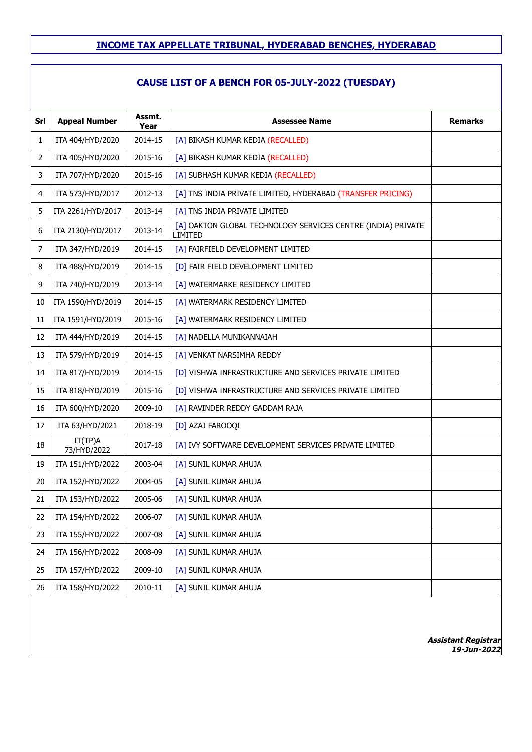## INCOME TAX APPELLATE TRIBUNAL, HYDERABAD BENCHES, HYDERABAD

### CAUSE LIST OF A BENCH FOR 05-JULY-2022 (TUESDAY)

| Srl | Appeal Number | Assmt. Year | Assessee Name | Remarks |
|---|---|---|---|---|
| 1 | ITA 404/HYD/2020 | 2014-15 | [A] BIKASH KUMAR KEDIA (RECALLED) | |
| 2 | ITA 405/HYD/2020 | 2015-16 | [A] BIKASH KUMAR KEDIA (RECALLED) | |
| 3 | ITA 707/HYD/2020 | 2015-16 | [A] SUBHASH KUMAR KEDIA (RECALLED) | |
| 4 | ITA 573/HYD/2017 | 2012-13 | [A] TNS INDIA PRIVATE LIMITED, HYDERABAD (TRANSFER PRICING) | |
| 5 | ITA 2261/HYD/2017 | 2013-14 | [A] TNS INDIA PRIVATE LIMITED | |
| 6 | ITA 2130/HYD/2017 | 2013-14 | [A] OAKTON GLOBAL TECHNOLOGY SERVICES CENTRE (INDIA) PRIVATE LIMITED | |
| 7 | ITA 347/HYD/2019 | 2014-15 | [A] FAIRFIELD DEVELOPMENT LIMITED | |
| 8 | ITA 488/HYD/2019 | 2014-15 | [D] FAIR FIELD DEVELOPMENT LIMITED | |
| 9 | ITA 740/HYD/2019 | 2013-14 | [A] WATERMARKE RESIDENCY LIMITED | |
| 10 | ITA 1590/HYD/2019 | 2014-15 | [A] WATERMARK RESIDENCY LIMITED | |
| 11 | ITA 1591/HYD/2019 | 2015-16 | [A] WATERMARK RESIDENCY LIMITED | |
| 12 | ITA 444/HYD/2019 | 2014-15 | [A] NADELLA MUNIKANNAIAH | |
| 13 | ITA 579/HYD/2019 | 2014-15 | [A] VENKAT NARSIMHA REDDY | |
| 14 | ITA 817/HYD/2019 | 2014-15 | [D] VISHWA INFRASTRUCTURE AND SERVICES PRIVATE LIMITED | |
| 15 | ITA 818/HYD/2019 | 2015-16 | [D] VISHWA INFRASTRUCTURE AND SERVICES PRIVATE LIMITED | |
| 16 | ITA 600/HYD/2020 | 2009-10 | [A] RAVINDER REDDY GADDAM RAJA | |
| 17 | ITA 63/HYD/2021 | 2018-19 | [D] AZAJ FAROOQI | |
| 18 | IT(TP)A 73/HYD/2022 | 2017-18 | [A] IVY SOFTWARE DEVELOPMENT SERVICES PRIVATE LIMITED | |
| 19 | ITA 151/HYD/2022 | 2003-04 | [A] SUNIL KUMAR AHUJA | |
| 20 | ITA 152/HYD/2022 | 2004-05 | [A] SUNIL KUMAR AHUJA | |
| 21 | ITA 153/HYD/2022 | 2005-06 | [A] SUNIL KUMAR AHUJA | |
| 22 | ITA 154/HYD/2022 | 2006-07 | [A] SUNIL KUMAR AHUJA | |
| 23 | ITA 155/HYD/2022 | 2007-08 | [A] SUNIL KUMAR AHUJA | |
| 24 | ITA 156/HYD/2022 | 2008-09 | [A] SUNIL KUMAR AHUJA | |
| 25 | ITA 157/HYD/2022 | 2009-10 | [A] SUNIL KUMAR AHUJA | |
| 26 | ITA 158/HYD/2022 | 2010-11 | [A] SUNIL KUMAR AHUJA | |

***Assistant Registrar***
***19-Jun-2022***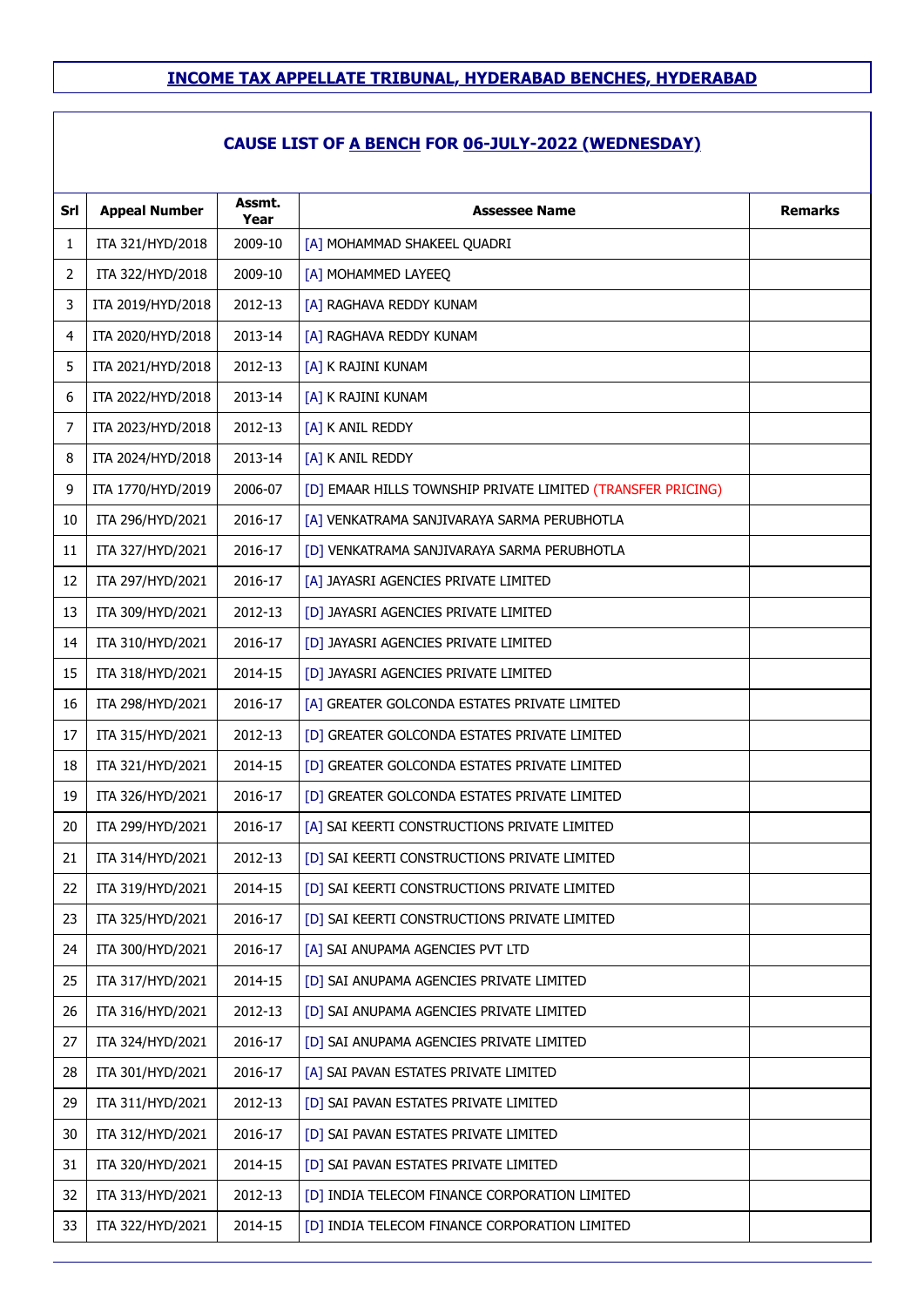## INCOME TAX APPELLATE TRIBUNAL, HYDERABAD BENCHES, HYDERABAD

### CAUSE LIST OF A BENCH FOR 06-JULY-2022 (WEDNESDAY)

| Srl | Appeal Number | Assmt. Year | Assessee Name | Remarks |
|---|---|---|---|---|
| 1 | ITA 321/HYD/2018 | 2009-10 | [A] MOHAMMAD SHAKEEL QUADRI | |
| 2 | ITA 322/HYD/2018 | 2009-10 | [A] MOHAMMED LAYEEQ | |
| 3 | ITA 2019/HYD/2018 | 2012-13 | [A] RAGHAVA REDDY KUNAM | |
| 4 | ITA 2020/HYD/2018 | 2013-14 | [A] RAGHAVA REDDY KUNAM | |
| 5 | ITA 2021/HYD/2018 | 2012-13 | [A] K RAJINI KUNAM | |
| 6 | ITA 2022/HYD/2018 | 2013-14 | [A] K RAJINI KUNAM | |
| 7 | ITA 2023/HYD/2018 | 2012-13 | [A] K ANIL REDDY | |
| 8 | ITA 2024/HYD/2018 | 2013-14 | [A] K ANIL REDDY | |
| 9 | ITA 1770/HYD/2019 | 2006-07 | [D] EMAAR HILLS TOWNSHIP PRIVATE LIMITED (TRANSFER PRICING) | |
| 10 | ITA 296/HYD/2021 | 2016-17 | [A] VENKATRAMA SANJIVARAYA SARMA PERUBHOTLA | |
| 11 | ITA 327/HYD/2021 | 2016-17 | [D] VENKATRAMA SANJIVARAYA SARMA PERUBHOTLA | |
| 12 | ITA 297/HYD/2021 | 2016-17 | [A] JAYASRI AGENCIES PRIVATE LIMITED | |
| 13 | ITA 309/HYD/2021 | 2012-13 | [D] JAYASRI AGENCIES PRIVATE LIMITED | |
| 14 | ITA 310/HYD/2021 | 2016-17 | [D] JAYASRI AGENCIES PRIVATE LIMITED | |
| 15 | ITA 318/HYD/2021 | 2014-15 | [D] JAYASRI AGENCIES PRIVATE LIMITED | |
| 16 | ITA 298/HYD/2021 | 2016-17 | [A] GREATER GOLCONDA ESTATES PRIVATE LIMITED | |
| 17 | ITA 315/HYD/2021 | 2012-13 | [D] GREATER GOLCONDA ESTATES PRIVATE LIMITED | |
| 18 | ITA 321/HYD/2021 | 2014-15 | [D] GREATER GOLCONDA ESTATES PRIVATE LIMITED | |
| 19 | ITA 326/HYD/2021 | 2016-17 | [D] GREATER GOLCONDA ESTATES PRIVATE LIMITED | |
| 20 | ITA 299/HYD/2021 | 2016-17 | [A] SAI KEERTI CONSTRUCTIONS PRIVATE LIMITED | |
| 21 | ITA 314/HYD/2021 | 2012-13 | [D] SAI KEERTI CONSTRUCTIONS PRIVATE LIMITED | |
| 22 | ITA 319/HYD/2021 | 2014-15 | [D] SAI KEERTI CONSTRUCTIONS PRIVATE LIMITED | |
| 23 | ITA 325/HYD/2021 | 2016-17 | [D] SAI KEERTI CONSTRUCTIONS PRIVATE LIMITED | |
| 24 | ITA 300/HYD/2021 | 2016-17 | [A] SAI ANUPAMA AGENCIES PVT LTD | |
| 25 | ITA 317/HYD/2021 | 2014-15 | [D] SAI ANUPAMA AGENCIES PRIVATE LIMITED | |
| 26 | ITA 316/HYD/2021 | 2012-13 | [D] SAI ANUPAMA AGENCIES PRIVATE LIMITED | |
| 27 | ITA 324/HYD/2021 | 2016-17 | [D] SAI ANUPAMA AGENCIES PRIVATE LIMITED | |
| 28 | ITA 301/HYD/2021 | 2016-17 | [A] SAI PAVAN ESTATES PRIVATE LIMITED | |
| 29 | ITA 311/HYD/2021 | 2012-13 | [D] SAI PAVAN ESTATES PRIVATE LIMITED | |
| 30 | ITA 312/HYD/2021 | 2016-17 | [D] SAI PAVAN ESTATES PRIVATE LIMITED | |
| 31 | ITA 320/HYD/2021 | 2014-15 | [D] SAI PAVAN ESTATES PRIVATE LIMITED | |
| 32 | ITA 313/HYD/2021 | 2012-13 | [D] INDIA TELECOM FINANCE CORPORATION LIMITED | |
| 33 | ITA 322/HYD/2021 | 2014-15 | [D] INDIA TELECOM FINANCE CORPORATION LIMITED | |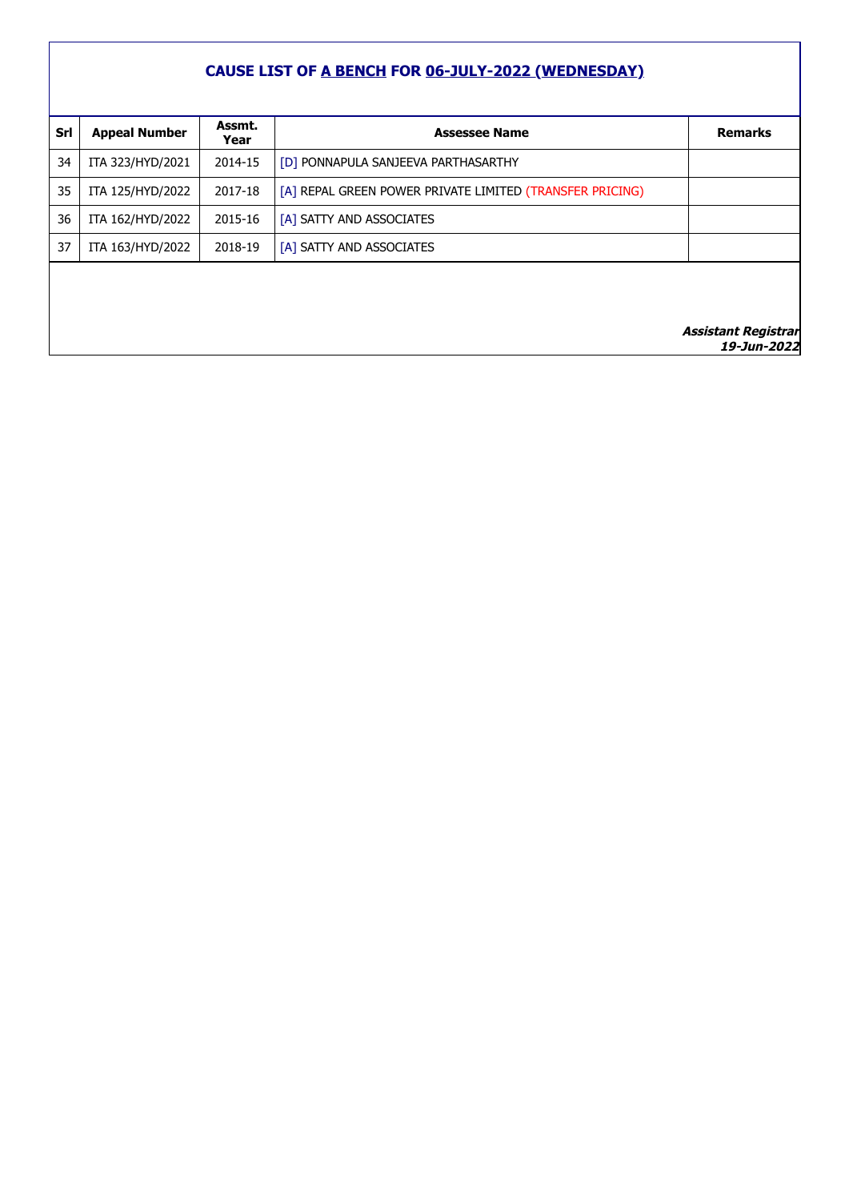## CAUSE LIST OF A BENCH FOR 06-JULY-2022 (WEDNESDAY)

| Srl | Appeal Number | Assmt. Year | Assessee Name | Remarks |
|---|---|---|---|---|
| 34 | ITA 323/HYD/2021 | 2014-15 | [D] PONNAPULA SANJEEVA PARTHASARTHY | |
| 35 | ITA 125/HYD/2022 | 2017-18 | [A] REPAL GREEN POWER PRIVATE LIMITED (TRANSFER PRICING) | |
| 36 | ITA 162/HYD/2022 | 2015-16 | [A] SATTY AND ASSOCIATES | |
| 37 | ITA 163/HYD/2022 | 2018-19 | [A] SATTY AND ASSOCIATES | |

***Assistant Registrar***
***19-Jun-2022***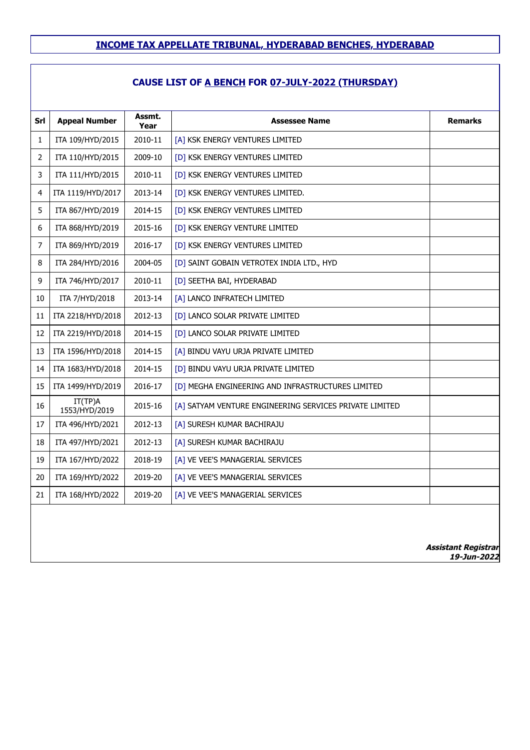# INCOME TAX APPELLATE TRIBUNAL, HYDERABAD BENCHES, HYDERABAD

## CAUSE LIST OF A BENCH FOR 07-JULY-2022 (THURSDAY)

| Srl | Appeal Number | Assmt. Year | Assessee Name | Remarks |
|---|---|---|---|---|
| 1 | ITA 109/HYD/2015 | 2010-11 | [A] KSK ENERGY VENTURES LIMITED | |
| 2 | ITA 110/HYD/2015 | 2009-10 | [D] KSK ENERGY VENTURES LIMITED | |
| 3 | ITA 111/HYD/2015 | 2010-11 | [D] KSK ENERGY VENTURES LIMITED | |
| 4 | ITA 1119/HYD/2017 | 2013-14 | [D] KSK ENERGY VENTURES LIMITED. | |
| 5 | ITA 867/HYD/2019 | 2014-15 | [D] KSK ENERGY VENTURES LIMITED | |
| 6 | ITA 868/HYD/2019 | 2015-16 | [D] KSK ENERGY VENTURE LIMITED | |
| 7 | ITA 869/HYD/2019 | 2016-17 | [D] KSK ENERGY VENTURES LIMITED | |
| 8 | ITA 284/HYD/2016 | 2004-05 | [D] SAINT GOBAIN VETROTEX INDIA LTD., HYD | |
| 9 | ITA 746/HYD/2017 | 2010-11 | [D] SEETHA BAI, HYDERABAD | |
| 10 | ITA 7/HYD/2018 | 2013-14 | [A] LANCO INFRATECH LIMITED | |
| 11 | ITA 2218/HYD/2018 | 2012-13 | [D] LANCO SOLAR PRIVATE LIMITED | |
| 12 | ITA 2219/HYD/2018 | 2014-15 | [D] LANCO SOLAR PRIVATE LIMITED | |
| 13 | ITA 1596/HYD/2018 | 2014-15 | [A] BINDU VAYU URJA PRIVATE LIMITED | |
| 14 | ITA 1683/HYD/2018 | 2014-15 | [D] BINDU VAYU URJA PRIVATE LIMITED | |
| 15 | ITA 1499/HYD/2019 | 2016-17 | [D] MEGHA ENGINEERING AND INFRASTRUCTURES LIMITED | |
| 16 | IT(TP)A 1553/HYD/2019 | 2015-16 | [A] SATYAM VENTURE ENGINEERING SERVICES PRIVATE LIMITED | |
| 17 | ITA 496/HYD/2021 | 2012-13 | [A] SURESH KUMAR BACHIRAJU | |
| 18 | ITA 497/HYD/2021 | 2012-13 | [A] SURESH KUMAR BACHIRAJU | |
| 19 | ITA 167/HYD/2022 | 2018-19 | [A] VE VEE'S MANAGERIAL SERVICES | |
| 20 | ITA 169/HYD/2022 | 2019-20 | [A] VE VEE'S MANAGERIAL SERVICES | |
| 21 | ITA 168/HYD/2022 | 2019-20 | [A] VE VEE'S MANAGERIAL SERVICES | |

***Assistant Registrar***
***19-Jun-2022***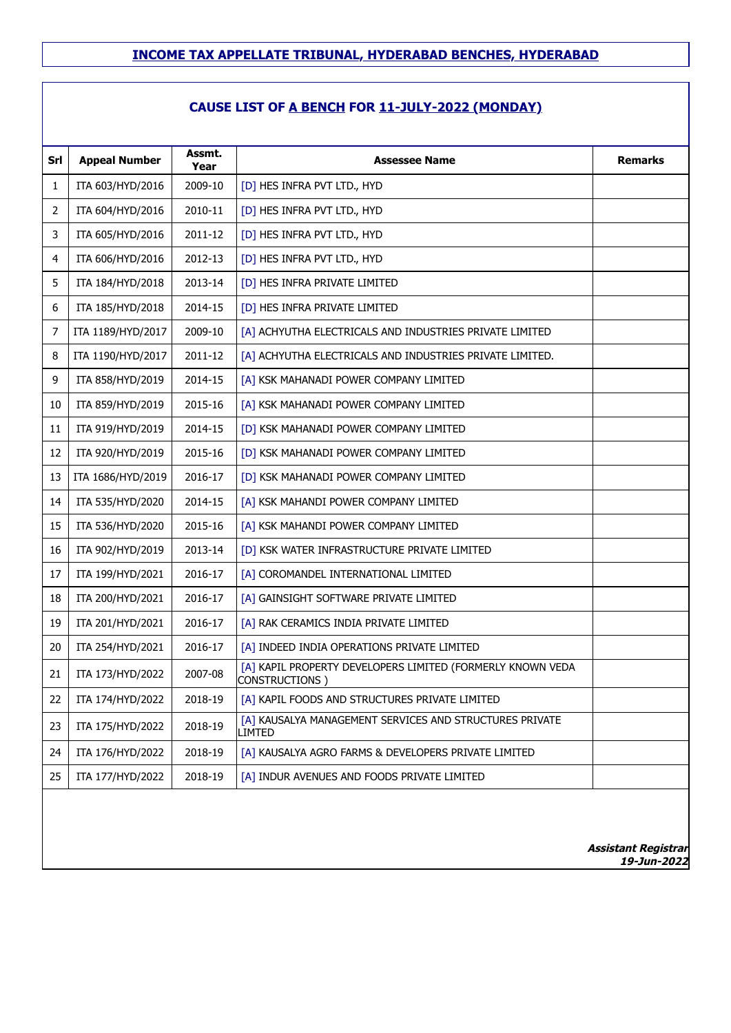## INCOME TAX APPELLATE TRIBUNAL, HYDERABAD BENCHES, HYDERABAD

### CAUSE LIST OF A BENCH FOR 11-JULY-2022 (MONDAY)

| Srl | Appeal Number | Assmt. Year | Assessee Name | Remarks |
|---|---|---|---|---|
| 1 | ITA 603/HYD/2016 | 2009-10 | [D] HES INFRA PVT LTD., HYD | |
| 2 | ITA 604/HYD/2016 | 2010-11 | [D] HES INFRA PVT LTD., HYD | |
| 3 | ITA 605/HYD/2016 | 2011-12 | [D] HES INFRA PVT LTD., HYD | |
| 4 | ITA 606/HYD/2016 | 2012-13 | [D] HES INFRA PVT LTD., HYD | |
| 5 | ITA 184/HYD/2018 | 2013-14 | [D] HES INFRA PRIVATE LIMITED | |
| 6 | ITA 185/HYD/2018 | 2014-15 | [D] HES INFRA PRIVATE LIMITED | |
| 7 | ITA 1189/HYD/2017 | 2009-10 | [A] ACHYUTHA ELECTRICALS AND INDUSTRIES PRIVATE LIMITED | |
| 8 | ITA 1190/HYD/2017 | 2011-12 | [A] ACHYUTHA ELECTRICALS AND INDUSTRIES PRIVATE LIMITED. | |
| 9 | ITA 858/HYD/2019 | 2014-15 | [A] KSK MAHANADI POWER COMPANY LIMITED | |
| 10 | ITA 859/HYD/2019 | 2015-16 | [A] KSK MAHANADI POWER COMPANY LIMITED | |
| 11 | ITA 919/HYD/2019 | 2014-15 | [D] KSK MAHANADI POWER COMPANY LIMITED | |
| 12 | ITA 920/HYD/2019 | 2015-16 | [D] KSK MAHANADI POWER COMPANY LIMITED | |
| 13 | ITA 1686/HYD/2019 | 2016-17 | [D] KSK MAHANADI POWER COMPANY LIMITED | |
| 14 | ITA 535/HYD/2020 | 2014-15 | [A] KSK MAHANDI POWER COMPANY LIMITED | |
| 15 | ITA 536/HYD/2020 | 2015-16 | [A] KSK MAHANDI POWER COMPANY LIMITED | |
| 16 | ITA 902/HYD/2019 | 2013-14 | [D] KSK WATER INFRASTRUCTURE PRIVATE LIMITED | |
| 17 | ITA 199/HYD/2021 | 2016-17 | [A] COROMANDEL INTERNATIONAL LIMITED | |
| 18 | ITA 200/HYD/2021 | 2016-17 | [A] GAINSIGHT SOFTWARE PRIVATE LIMITED | |
| 19 | ITA 201/HYD/2021 | 2016-17 | [A] RAK CERAMICS INDIA PRIVATE LIMITED | |
| 20 | ITA 254/HYD/2021 | 2016-17 | [A] INDEED INDIA OPERATIONS PRIVATE LIMITED | |
| 21 | ITA 173/HYD/2022 | 2007-08 | [A] KAPIL PROPERTY DEVELOPERS LIMITED (FORMERLY KNOWN VEDA CONSTRUCTIONS ) | |
| 22 | ITA 174/HYD/2022 | 2018-19 | [A] KAPIL FOODS AND STRUCTURES PRIVATE LIMITED | |
| 23 | ITA 175/HYD/2022 | 2018-19 | [A] KAUSALYA MANAGEMENT SERVICES AND STRUCTURES PRIVATE LIMTED | |
| 24 | ITA 176/HYD/2022 | 2018-19 | [A] KAUSALYA AGRO FARMS & DEVELOPERS PRIVATE LIMITED | |
| 25 | ITA 177/HYD/2022 | 2018-19 | [A] INDUR AVENUES AND FOODS PRIVATE LIMITED | |

***Assistant Registrar***
***19-Jun-2022***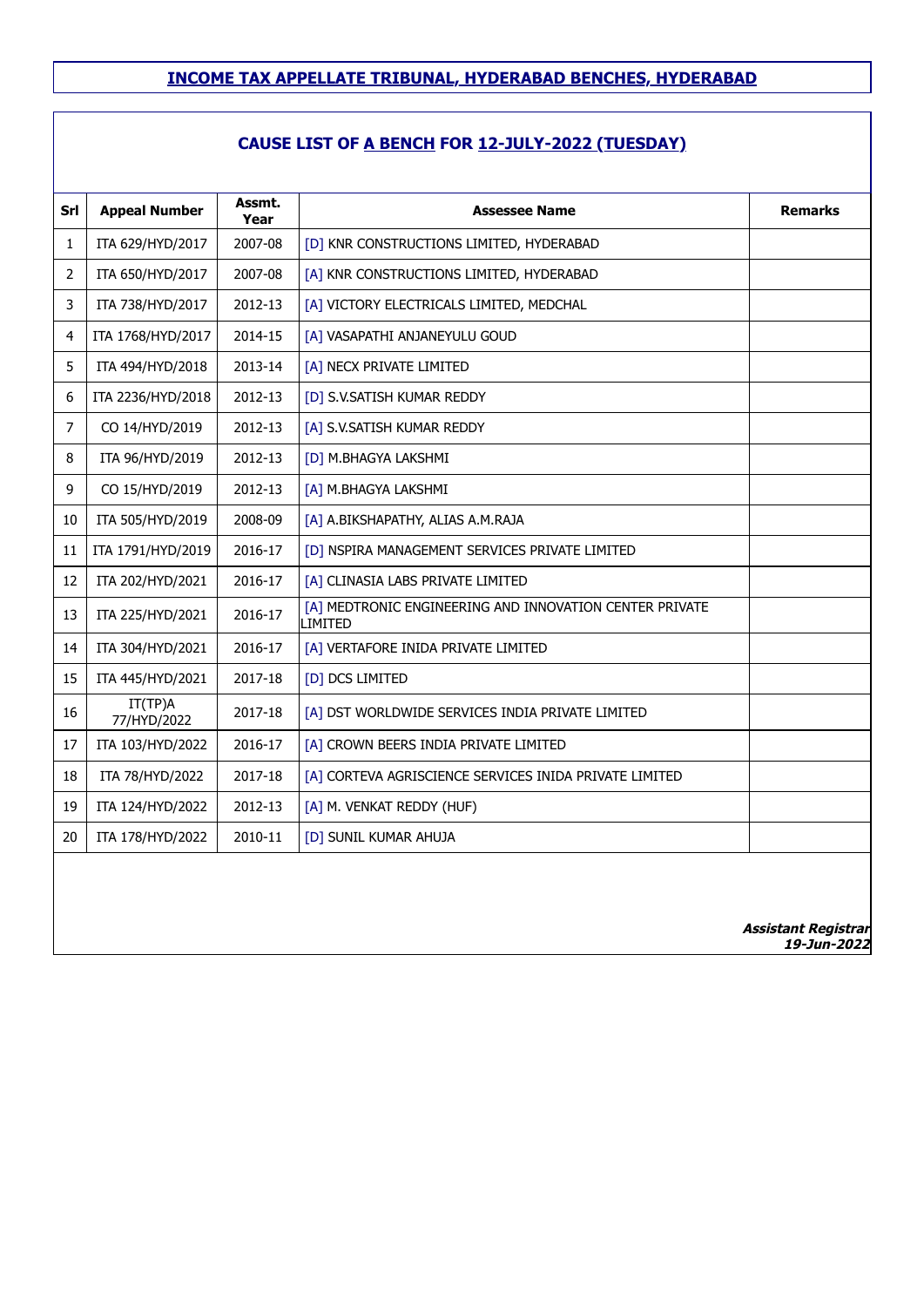# INCOME TAX APPELLATE TRIBUNAL, HYDERABAD BENCHES, HYDERABAD

## CAUSE LIST OF A BENCH FOR 12-JULY-2022 (TUESDAY)

| Srl | Appeal Number | Assmt. Year | Assessee Name | Remarks |
|---|---|---|---|---|
| 1 | ITA 629/HYD/2017 | 2007-08 | [D] KNR CONSTRUCTIONS LIMITED, HYDERABAD | |
| 2 | ITA 650/HYD/2017 | 2007-08 | [A] KNR CONSTRUCTIONS LIMITED, HYDERABAD | |
| 3 | ITA 738/HYD/2017 | 2012-13 | [A] VICTORY ELECTRICALS LIMITED, MEDCHAL | |
| 4 | ITA 1768/HYD/2017 | 2014-15 | [A] VASAPATHI ANJANEYULU GOUD | |
| 5 | ITA 494/HYD/2018 | 2013-14 | [A] NECX PRIVATE LIMITED | |
| 6 | ITA 2236/HYD/2018 | 2012-13 | [D] S.V.SATISH KUMAR REDDY | |
| 7 | CO 14/HYD/2019 | 2012-13 | [A] S.V.SATISH KUMAR REDDY | |
| 8 | ITA 96/HYD/2019 | 2012-13 | [D] M.BHAGYA LAKSHMI | |
| 9 | CO 15/HYD/2019 | 2012-13 | [A] M.BHAGYA LAKSHMI | |
| 10 | ITA 505/HYD/2019 | 2008-09 | [A] A.BIKSHAPATHY, ALIAS A.M.RAJA | |
| 11 | ITA 1791/HYD/2019 | 2016-17 | [D] NSPIRA MANAGEMENT SERVICES PRIVATE LIMITED | |
| 12 | ITA 202/HYD/2021 | 2016-17 | [A] CLINASIA LABS PRIVATE LIMITED | |
| 13 | ITA 225/HYD/2021 | 2016-17 | [A] MEDTRONIC ENGINEERING AND INNOVATION CENTER PRIVATE LIMITED | |
| 14 | ITA 304/HYD/2021 | 2016-17 | [A] VERTAFORE INIDA PRIVATE LIMITED | |
| 15 | ITA 445/HYD/2021 | 2017-18 | [D] DCS LIMITED | |
| 16 | IT(TP)A 77/HYD/2022 | 2017-18 | [A] DST WORLDWIDE SERVICES INDIA PRIVATE LIMITED | |
| 17 | ITA 103/HYD/2022 | 2016-17 | [A] CROWN BEERS INDIA PRIVATE LIMITED | |
| 18 | ITA 78/HYD/2022 | 2017-18 | [A] CORTEVA AGRISCIENCE SERVICES INIDA PRIVATE LIMITED | |
| 19 | ITA 124/HYD/2022 | 2012-13 | [A] M. VENKAT REDDY (HUF) | |
| 20 | ITA 178/HYD/2022 | 2010-11 | [D] SUNIL KUMAR AHUJA | |

***Assistant Registrar***
***19-Jun-2022***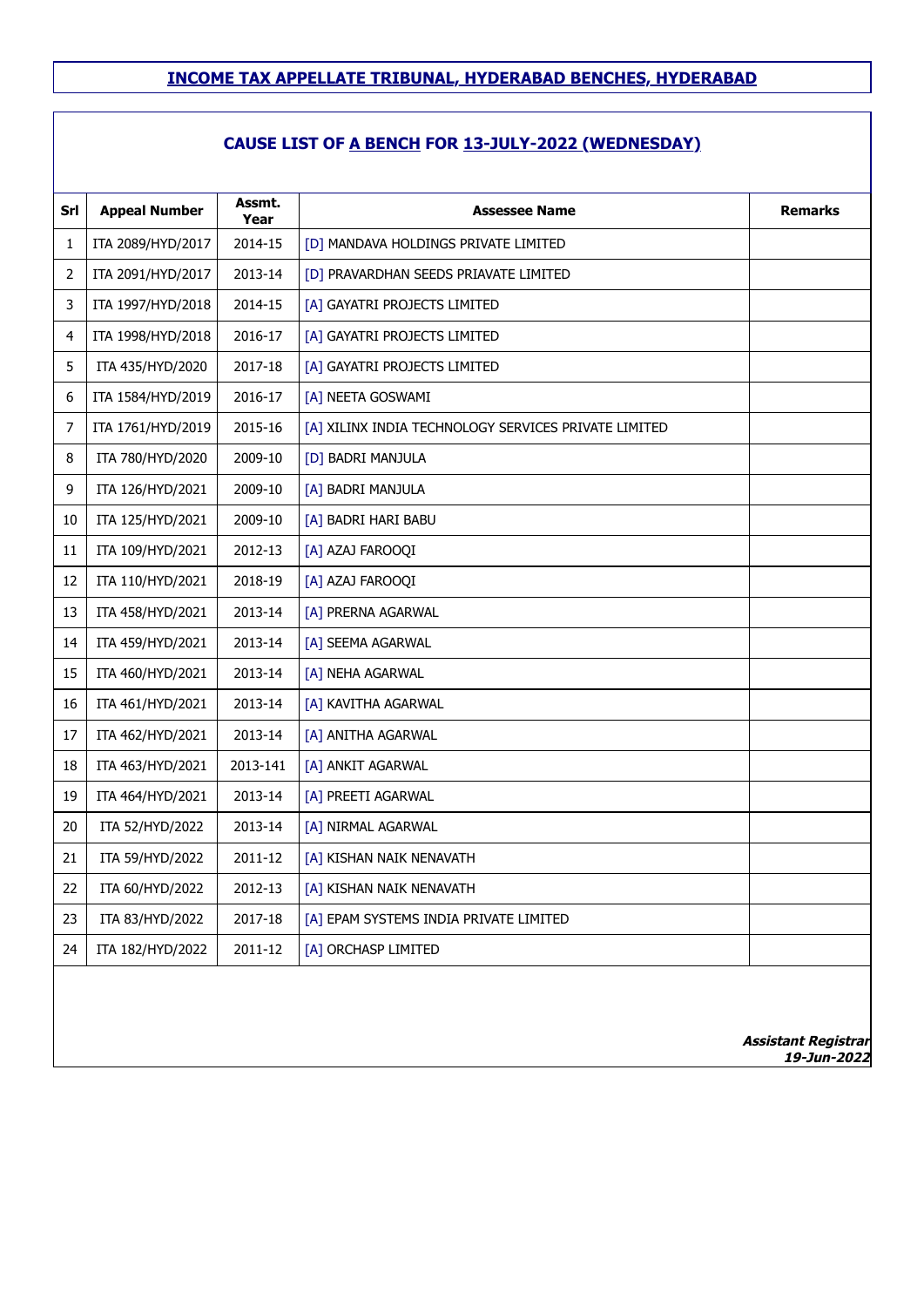# INCOME TAX APPELLATE TRIBUNAL, HYDERABAD BENCHES, HYDERABAD

## CAUSE LIST OF A BENCH FOR 13-JULY-2022 (WEDNESDAY)

| Srl | Appeal Number | Assmt. Year | Assessee Name | Remarks |
|---|---|---|---|---|
| 1 | ITA 2089/HYD/2017 | 2014-15 | [D] MANDAVA HOLDINGS PRIVATE LIMITED | |
| 2 | ITA 2091/HYD/2017 | 2013-14 | [D] PRAVARDHAN SEEDS PRIAVATE LIMITED | |
| 3 | ITA 1997/HYD/2018 | 2014-15 | [A] GAYATRI PROJECTS LIMITED | |
| 4 | ITA 1998/HYD/2018 | 2016-17 | [A] GAYATRI PROJECTS LIMITED | |
| 5 | ITA 435/HYD/2020 | 2017-18 | [A] GAYATRI PROJECTS LIMITED | |
| 6 | ITA 1584/HYD/2019 | 2016-17 | [A] NEETA GOSWAMI | |
| 7 | ITA 1761/HYD/2019 | 2015-16 | [A] XILINX INDIA TECHNOLOGY SERVICES PRIVATE LIMITED | |
| 8 | ITA 780/HYD/2020 | 2009-10 | [D] BADRI MANJULA | |
| 9 | ITA 126/HYD/2021 | 2009-10 | [A] BADRI MANJULA | |
| 10 | ITA 125/HYD/2021 | 2009-10 | [A] BADRI HARI BABU | |
| 11 | ITA 109/HYD/2021 | 2012-13 | [A] AZAJ FAROOQI | |
| 12 | ITA 110/HYD/2021 | 2018-19 | [A] AZAJ FAROOQI | |
| 13 | ITA 458/HYD/2021 | 2013-14 | [A] PRERNA AGARWAL | |
| 14 | ITA 459/HYD/2021 | 2013-14 | [A] SEEMA AGARWAL | |
| 15 | ITA 460/HYD/2021 | 2013-14 | [A] NEHA AGARWAL | |
| 16 | ITA 461/HYD/2021 | 2013-14 | [A] KAVITHA AGARWAL | |
| 17 | ITA 462/HYD/2021 | 2013-14 | [A] ANITHA AGARWAL | |
| 18 | ITA 463/HYD/2021 | 2013-141 | [A] ANKIT AGARWAL | |
| 19 | ITA 464/HYD/2021 | 2013-14 | [A] PREETI AGARWAL | |
| 20 | ITA 52/HYD/2022 | 2013-14 | [A] NIRMAL AGARWAL | |
| 21 | ITA 59/HYD/2022 | 2011-12 | [A] KISHAN NAIK NENAVATH | |
| 22 | ITA 60/HYD/2022 | 2012-13 | [A] KISHAN NAIK NENAVATH | |
| 23 | ITA 83/HYD/2022 | 2017-18 | [A] EPAM SYSTEMS INDIA PRIVATE LIMITED | |
| 24 | ITA 182/HYD/2022 | 2011-12 | [A] ORCHASP LIMITED | |

***Assistant Registrar***
***19-Jun-2022***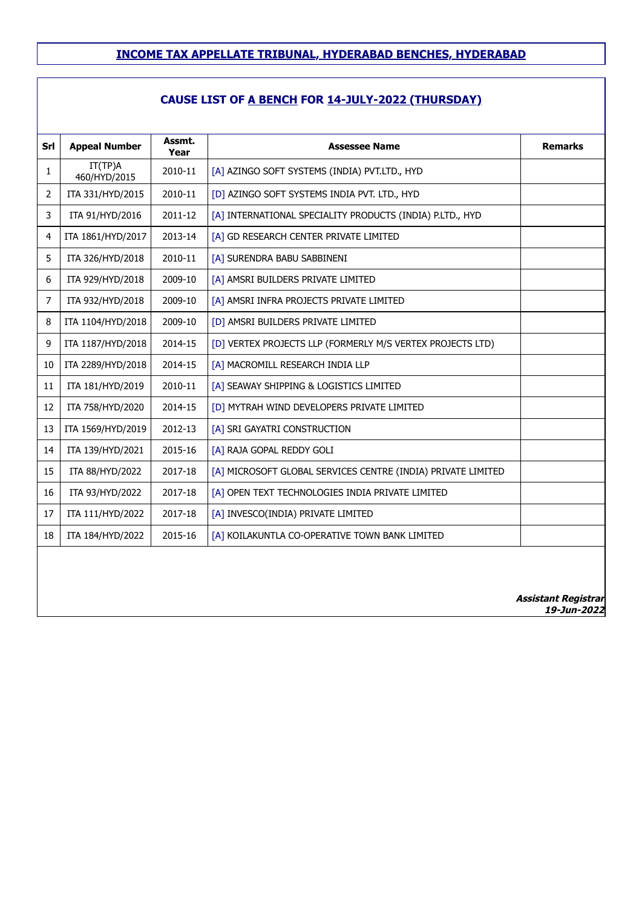# INCOME TAX APPELLATE TRIBUNAL, HYDERABAD BENCHES, HYDERABAD

## CAUSE LIST OF A BENCH FOR 14-JULY-2022 (THURSDAY)

| Srl | Appeal Number | Assmt. Year | Assessee Name | Remarks |
|---|---|---|---|---|
| 1 | IT(TP)A 460/HYD/2015 | 2010-11 | [A] AZINGO SOFT SYSTEMS (INDIA) PVT.LTD., HYD | |
| 2 | ITA 331/HYD/2015 | 2010-11 | [D] AZINGO SOFT SYSTEMS INDIA PVT. LTD., HYD | |
| 3 | ITA 91/HYD/2016 | 2011-12 | [A] INTERNATIONAL SPECIALITY PRODUCTS (INDIA) P.LTD., HYD | |
| 4 | ITA 1861/HYD/2017 | 2013-14 | [A] GD RESEARCH CENTER PRIVATE LIMITED | |
| 5 | ITA 326/HYD/2018 | 2010-11 | [A] SURENDRA BABU SABBINENI | |
| 6 | ITA 929/HYD/2018 | 2009-10 | [A] AMSRI BUILDERS PRIVATE LIMITED | |
| 7 | ITA 932/HYD/2018 | 2009-10 | [A] AMSRI INFRA PROJECTS PRIVATE LIMITED | |
| 8 | ITA 1104/HYD/2018 | 2009-10 | [D] AMSRI BUILDERS PRIVATE LIMITED | |
| 9 | ITA 1187/HYD/2018 | 2014-15 | [D] VERTEX PROJECTS LLP (FORMERLY M/S VERTEX PROJECTS LTD) | |
| 10 | ITA 2289/HYD/2018 | 2014-15 | [A] MACROMILL RESEARCH INDIA LLP | |
| 11 | ITA 181/HYD/2019 | 2010-11 | [A] SEAWAY SHIPPING & LOGISTICS LIMITED | |
| 12 | ITA 758/HYD/2020 | 2014-15 | [D] MYTRAH WIND DEVELOPERS PRIVATE LIMITED | |
| 13 | ITA 1569/HYD/2019 | 2012-13 | [A] SRI GAYATRI CONSTRUCTION | |
| 14 | ITA 139/HYD/2021 | 2015-16 | [A] RAJA GOPAL REDDY GOLI | |
| 15 | ITA 88/HYD/2022 | 2017-18 | [A] MICROSOFT GLOBAL SERVICES CENTRE (INDIA) PRIVATE LIMITED | |
| 16 | ITA 93/HYD/2022 | 2017-18 | [A] OPEN TEXT TECHNOLOGIES INDIA PRIVATE LIMITED | |
| 17 | ITA 111/HYD/2022 | 2017-18 | [A] INVESCO(INDIA) PRIVATE LIMITED | |
| 18 | ITA 184/HYD/2022 | 2015-16 | [A] KOILAKUNTLA CO-OPERATIVE TOWN BANK LIMITED | |

***Assistant Registrar***
***19-Jun-2022***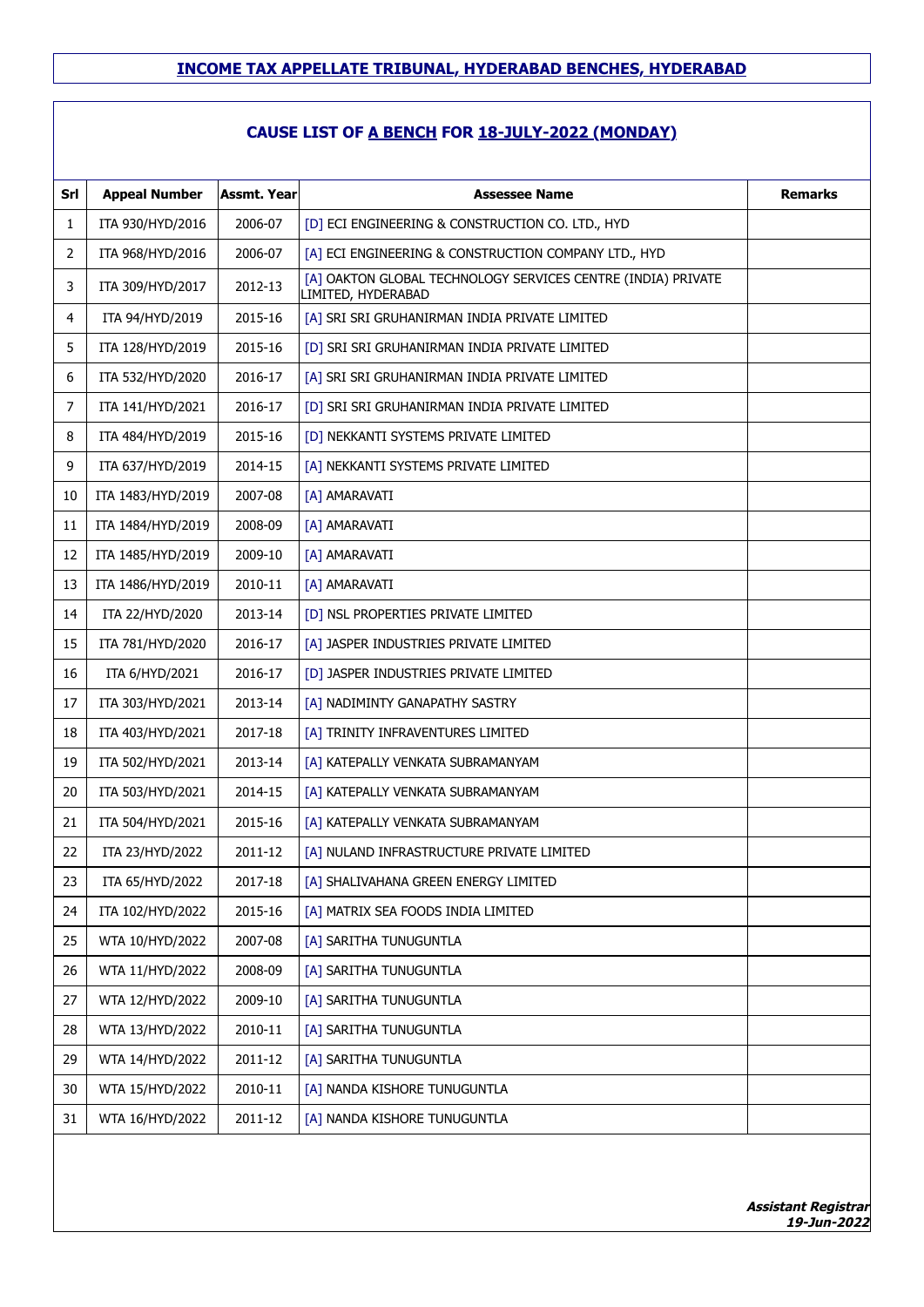# INCOME TAX APPELLATE TRIBUNAL, HYDERABAD BENCHES, HYDERABAD

## CAUSE LIST OF A BENCH FOR 18-JULY-2022 (MONDAY)

| Srl | Appeal Number | Assmt. Year | Assessee Name | Remarks |
|---|---|---|---|---|
| 1 | ITA 930/HYD/2016 | 2006-07 | [D] ECI ENGINEERING & CONSTRUCTION CO. LTD., HYD | |
| 2 | ITA 968/HYD/2016 | 2006-07 | [A] ECI ENGINEERING & CONSTRUCTION COMPANY LTD., HYD | |
| 3 | ITA 309/HYD/2017 | 2012-13 | [A] OAKTON GLOBAL TECHNOLOGY SERVICES CENTRE (INDIA) PRIVATE LIMITED, HYDERABAD | |
| 4 | ITA 94/HYD/2019 | 2015-16 | [A] SRI SRI GRUHANIRMAN INDIA PRIVATE LIMITED | |
| 5 | ITA 128/HYD/2019 | 2015-16 | [D] SRI SRI GRUHANIRMAN INDIA PRIVATE LIMITED | |
| 6 | ITA 532/HYD/2020 | 2016-17 | [A] SRI SRI GRUHANIRMAN INDIA PRIVATE LIMITED | |
| 7 | ITA 141/HYD/2021 | 2016-17 | [D] SRI SRI GRUHANIRMAN INDIA PRIVATE LIMITED | |
| 8 | ITA 484/HYD/2019 | 2015-16 | [D] NEKKANTI SYSTEMS PRIVATE LIMITED | |
| 9 | ITA 637/HYD/2019 | 2014-15 | [A] NEKKANTI SYSTEMS PRIVATE LIMITED | |
| 10 | ITA 1483/HYD/2019 | 2007-08 | [A] AMARAVATI | |
| 11 | ITA 1484/HYD/2019 | 2008-09 | [A] AMARAVATI | |
| 12 | ITA 1485/HYD/2019 | 2009-10 | [A] AMARAVATI | |
| 13 | ITA 1486/HYD/2019 | 2010-11 | [A] AMARAVATI | |
| 14 | ITA 22/HYD/2020 | 2013-14 | [D] NSL PROPERTIES PRIVATE LIMITED | |
| 15 | ITA 781/HYD/2020 | 2016-17 | [A] JASPER INDUSTRIES PRIVATE LIMITED | |
| 16 | ITA 6/HYD/2021 | 2016-17 | [D] JASPER INDUSTRIES PRIVATE LIMITED | |
| 17 | ITA 303/HYD/2021 | 2013-14 | [A] NADIMINTY GANAPATHY SASTRY | |
| 18 | ITA 403/HYD/2021 | 2017-18 | [A] TRINITY INFRAVENTURES LIMITED | |
| 19 | ITA 502/HYD/2021 | 2013-14 | [A] KATEPALLY VENKATA SUBRAMANYAM | |
| 20 | ITA 503/HYD/2021 | 2014-15 | [A] KATEPALLY VENKATA SUBRAMANYAM | |
| 21 | ITA 504/HYD/2021 | 2015-16 | [A] KATEPALLY VENKATA SUBRAMANYAM | |
| 22 | ITA 23/HYD/2022 | 2011-12 | [A] NULAND INFRASTRUCTURE PRIVATE LIMITED | |
| 23 | ITA 65/HYD/2022 | 2017-18 | [A] SHALIVAHANA GREEN ENERGY LIMITED | |
| 24 | ITA 102/HYD/2022 | 2015-16 | [A] MATRIX SEA FOODS INDIA LIMITED | |
| 25 | WTA 10/HYD/2022 | 2007-08 | [A] SARITHA TUNUGUNTLA | |
| 26 | WTA 11/HYD/2022 | 2008-09 | [A] SARITHA TUNUGUNTLA | |
| 27 | WTA 12/HYD/2022 | 2009-10 | [A] SARITHA TUNUGUNTLA | |
| 28 | WTA 13/HYD/2022 | 2010-11 | [A] SARITHA TUNUGUNTLA | |
| 29 | WTA 14/HYD/2022 | 2011-12 | [A] SARITHA TUNUGUNTLA | |
| 30 | WTA 15/HYD/2022 | 2010-11 | [A] NANDA KISHORE TUNUGUNTLA | |
| 31 | WTA 16/HYD/2022 | 2011-12 | [A] NANDA KISHORE TUNUGUNTLA | |

***Assistant Registrar***
***19-Jun-2022***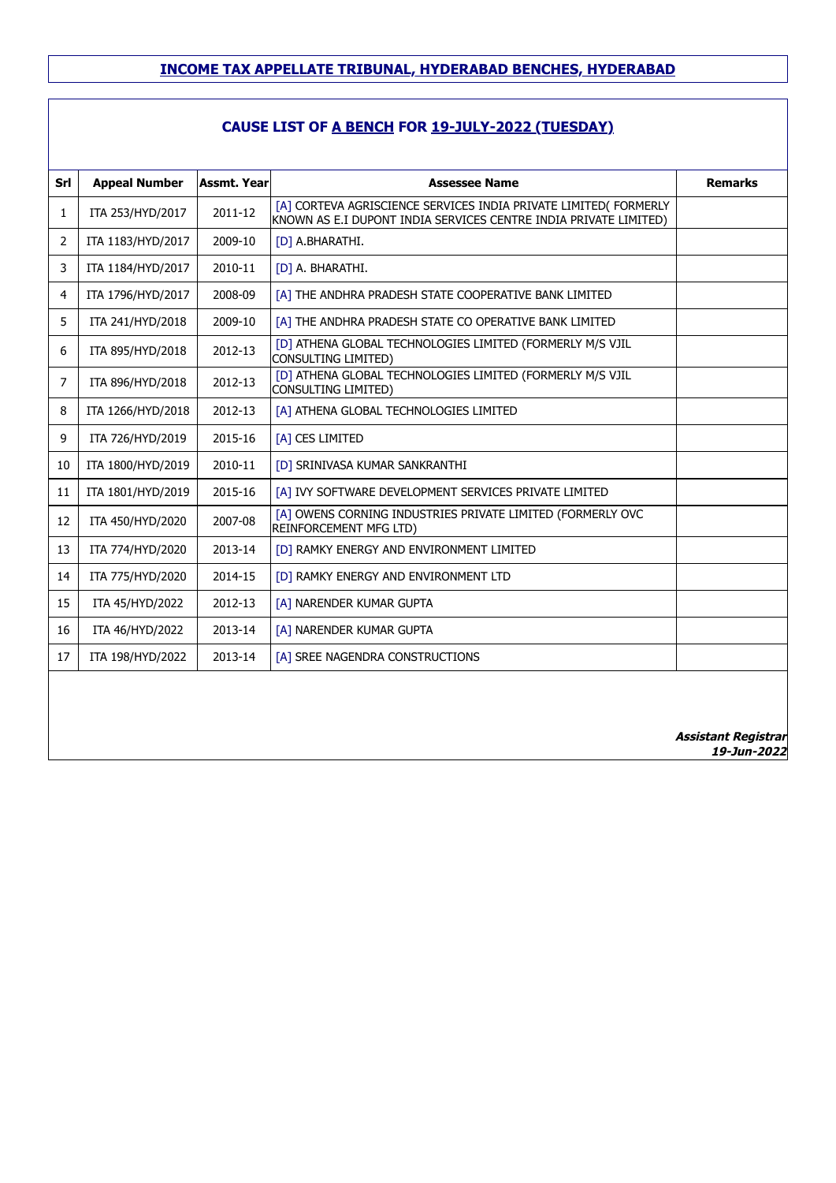## INCOME TAX APPELLATE TRIBUNAL, HYDERABAD BENCHES, HYDERABAD

### CAUSE LIST OF A BENCH FOR 19-JULY-2022 (TUESDAY)

| Srl | Appeal Number | Assmt. Year | Assessee Name | Remarks |
|---|---|---|---|---|
| 1 | ITA 253/HYD/2017 | 2011-12 | [A] CORTEVA AGRISCIENCE SERVICES INDIA PRIVATE LIMITED( FORMERLY KNOWN AS E.I DUPONT INDIA SERVICES CENTRE INDIA PRIVATE LIMITED) | |
| 2 | ITA 1183/HYD/2017 | 2009-10 | [D] A.BHARATHI. | |
| 3 | ITA 1184/HYD/2017 | 2010-11 | [D] A. BHARATHI. | |
| 4 | ITA 1796/HYD/2017 | 2008-09 | [A] THE ANDHRA PRADESH STATE COOPERATIVE BANK LIMITED | |
| 5 | ITA 241/HYD/2018 | 2009-10 | [A] THE ANDHRA PRADESH STATE CO OPERATIVE BANK LIMITED | |
| 6 | ITA 895/HYD/2018 | 2012-13 | [D] ATHENA GLOBAL TECHNOLOGIES LIMITED (FORMERLY M/S VJIL CONSULTING LIMITED) | |
| 7 | ITA 896/HYD/2018 | 2012-13 | [D] ATHENA GLOBAL TECHNOLOGIES LIMITED (FORMERLY M/S VJIL CONSULTING LIMITED) | |
| 8 | ITA 1266/HYD/2018 | 2012-13 | [A] ATHENA GLOBAL TECHNOLOGIES LIMITED | |
| 9 | ITA 726/HYD/2019 | 2015-16 | [A] CES LIMITED | |
| 10 | ITA 1800/HYD/2019 | 2010-11 | [D] SRINIVASA KUMAR SANKRANTHI | |
| 11 | ITA 1801/HYD/2019 | 2015-16 | [A] IVY SOFTWARE DEVELOPMENT SERVICES PRIVATE LIMITED | |
| 12 | ITA 450/HYD/2020 | 2007-08 | [A] OWENS CORNING INDUSTRIES PRIVATE LIMITED (FORMERLY OVC REINFORCEMENT MFG LTD) | |
| 13 | ITA 774/HYD/2020 | 2013-14 | [D] RAMKY ENERGY AND ENVIRONMENT LIMITED | |
| 14 | ITA 775/HYD/2020 | 2014-15 | [D] RAMKY ENERGY AND ENVIRONMENT LTD | |
| 15 | ITA 45/HYD/2022 | 2012-13 | [A] NARENDER KUMAR GUPTA | |
| 16 | ITA 46/HYD/2022 | 2013-14 | [A] NARENDER KUMAR GUPTA | |
| 17 | ITA 198/HYD/2022 | 2013-14 | [A] SREE NAGENDRA CONSTRUCTIONS | |

***Assistant Registrar***
***19-Jun-2022***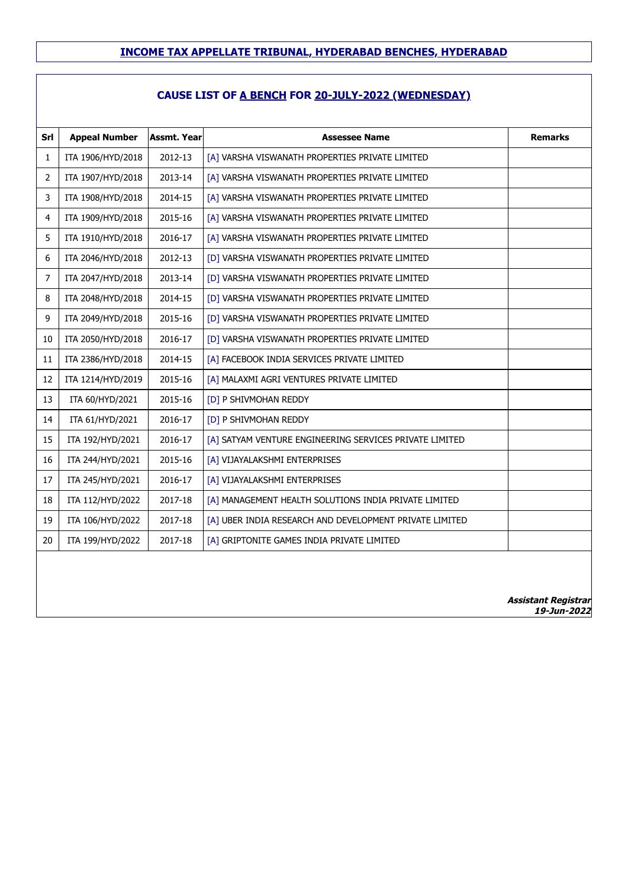## INCOME TAX APPELLATE TRIBUNAL, HYDERABAD BENCHES, HYDERABAD

### CAUSE LIST OF A BENCH FOR 20-JULY-2022 (WEDNESDAY)

| Srl | Appeal Number | Assmt. Year | Assessee Name | Remarks |
|---|---|---|---|---|
| 1 | ITA 1906/HYD/2018 | 2012-13 | [A] VARSHA VISWANATH PROPERTIES PRIVATE LIMITED | |
| 2 | ITA 1907/HYD/2018 | 2013-14 | [A] VARSHA VISWANATH PROPERTIES PRIVATE LIMITED | |
| 3 | ITA 1908/HYD/2018 | 2014-15 | [A] VARSHA VISWANATH PROPERTIES PRIVATE LIMITED | |
| 4 | ITA 1909/HYD/2018 | 2015-16 | [A] VARSHA VISWANATH PROPERTIES PRIVATE LIMITED | |
| 5 | ITA 1910/HYD/2018 | 2016-17 | [A] VARSHA VISWANATH PROPERTIES PRIVATE LIMITED | |
| 6 | ITA 2046/HYD/2018 | 2012-13 | [D] VARSHA VISWANATH PROPERTIES PRIVATE LIMITED | |
| 7 | ITA 2047/HYD/2018 | 2013-14 | [D] VARSHA VISWANATH PROPERTIES PRIVATE LIMITED | |
| 8 | ITA 2048/HYD/2018 | 2014-15 | [D] VARSHA VISWANATH PROPERTIES PRIVATE LIMITED | |
| 9 | ITA 2049/HYD/2018 | 2015-16 | [D] VARSHA VISWANATH PROPERTIES PRIVATE LIMITED | |
| 10 | ITA 2050/HYD/2018 | 2016-17 | [D] VARSHA VISWANATH PROPERTIES PRIVATE LIMITED | |
| 11 | ITA 2386/HYD/2018 | 2014-15 | [A] FACEBOOK INDIA SERVICES PRIVATE LIMITED | |
| 12 | ITA 1214/HYD/2019 | 2015-16 | [A] MALAXMI AGRI VENTURES PRIVATE LIMITED | |
| 13 | ITA 60/HYD/2021 | 2015-16 | [D] P SHIVMOHAN REDDY | |
| 14 | ITA 61/HYD/2021 | 2016-17 | [D] P SHIVMOHAN REDDY | |
| 15 | ITA 192/HYD/2021 | 2016-17 | [A] SATYAM VENTURE ENGINEERING SERVICES PRIVATE LIMITED | |
| 16 | ITA 244/HYD/2021 | 2015-16 | [A] VIJAYALAKSHMI ENTERPRISES | |
| 17 | ITA 245/HYD/2021 | 2016-17 | [A] VIJAYALAKSHMI ENTERPRISES | |
| 18 | ITA 112/HYD/2022 | 2017-18 | [A] MANAGEMENT HEALTH SOLUTIONS INDIA PRIVATE LIMITED | |
| 19 | ITA 106/HYD/2022 | 2017-18 | [A] UBER INDIA RESEARCH AND DEVELOPMENT PRIVATE LIMITED | |
| 20 | ITA 199/HYD/2022 | 2017-18 | [A] GRIPTONITE GAMES INDIA PRIVATE LIMITED | |

***Assistant Registrar***
***19-Jun-2022***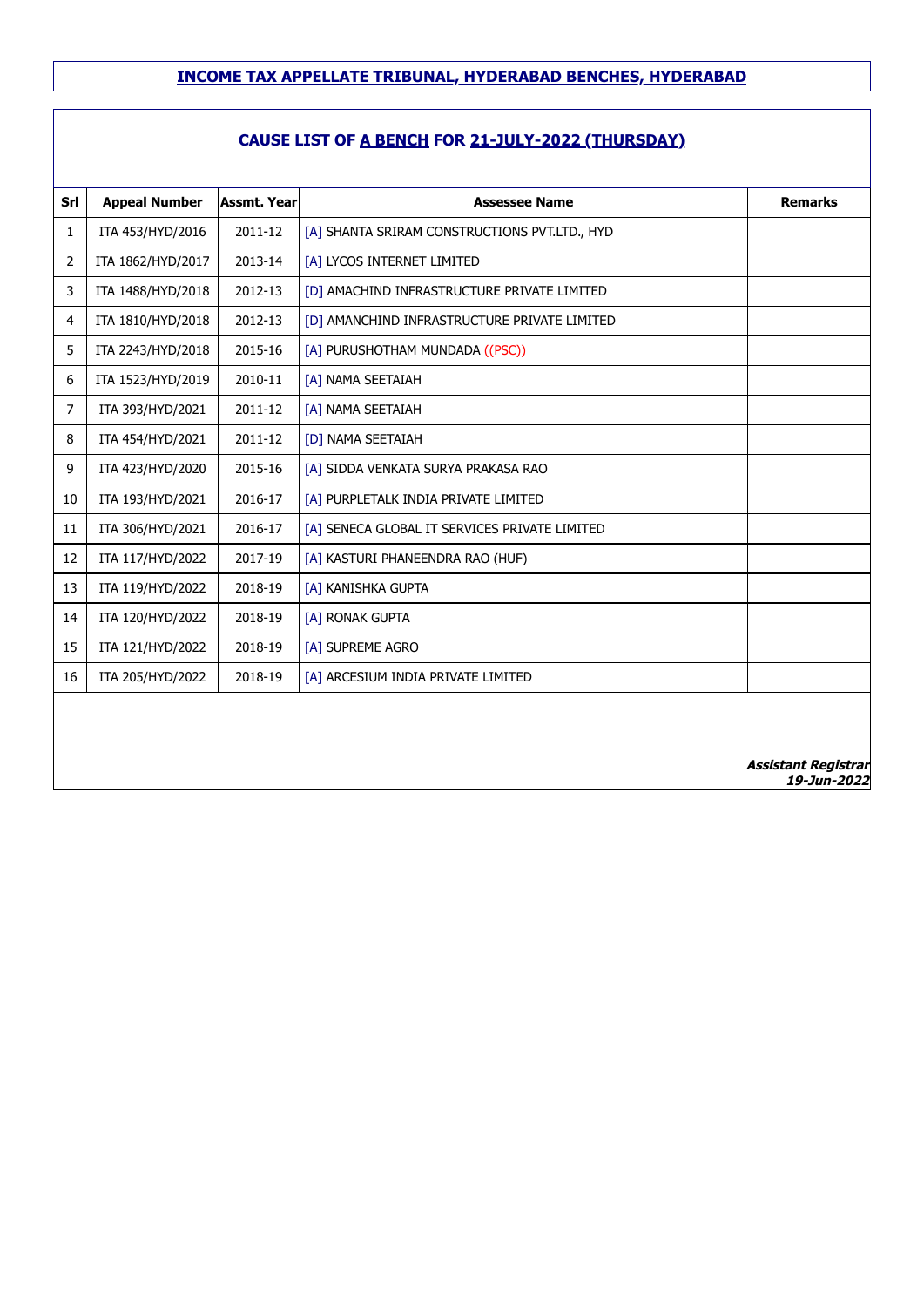# INCOME TAX APPELLATE TRIBUNAL, HYDERABAD BENCHES, HYDERABAD

## CAUSE LIST OF A BENCH FOR 21-JULY-2022 (THURSDAY)

| Srl | Appeal Number | Assmt. Year | Assessee Name | Remarks |
|---|---|---|---|---|
| 1 | ITA 453/HYD/2016 | 2011-12 | [A] SHANTA SRIRAM CONSTRUCTIONS PVT.LTD., HYD | |
| 2 | ITA 1862/HYD/2017 | 2013-14 | [A] LYCOS INTERNET LIMITED | |
| 3 | ITA 1488/HYD/2018 | 2012-13 | [D] AMACHIND INFRASTRUCTURE PRIVATE LIMITED | |
| 4 | ITA 1810/HYD/2018 | 2012-13 | [D] AMANCHIND INFRASTRUCTURE PRIVATE LIMITED | |
| 5 | ITA 2243/HYD/2018 | 2015-16 | [A] PURUSHOTHAM MUNDADA ((PSC)) | |
| 6 | ITA 1523/HYD/2019 | 2010-11 | [A] NAMA SEETAIAH | |
| 7 | ITA 393/HYD/2021 | 2011-12 | [A] NAMA SEETAIAH | |
| 8 | ITA 454/HYD/2021 | 2011-12 | [D] NAMA SEETAIAH | |
| 9 | ITA 423/HYD/2020 | 2015-16 | [A] SIDDA VENKATA SURYA PRAKASA RAO | |
| 10 | ITA 193/HYD/2021 | 2016-17 | [A] PURPLETALK INDIA PRIVATE LIMITED | |
| 11 | ITA 306/HYD/2021 | 2016-17 | [A] SENECA GLOBAL IT SERVICES PRIVATE LIMITED | |
| 12 | ITA 117/HYD/2022 | 2017-19 | [A] KASTURI PHANEENDRA RAO (HUF) | |
| 13 | ITA 119/HYD/2022 | 2018-19 | [A] KANISHKA GUPTA | |
| 14 | ITA 120/HYD/2022 | 2018-19 | [A] RONAK GUPTA | |
| 15 | ITA 121/HYD/2022 | 2018-19 | [A] SUPREME AGRO | |
| 16 | ITA 205/HYD/2022 | 2018-19 | [A] ARCESIUM INDIA PRIVATE LIMITED | |

***Assistant Registrar***
***19-Jun-2022***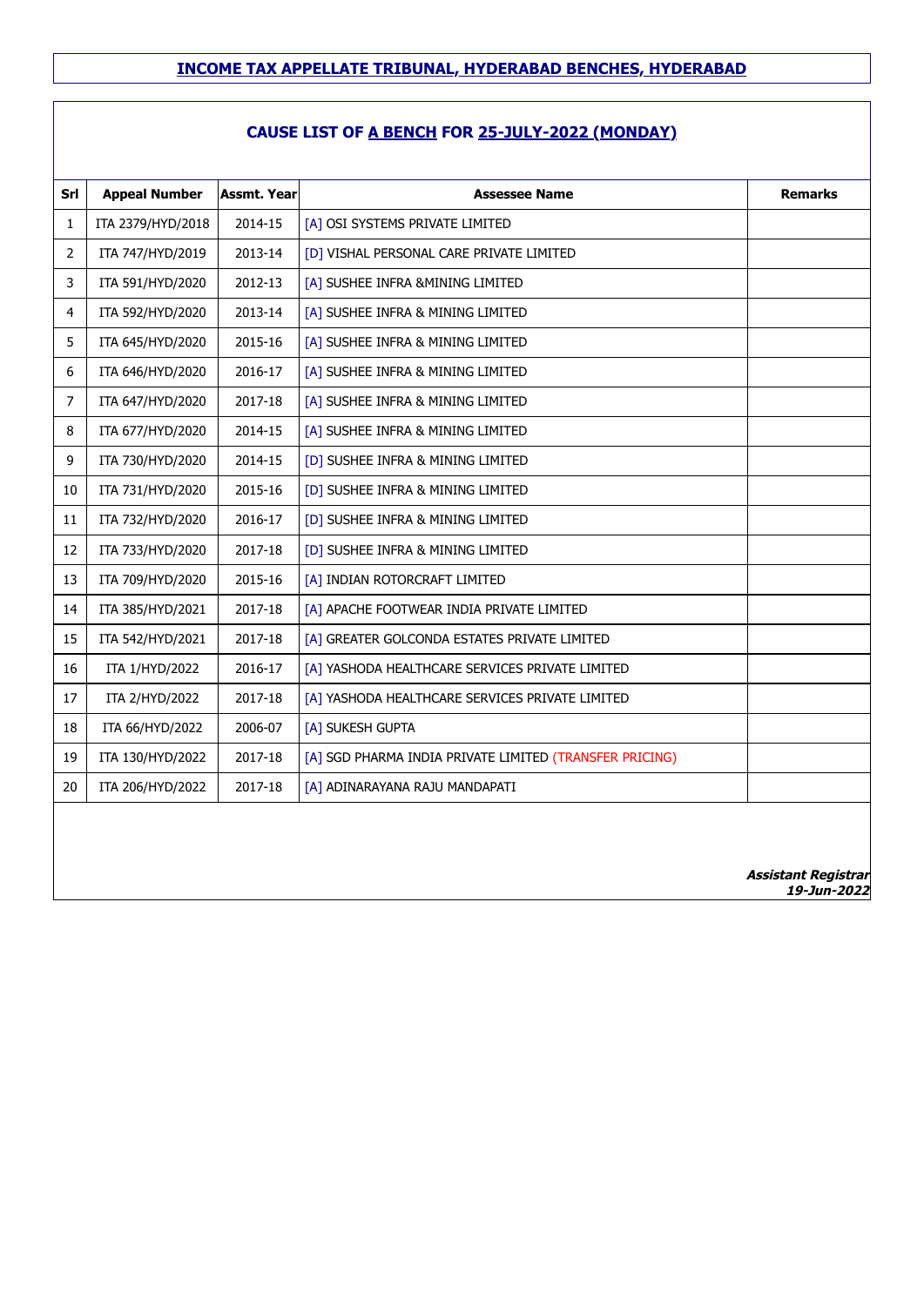## INCOME TAX APPELLATE TRIBUNAL, HYDERABAD BENCHES, HYDERABAD

### CAUSE LIST OF A BENCH FOR 25-JULY-2022 (MONDAY)

| Srl | Appeal Number | Assmt. Year | Assessee Name | Remarks |
|---|---|---|---|---|
| 1 | ITA 2379/HYD/2018 | 2014-15 | [A] OSI SYSTEMS PRIVATE LIMITED | |
| 2 | ITA 747/HYD/2019 | 2013-14 | [D] VISHAL PERSONAL CARE PRIVATE LIMITED | |
| 3 | ITA 591/HYD/2020 | 2012-13 | [A] SUSHEE INFRA &MINING LIMITED | |
| 4 | ITA 592/HYD/2020 | 2013-14 | [A] SUSHEE INFRA & MINING LIMITED | |
| 5 | ITA 645/HYD/2020 | 2015-16 | [A] SUSHEE INFRA & MINING LIMITED | |
| 6 | ITA 646/HYD/2020 | 2016-17 | [A] SUSHEE INFRA & MINING LIMITED | |
| 7 | ITA 647/HYD/2020 | 2017-18 | [A] SUSHEE INFRA & MINING LIMITED | |
| 8 | ITA 677/HYD/2020 | 2014-15 | [A] SUSHEE INFRA & MINING LIMITED | |
| 9 | ITA 730/HYD/2020 | 2014-15 | [D] SUSHEE INFRA & MINING LIMITED | |
| 10 | ITA 731/HYD/2020 | 2015-16 | [D] SUSHEE INFRA & MINING LIMITED | |
| 11 | ITA 732/HYD/2020 | 2016-17 | [D] SUSHEE INFRA & MINING LIMITED | |
| 12 | ITA 733/HYD/2020 | 2017-18 | [D] SUSHEE INFRA & MINING LIMITED | |
| 13 | ITA 709/HYD/2020 | 2015-16 | [A] INDIAN ROTORCRAFT LIMITED | |
| 14 | ITA 385/HYD/2021 | 2017-18 | [A] APACHE FOOTWEAR INDIA PRIVATE LIMITED | |
| 15 | ITA 542/HYD/2021 | 2017-18 | [A] GREATER GOLCONDA ESTATES PRIVATE LIMITED | |
| 16 | ITA 1/HYD/2022 | 2016-17 | [A] YASHODA HEALTHCARE SERVICES PRIVATE LIMITED | |
| 17 | ITA 2/HYD/2022 | 2017-18 | [A] YASHODA HEALTHCARE SERVICES PRIVATE LIMITED | |
| 18 | ITA 66/HYD/2022 | 2006-07 | [A] SUKESH GUPTA | |
| 19 | ITA 130/HYD/2022 | 2017-18 | [A] SGD PHARMA INDIA PRIVATE LIMITED (TRANSFER PRICING) | |
| 20 | ITA 206/HYD/2022 | 2017-18 | [A] ADINARAYANA RAJU MANDAPATI | |

***Assistant Registrar***
***19-Jun-2022***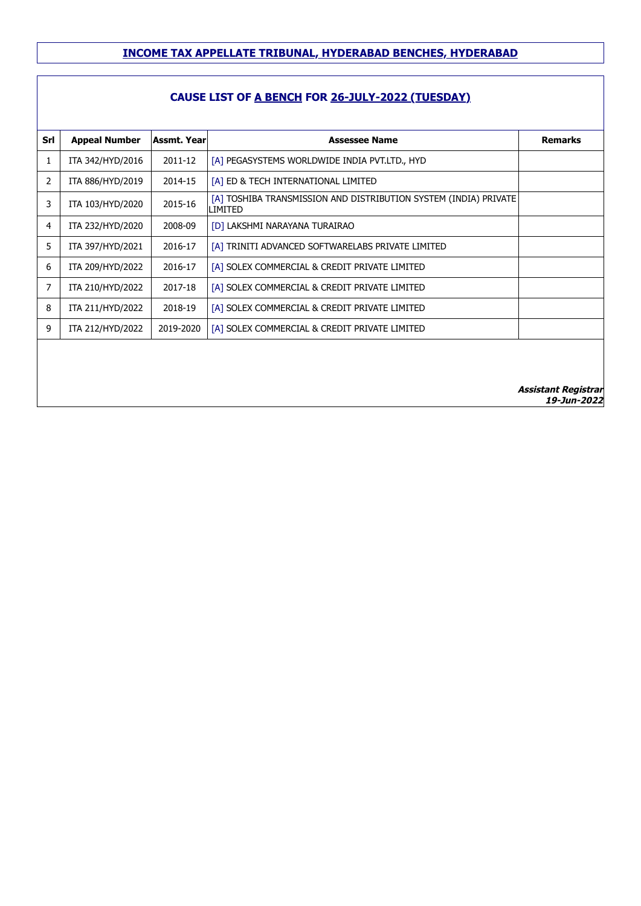## INCOME TAX APPELLATE TRIBUNAL, HYDERABAD BENCHES, HYDERABAD

### CAUSE LIST OF A BENCH FOR 26-JULY-2022 (TUESDAY)

| Srl | Appeal Number | Assmt. Year | Assessee Name | Remarks |
|---|---|---|---|---|
| 1 | ITA 342/HYD/2016 | 2011-12 | [A] PEGASYSTEMS WORLDWIDE INDIA PVT.LTD., HYD | |
| 2 | ITA 886/HYD/2019 | 2014-15 | [A] ED & TECH INTERNATIONAL LIMITED | |
| 3 | ITA 103/HYD/2020 | 2015-16 | [A] TOSHIBA TRANSMISSION AND DISTRIBUTION SYSTEM (INDIA) PRIVATE LIMITED | |
| 4 | ITA 232/HYD/2020 | 2008-09 | [D] LAKSHMI NARAYANA TURAIRAO | |
| 5 | ITA 397/HYD/2021 | 2016-17 | [A] TRINITI ADVANCED SOFTWARELABS PRIVATE LIMITED | |
| 6 | ITA 209/HYD/2022 | 2016-17 | [A] SOLEX COMMERCIAL & CREDIT PRIVATE LIMITED | |
| 7 | ITA 210/HYD/2022 | 2017-18 | [A] SOLEX COMMERCIAL & CREDIT PRIVATE LIMITED | |
| 8 | ITA 211/HYD/2022 | 2018-19 | [A] SOLEX COMMERCIAL & CREDIT PRIVATE LIMITED | |
| 9 | ITA 212/HYD/2022 | 2019-2020 | [A] SOLEX COMMERCIAL & CREDIT PRIVATE LIMITED | |

***Assistant Registrar***
***19-Jun-2022***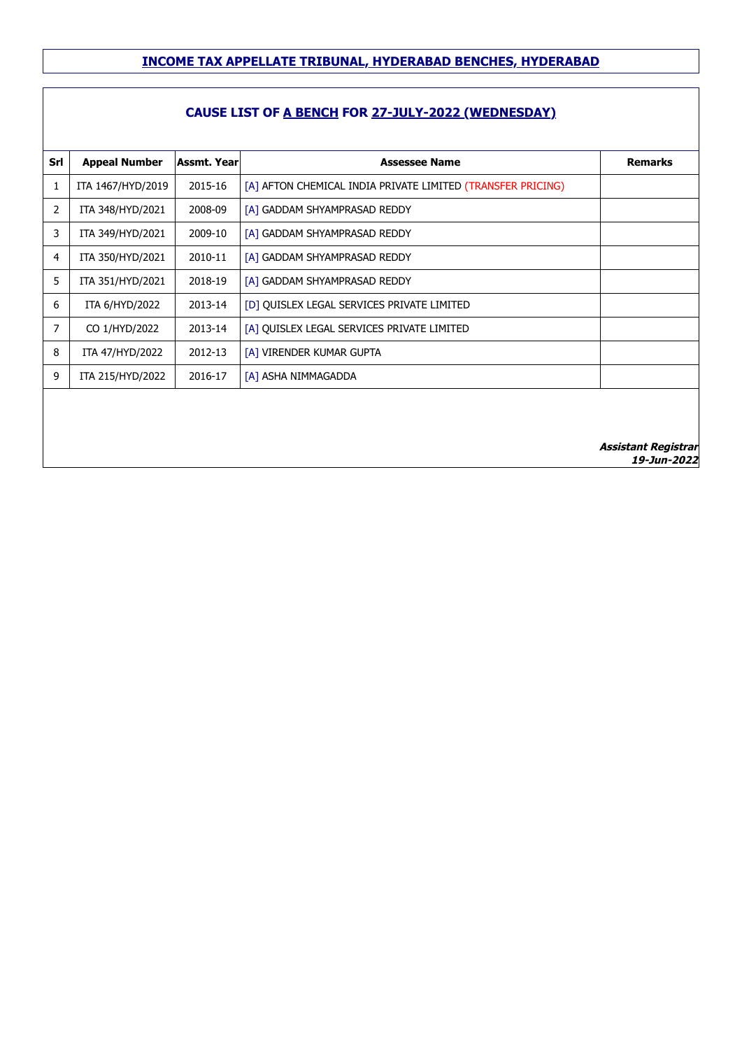# INCOME TAX APPELLATE TRIBUNAL, HYDERABAD BENCHES, HYDERABAD

## CAUSE LIST OF A BENCH FOR 27-JULY-2022 (WEDNESDAY)

| Srl | Appeal Number | Assmt. Year | Assessee Name | Remarks |
|---|---|---|---|---|
| 1 | ITA 1467/HYD/2019 | 2015-16 | [A] AFTON CHEMICAL INDIA PRIVATE LIMITED (TRANSFER PRICING) | |
| 2 | ITA 348/HYD/2021 | 2008-09 | [A] GADDAM SHYAMPRASAD REDDY | |
| 3 | ITA 349/HYD/2021 | 2009-10 | [A] GADDAM SHYAMPRASAD REDDY | |
| 4 | ITA 350/HYD/2021 | 2010-11 | [A] GADDAM SHYAMPRASAD REDDY | |
| 5 | ITA 351/HYD/2021 | 2018-19 | [A] GADDAM SHYAMPRASAD REDDY | |
| 6 | ITA 6/HYD/2022 | 2013-14 | [D] QUISLEX LEGAL SERVICES PRIVATE LIMITED | |
| 7 | CO 1/HYD/2022 | 2013-14 | [A] QUISLEX LEGAL SERVICES PRIVATE LIMITED | |
| 8 | ITA 47/HYD/2022 | 2012-13 | [A] VIRENDER KUMAR GUPTA | |
| 9 | ITA 215/HYD/2022 | 2016-17 | [A] ASHA NIMMAGADDA | |

***Assistant Registrar***
***19-Jun-2022***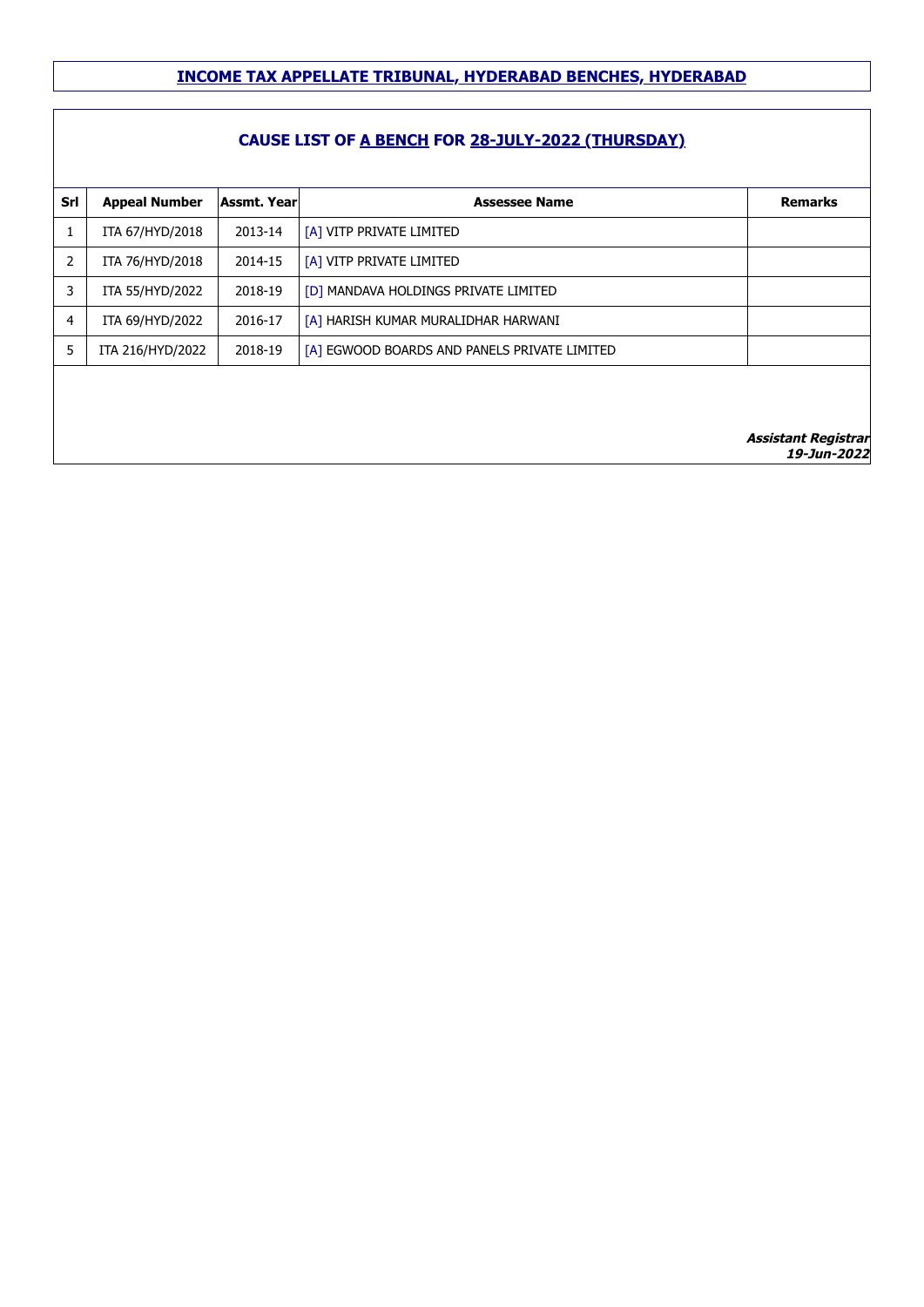## INCOME TAX APPELLATE TRIBUNAL, HYDERABAD BENCHES, HYDERABAD

### CAUSE LIST OF A BENCH FOR 28-JULY-2022 (THURSDAY)

| Srl | Appeal Number | Assmt. Year | Assessee Name | Remarks |
|---|---|---|---|---|
| 1 | ITA 67/HYD/2018 | 2013-14 | [A] VITP PRIVATE LIMITED | |
| 2 | ITA 76/HYD/2018 | 2014-15 | [A] VITP PRIVATE LIMITED | |
| 3 | ITA 55/HYD/2022 | 2018-19 | [D] MANDAVA HOLDINGS PRIVATE LIMITED | |
| 4 | ITA 69/HYD/2022 | 2016-17 | [A] HARISH KUMAR MURALIDHAR HARWANI | |
| 5 | ITA 216/HYD/2022 | 2018-19 | [A] EGWOOD BOARDS AND PANELS PRIVATE LIMITED | |

***Assistant Registrar***
***19-Jun-2022***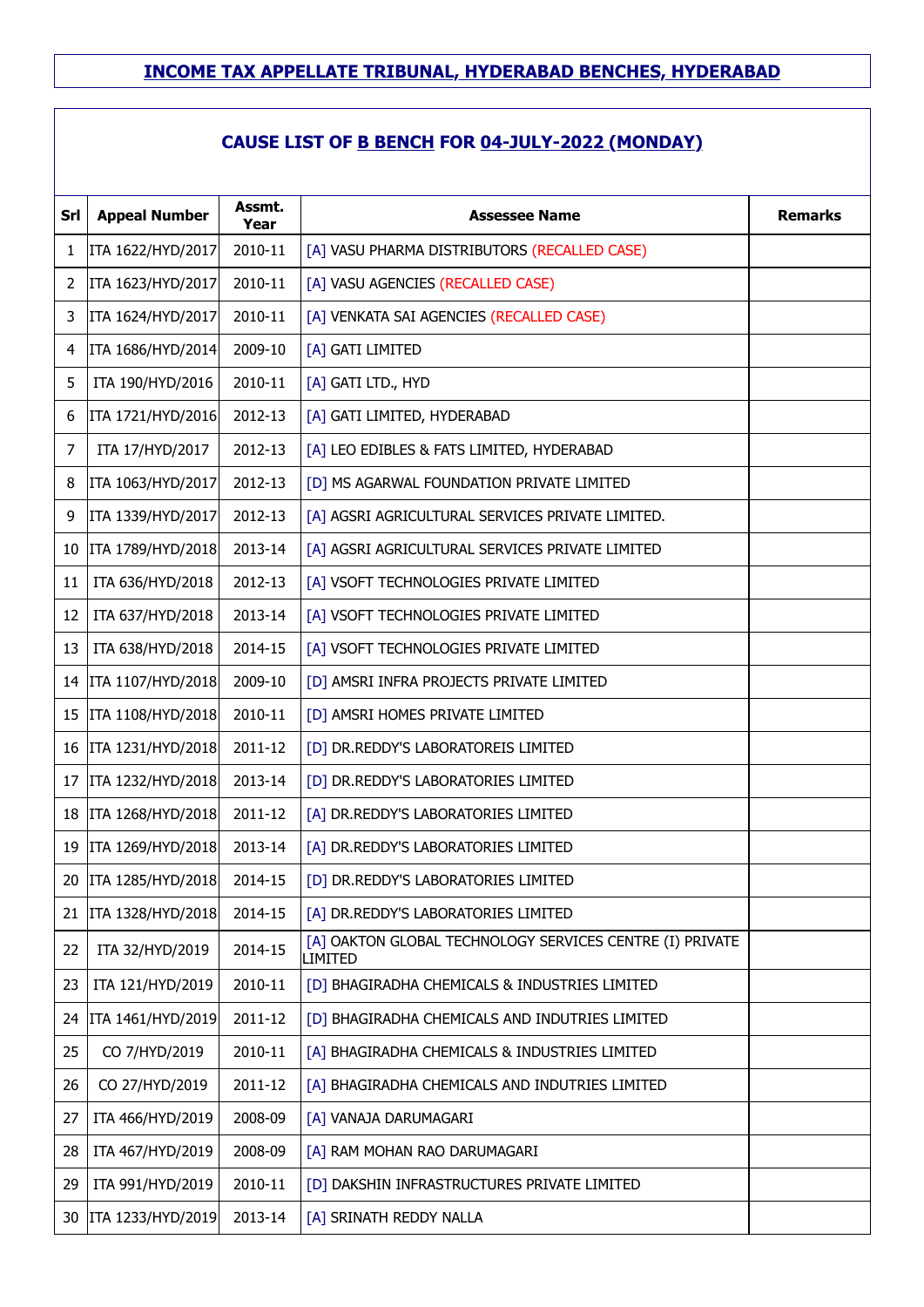# INCOME TAX APPELLATE TRIBUNAL, HYDERABAD BENCHES, HYDERABAD

## CAUSE LIST OF B BENCH FOR 04-JULY-2022 (MONDAY)

| Srl | Appeal Number | Assmt. Year | Assessee Name | Remarks |
|---|---|---|---|---|
| 1 | ITA 1622/HYD/2017 | 2010-11 | [A] VASU PHARMA DISTRIBUTORS (RECALLED CASE) | |
| 2 | ITA 1623/HYD/2017 | 2010-11 | [A] VASU AGENCIES (RECALLED CASE) | |
| 3 | ITA 1624/HYD/2017 | 2010-11 | [A] VENKATA SAI AGENCIES (RECALLED CASE) | |
| 4 | ITA 1686/HYD/2014 | 2009-10 | [A] GATI LIMITED | |
| 5 | ITA 190/HYD/2016 | 2010-11 | [A] GATI LTD., HYD | |
| 6 | ITA 1721/HYD/2016 | 2012-13 | [A] GATI LIMITED, HYDERABAD | |
| 7 | ITA 17/HYD/2017 | 2012-13 | [A] LEO EDIBLES & FATS LIMITED, HYDERABAD | |
| 8 | ITA 1063/HYD/2017 | 2012-13 | [D] MS AGARWAL FOUNDATION PRIVATE LIMITED | |
| 9 | ITA 1339/HYD/2017 | 2012-13 | [A] AGSRI AGRICULTURAL SERVICES PRIVATE LIMITED. | |
| 10 | ITA 1789/HYD/2018 | 2013-14 | [A] AGSRI AGRICULTURAL SERVICES PRIVATE LIMITED | |
| 11 | ITA 636/HYD/2018 | 2012-13 | [A] VSOFT TECHNOLOGIES PRIVATE LIMITED | |
| 12 | ITA 637/HYD/2018 | 2013-14 | [A] VSOFT TECHNOLOGIES PRIVATE LIMITED | |
| 13 | ITA 638/HYD/2018 | 2014-15 | [A] VSOFT TECHNOLOGIES PRIVATE LIMITED | |
| 14 | ITA 1107/HYD/2018 | 2009-10 | [D] AMSRI INFRA PROJECTS PRIVATE LIMITED | |
| 15 | ITA 1108/HYD/2018 | 2010-11 | [D] AMSRI HOMES PRIVATE LIMITED | |
| 16 | ITA 1231/HYD/2018 | 2011-12 | [D] DR.REDDY'S LABORATOREIS LIMITED | |
| 17 | ITA 1232/HYD/2018 | 2013-14 | [D] DR.REDDY'S LABORATORIES LIMITED | |
| 18 | ITA 1268/HYD/2018 | 2011-12 | [A] DR.REDDY'S LABORATORIES LIMITED | |
| 19 | ITA 1269/HYD/2018 | 2013-14 | [A] DR.REDDY'S LABORATORIES LIMITED | |
| 20 | ITA 1285/HYD/2018 | 2014-15 | [D] DR.REDDY'S LABORATORIES LIMITED | |
| 21 | ITA 1328/HYD/2018 | 2014-15 | [A] DR.REDDY'S LABORATORIES LIMITED | |
| 22 | ITA 32/HYD/2019 | 2014-15 | [A] OAKTON GLOBAL TECHNOLOGY SERVICES CENTRE (I) PRIVATE LIMITED | |
| 23 | ITA 121/HYD/2019 | 2010-11 | [D] BHAGIRADHA CHEMICALS & INDUSTRIES LIMITED | |
| 24 | ITA 1461/HYD/2019 | 2011-12 | [D] BHAGIRADHA CHEMICALS AND INDUTRIES LIMITED | |
| 25 | CO 7/HYD/2019 | 2010-11 | [A] BHAGIRADHA CHEMICALS & INDUSTRIES LIMITED | |
| 26 | CO 27/HYD/2019 | 2011-12 | [A] BHAGIRADHA CHEMICALS AND INDUTRIES LIMITED | |
| 27 | ITA 466/HYD/2019 | 2008-09 | [A] VANAJA DARUMAGARI | |
| 28 | ITA 467/HYD/2019 | 2008-09 | [A] RAM MOHAN RAO DARUMAGARI | |
| 29 | ITA 991/HYD/2019 | 2010-11 | [D] DAKSHIN INFRASTRUCTURES PRIVATE LIMITED | |
| 30 | ITA 1233/HYD/2019 | 2013-14 | [A] SRINATH REDDY NALLA | |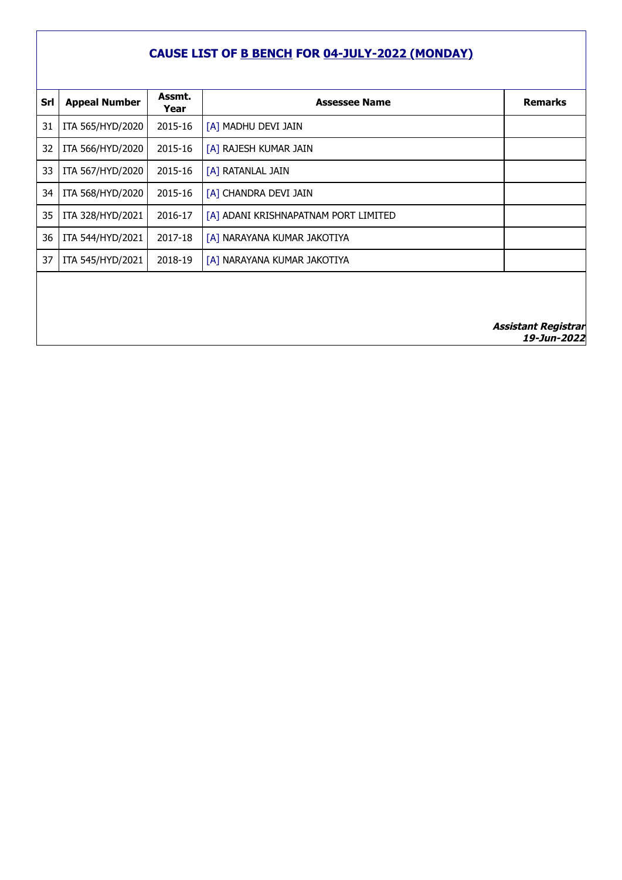## CAUSE LIST OF B BENCH FOR 04-JULY-2022 (MONDAY)

| Srl | Appeal Number | Assmt. Year | Assessee Name | Remarks |
|---|---|---|---|---|
| 31 | ITA 565/HYD/2020 | 2015-16 | [A] MADHU DEVI JAIN | |
| 32 | ITA 566/HYD/2020 | 2015-16 | [A] RAJESH KUMAR JAIN | |
| 33 | ITA 567/HYD/2020 | 2015-16 | [A] RATANLAL JAIN | |
| 34 | ITA 568/HYD/2020 | 2015-16 | [A] CHANDRA DEVI JAIN | |
| 35 | ITA 328/HYD/2021 | 2016-17 | [A] ADANI KRISHNAPATNAM PORT LIMITED | |
| 36 | ITA 544/HYD/2021 | 2017-18 | [A] NARAYANA KUMAR JAKOTIYA | |
| 37 | ITA 545/HYD/2021 | 2018-19 | [A] NARAYANA KUMAR JAKOTIYA | |

***Assistant Registrar***
***19-Jun-2022***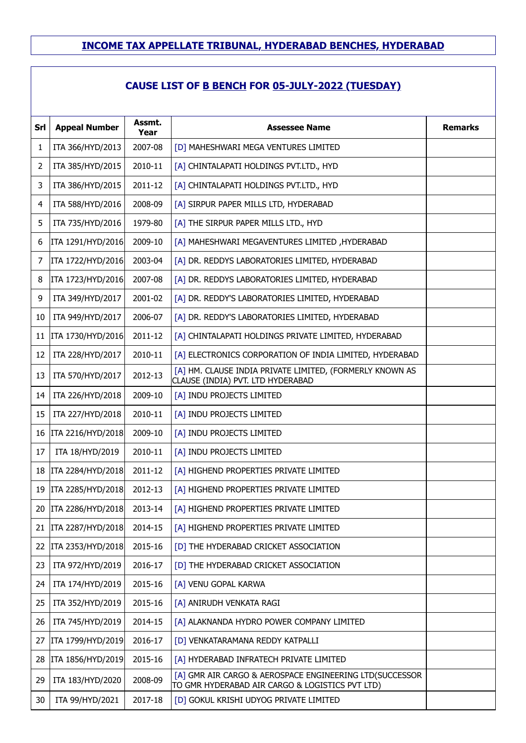# INCOME TAX APPELLATE TRIBUNAL, HYDERABAD BENCHES, HYDERABAD

## CAUSE LIST OF B BENCH FOR 05-JULY-2022 (TUESDAY)

| Srl | Appeal Number | Assmt. Year | Assessee Name | Remarks |
|---|---|---|---|---|
| 1 | ITA 366/HYD/2013 | 2007-08 | [D] MAHESHWARI MEGA VENTURES LIMITED | |
| 2 | ITA 385/HYD/2015 | 2010-11 | [A] CHINTALAPATI HOLDINGS PVT.LTD., HYD | |
| 3 | ITA 386/HYD/2015 | 2011-12 | [A] CHINTALAPATI HOLDINGS PVT.LTD., HYD | |
| 4 | ITA 588/HYD/2016 | 2008-09 | [A] SIRPUR PAPER MILLS LTD, HYDERABAD | |
| 5 | ITA 735/HYD/2016 | 1979-80 | [A] THE SIRPUR PAPER MILLS LTD., HYD | |
| 6 | ITA 1291/HYD/2016 | 2009-10 | [A] MAHESHWARI MEGAVENTURES LIMITED ,HYDERABAD | |
| 7 | ITA 1722/HYD/2016 | 2003-04 | [A] DR. REDDYS LABORATORIES LIMITED, HYDERABAD | |
| 8 | ITA 1723/HYD/2016 | 2007-08 | [A] DR. REDDYS LABORATORIES LIMITED, HYDERABAD | |
| 9 | ITA 349/HYD/2017 | 2001-02 | [A] DR. REDDY'S LABORATORIES LIMITED, HYDERABAD | |
| 10 | ITA 949/HYD/2017 | 2006-07 | [A] DR. REDDY'S LABORATORIES LIMITED, HYDERABAD | |
| 11 | ITA 1730/HYD/2016 | 2011-12 | [A] CHINTALAPATI HOLDINGS PRIVATE LIMITED, HYDERABAD | |
| 12 | ITA 228/HYD/2017 | 2010-11 | [A] ELECTRONICS CORPORATION OF INDIA LIMITED, HYDERABAD | |
| 13 | ITA 570/HYD/2017 | 2012-13 | [A] HM. CLAUSE INDIA PRIVATE LIMITED, (FORMERLY KNOWN AS CLAUSE (INDIA) PVT. LTD HYDERABAD | |
| 14 | ITA 226/HYD/2018 | 2009-10 | [A] INDU PROJECTS LIMITED | |
| 15 | ITA 227/HYD/2018 | 2010-11 | [A] INDU PROJECTS LIMITED | |
| 16 | ITA 2216/HYD/2018 | 2009-10 | [A] INDU PROJECTS LIMITED | |
| 17 | ITA 18/HYD/2019 | 2010-11 | [A] INDU PROJECTS LIMITED | |
| 18 | ITA 2284/HYD/2018 | 2011-12 | [A] HIGHEND PROPERTIES PRIVATE LIMITED | |
| 19 | ITA 2285/HYD/2018 | 2012-13 | [A] HIGHEND PROPERTIES PRIVATE LIMITED | |
| 20 | ITA 2286/HYD/2018 | 2013-14 | [A] HIGHEND PROPERTIES PRIVATE LIMITED | |
| 21 | ITA 2287/HYD/2018 | 2014-15 | [A] HIGHEND PROPERTIES PRIVATE LIMITED | |
| 22 | ITA 2353/HYD/2018 | 2015-16 | [D] THE HYDERABAD CRICKET ASSOCIATION | |
| 23 | ITA 972/HYD/2019 | 2016-17 | [D] THE HYDERABAD CRICKET ASSOCIATION | |
| 24 | ITA 174/HYD/2019 | 2015-16 | [A] VENU GOPAL KARWA | |
| 25 | ITA 352/HYD/2019 | 2015-16 | [A] ANIRUDH VENKATA RAGI | |
| 26 | ITA 745/HYD/2019 | 2014-15 | [A] ALAKNANDA HYDRO POWER COMPANY LIMITED | |
| 27 | ITA 1799/HYD/2019 | 2016-17 | [D] VENKATARAMANA REDDY KATPALLI | |
| 28 | ITA 1856/HYD/2019 | 2015-16 | [A] HYDERABAD INFRATECH PRIVATE LIMITED | |
| 29 | ITA 183/HYD/2020 | 2008-09 | [A] GMR AIR CARGO & AEROSPACE ENGINEERING LTD(SUCCESSOR TO GMR HYDERABAD AIR CARGO & LOGISTICS PVT LTD) | |
| 30 | ITA 99/HYD/2021 | 2017-18 | [D] GOKUL KRISHI UDYOG PRIVATE LIMITED | |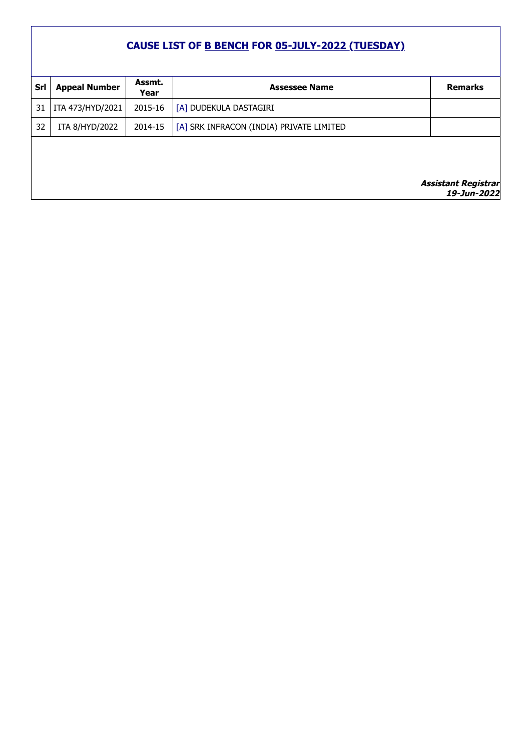## CAUSE LIST OF B BENCH FOR 05-JULY-2022 (TUESDAY)

| Srl | Appeal Number | Assmt. Year | Assessee Name | Remarks |
|---|---|---|---|---|
| 31 | ITA 473/HYD/2021 | 2015-16 | [A] DUDEKULA DASTAGIRI | |
| 32 | ITA 8/HYD/2022 | 2014-15 | [A] SRK INFRACON (INDIA) PRIVATE LIMITED | |

***Assistant Registrar***
***19-Jun-2022***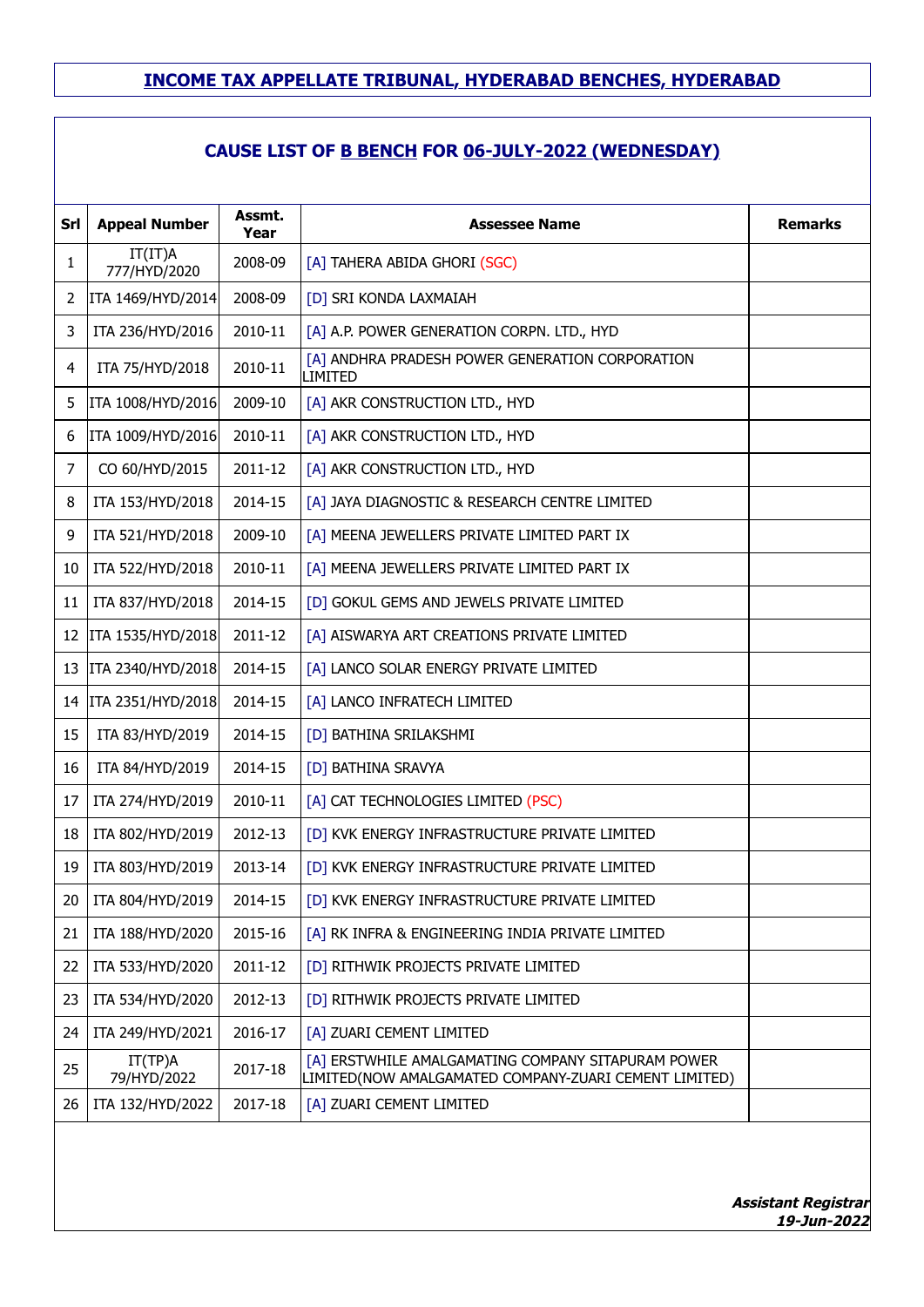## INCOME TAX APPELLATE TRIBUNAL, HYDERABAD BENCHES, HYDERABAD

### CAUSE LIST OF B BENCH FOR 06-JULY-2022 (WEDNESDAY)

| Srl | Appeal Number | Assmt. Year | Assessee Name | Remarks |
|---|---|---|---|---|
| 1 | IT(IT)A 777/HYD/2020 | 2008-09 | [A] TAHERA ABIDA GHORI (SGC) | |
| 2 | ITA 1469/HYD/2014 | 2008-09 | [D] SRI KONDA LAXMAIAH | |
| 3 | ITA 236/HYD/2016 | 2010-11 | [A] A.P. POWER GENERATION CORPN. LTD., HYD | |
| 4 | ITA 75/HYD/2018 | 2010-11 | [A] ANDHRA PRADESH POWER GENERATION CORPORATION LIMITED | |
| 5 | ITA 1008/HYD/2016 | 2009-10 | [A] AKR CONSTRUCTION LTD., HYD | |
| 6 | ITA 1009/HYD/2016 | 2010-11 | [A] AKR CONSTRUCTION LTD., HYD | |
| 7 | CO 60/HYD/2015 | 2011-12 | [A] AKR CONSTRUCTION LTD., HYD | |
| 8 | ITA 153/HYD/2018 | 2014-15 | [A] JAYA DIAGNOSTIC & RESEARCH CENTRE LIMITED | |
| 9 | ITA 521/HYD/2018 | 2009-10 | [A] MEENA JEWELLERS PRIVATE LIMITED PART IX | |
| 10 | ITA 522/HYD/2018 | 2010-11 | [A] MEENA JEWELLERS PRIVATE LIMITED PART IX | |
| 11 | ITA 837/HYD/2018 | 2014-15 | [D] GOKUL GEMS AND JEWELS PRIVATE LIMITED | |
| 12 | ITA 1535/HYD/2018 | 2011-12 | [A] AISWARYA ART CREATIONS PRIVATE LIMITED | |
| 13 | ITA 2340/HYD/2018 | 2014-15 | [A] LANCO SOLAR ENERGY PRIVATE LIMITED | |
| 14 | ITA 2351/HYD/2018 | 2014-15 | [A] LANCO INFRATECH LIMITED | |
| 15 | ITA 83/HYD/2019 | 2014-15 | [D] BATHINA SRILAKSHMI | |
| 16 | ITA 84/HYD/2019 | 2014-15 | [D] BATHINA SRAVYA | |
| 17 | ITA 274/HYD/2019 | 2010-11 | [A] CAT TECHNOLOGIES LIMITED (PSC) | |
| 18 | ITA 802/HYD/2019 | 2012-13 | [D] KVK ENERGY INFRASTRUCTURE PRIVATE LIMITED | |
| 19 | ITA 803/HYD/2019 | 2013-14 | [D] KVK ENERGY INFRASTRUCTURE PRIVATE LIMITED | |
| 20 | ITA 804/HYD/2019 | 2014-15 | [D] KVK ENERGY INFRASTRUCTURE PRIVATE LIMITED | |
| 21 | ITA 188/HYD/2020 | 2015-16 | [A] RK INFRA & ENGINEERING INDIA PRIVATE LIMITED | |
| 22 | ITA 533/HYD/2020 | 2011-12 | [D] RITHWIK PROJECTS PRIVATE LIMITED | |
| 23 | ITA 534/HYD/2020 | 2012-13 | [D] RITHWIK PROJECTS PRIVATE LIMITED | |
| 24 | ITA 249/HYD/2021 | 2016-17 | [A] ZUARI CEMENT LIMITED | |
| 25 | IT(TP)A 79/HYD/2022 | 2017-18 | [A] ERSTWHILE AMALGAMATING COMPANY SITAPURAM POWER LIMITED(NOW AMALGAMATED COMPANY-ZUARI CEMENT LIMITED) | |
| 26 | ITA 132/HYD/2022 | 2017-18 | [A] ZUARI CEMENT LIMITED | |

***Assistant Registrar***
***19-Jun-2022***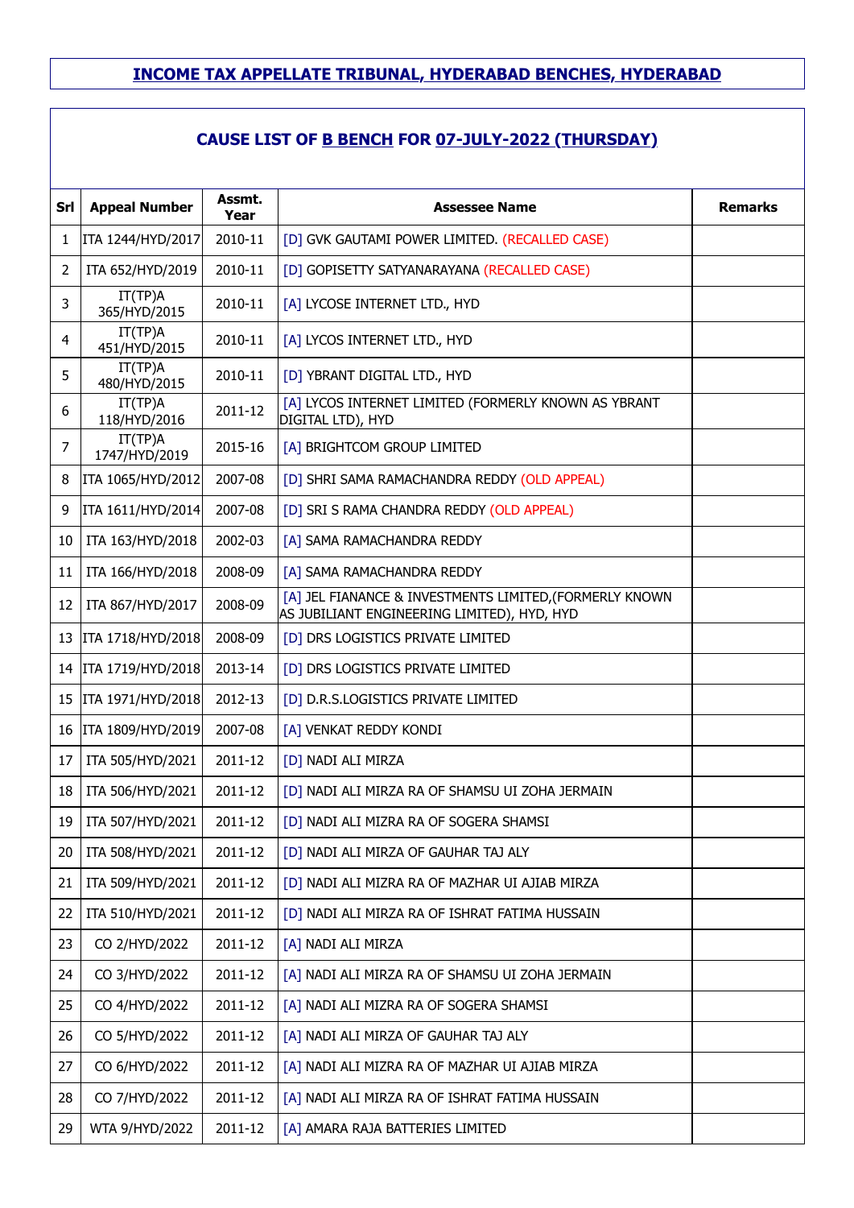# INCOME TAX APPELLATE TRIBUNAL, HYDERABAD BENCHES, HYDERABAD

## CAUSE LIST OF B BENCH FOR 07-JULY-2022 (THURSDAY)

| Srl | Appeal Number | Assmt. Year | Assessee Name | Remarks |
|---|---|---|---|---|
| 1 | ITA 1244/HYD/2017 | 2010-11 | [D] GVK GAUTAMI POWER LIMITED. (RECALLED CASE) | |
| 2 | ITA 652/HYD/2019 | 2010-11 | [D] GOPISETTY SATYANARAYANA (RECALLED CASE) | |
| 3 | IT(TP)A 365/HYD/2015 | 2010-11 | [A] LYCOSE INTERNET LTD., HYD | |
| 4 | IT(TP)A 451/HYD/2015 | 2010-11 | [A] LYCOS INTERNET LTD., HYD | |
| 5 | IT(TP)A 480/HYD/2015 | 2010-11 | [D] YBRANT DIGITAL LTD., HYD | |
| 6 | IT(TP)A 118/HYD/2016 | 2011-12 | [A] LYCOS INTERNET LIMITED (FORMERLY KNOWN AS YBRANT DIGITAL LTD), HYD | |
| 7 | IT(TP)A 1747/HYD/2019 | 2015-16 | [A] BRIGHTCOM GROUP LIMITED | |
| 8 | ITA 1065/HYD/2012 | 2007-08 | [D] SHRI SAMA RAMACHANDRA REDDY (OLD APPEAL) | |
| 9 | ITA 1611/HYD/2014 | 2007-08 | [D] SRI S RAMA CHANDRA REDDY (OLD APPEAL) | |
| 10 | ITA 163/HYD/2018 | 2002-03 | [A] SAMA RAMACHANDRA REDDY | |
| 11 | ITA 166/HYD/2018 | 2008-09 | [A] SAMA RAMACHANDRA REDDY | |
| 12 | ITA 867/HYD/2017 | 2008-09 | [A] JEL FIANANCE & INVESTMENTS LIMITED,(FORMERLY KNOWN AS JUBILIANT ENGINEERING LIMITED), HYD, HYD | |
| 13 | ITA 1718/HYD/2018 | 2008-09 | [D] DRS LOGISTICS PRIVATE LIMITED | |
| 14 | ITA 1719/HYD/2018 | 2013-14 | [D] DRS LOGISTICS PRIVATE LIMITED | |
| 15 | ITA 1971/HYD/2018 | 2012-13 | [D] D.R.S.LOGISTICS PRIVATE LIMITED | |
| 16 | ITA 1809/HYD/2019 | 2007-08 | [A] VENKAT REDDY KONDI | |
| 17 | ITA 505/HYD/2021 | 2011-12 | [D] NADI ALI MIRZA | |
| 18 | ITA 506/HYD/2021 | 2011-12 | [D] NADI ALI MIRZA RA OF SHAMSU UI ZOHA JERMAIN | |
| 19 | ITA 507/HYD/2021 | 2011-12 | [D] NADI ALI MIZRA RA OF SOGERA SHAMSI | |
| 20 | ITA 508/HYD/2021 | 2011-12 | [D] NADI ALI MIRZA OF GAUHAR TAJ ALY | |
| 21 | ITA 509/HYD/2021 | 2011-12 | [D] NADI ALI MIRZA RA OF MAZHAR UI AJIAB MIRZA | |
| 22 | ITA 510/HYD/2021 | 2011-12 | [D] NADI ALI MIRZA RA OF ISHRAT FATIMA HUSSAIN | |
| 23 | CO 2/HYD/2022 | 2011-12 | [A] NADI ALI MIRZA | |
| 24 | CO 3/HYD/2022 | 2011-12 | [A] NADI ALI MIRZA RA OF SHAMSU UI ZOHA JERMAIN | |
| 25 | CO 4/HYD/2022 | 2011-12 | [A] NADI ALI MIZRA RA OF SOGERA SHAMSI | |
| 26 | CO 5/HYD/2022 | 2011-12 | [A] NADI ALI MIRZA OF GAUHAR TAJ ALY | |
| 27 | CO 6/HYD/2022 | 2011-12 | [A] NADI ALI MIRZA RA OF MAZHAR UI AJIAB MIRZA | |
| 28 | CO 7/HYD/2022 | 2011-12 | [A] NADI ALI MIRZA RA OF ISHRAT FATIMA HUSSAIN | |
| 29 | WTA 9/HYD/2022 | 2011-12 | [A] AMARA RAJA BATTERIES LIMITED | |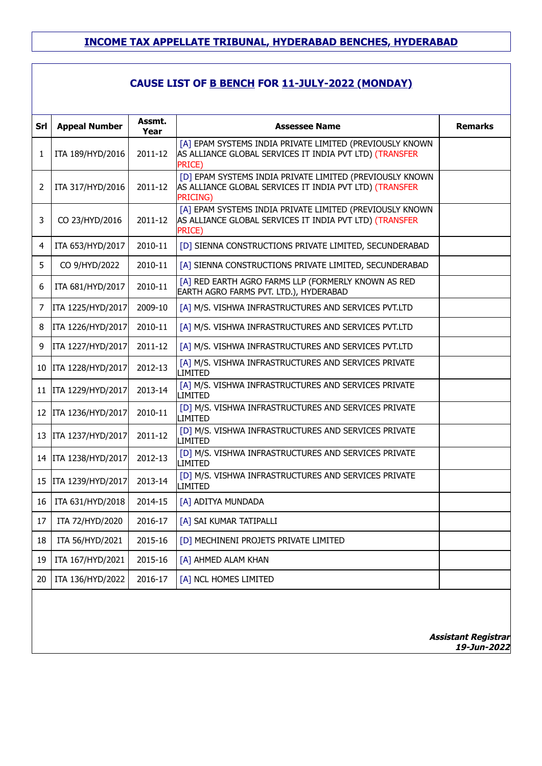## INCOME TAX APPELLATE TRIBUNAL, HYDERABAD BENCHES, HYDERABAD

### CAUSE LIST OF B BENCH FOR 11-JULY-2022 (MONDAY)

| Srl | Appeal Number | Assmt. Year | Assessee Name | Remarks |
|---|---|---|---|---|
| 1 | ITA 189/HYD/2016 | 2011-12 | [A] EPAM SYSTEMS INDIA PRIVATE LIMITED (PREVIOUSLY KNOWN AS ALLIANCE GLOBAL SERVICES IT INDIA PVT LTD) (TRANSFER PRICE) | |
| 2 | ITA 317/HYD/2016 | 2011-12 | [D] EPAM SYSTEMS INDIA PRIVATE LIMITED (PREVIOUSLY KNOWN AS ALLIANCE GLOBAL SERVICES IT INDIA PVT LTD) (TRANSFER PRICING) | |
| 3 | CO 23/HYD/2016 | 2011-12 | [A] EPAM SYSTEMS INDIA PRIVATE LIMITED (PREVIOUSLY KNOWN AS ALLIANCE GLOBAL SERVICES IT INDIA PVT LTD) (TRANSFER PRICE) | |
| 4 | ITA 653/HYD/2017 | 2010-11 | [D] SIENNA CONSTRUCTIONS PRIVATE LIMITED, SECUNDERABAD | |
| 5 | CO 9/HYD/2022 | 2010-11 | [A] SIENNA CONSTRUCTIONS PRIVATE LIMITED, SECUNDERABAD | |
| 6 | ITA 681/HYD/2017 | 2010-11 | [A] RED EARTH AGRO FARMS LLP (FORMERLY KNOWN AS RED EARTH AGRO FARMS PVT. LTD.), HYDERABAD | |
| 7 | ITA 1225/HYD/2017 | 2009-10 | [A] M/S. VISHWA INFRASTRUCTURES AND SERVICES PVT.LTD | |
| 8 | ITA 1226/HYD/2017 | 2010-11 | [A] M/S. VISHWA INFRASTRUCTURES AND SERVICES PVT.LTD | |
| 9 | ITA 1227/HYD/2017 | 2011-12 | [A] M/S. VISHWA INFRASTRUCTURES AND SERVICES PVT.LTD | |
| 10 | ITA 1228/HYD/2017 | 2012-13 | [A] M/S. VISHWA INFRASTRUCTURES AND SERVICES PRIVATE LIMITED | |
| 11 | ITA 1229/HYD/2017 | 2013-14 | [A] M/S. VISHWA INFRASTRUCTURES AND SERVICES PRIVATE LIMITED | |
| 12 | ITA 1236/HYD/2017 | 2010-11 | [D] M/S. VISHWA INFRASTRUCTURES AND SERVICES PRIVATE LIMITED | |
| 13 | ITA 1237/HYD/2017 | 2011-12 | [D] M/S. VISHWA INFRASTRUCTURES AND SERVICES PRIVATE LIMITED | |
| 14 | ITA 1238/HYD/2017 | 2012-13 | [D] M/S. VISHWA INFRASTRUCTURES AND SERVICES PRIVATE LIMITED | |
| 15 | ITA 1239/HYD/2017 | 2013-14 | [D] M/S. VISHWA INFRASTRUCTURES AND SERVICES PRIVATE LIMITED | |
| 16 | ITA 631/HYD/2018 | 2014-15 | [A] ADITYA MUNDADA | |
| 17 | ITA 72/HYD/2020 | 2016-17 | [A] SAI KUMAR TATIPALLI | |
| 18 | ITA 56/HYD/2021 | 2015-16 | [D] MECHINENI PROJETS PRIVATE LIMITED | |
| 19 | ITA 167/HYD/2021 | 2015-16 | [A] AHMED ALAM KHAN | |
| 20 | ITA 136/HYD/2022 | 2016-17 | [A] NCL HOMES LIMITED | |

***Assistant Registrar***
***19-Jun-2022***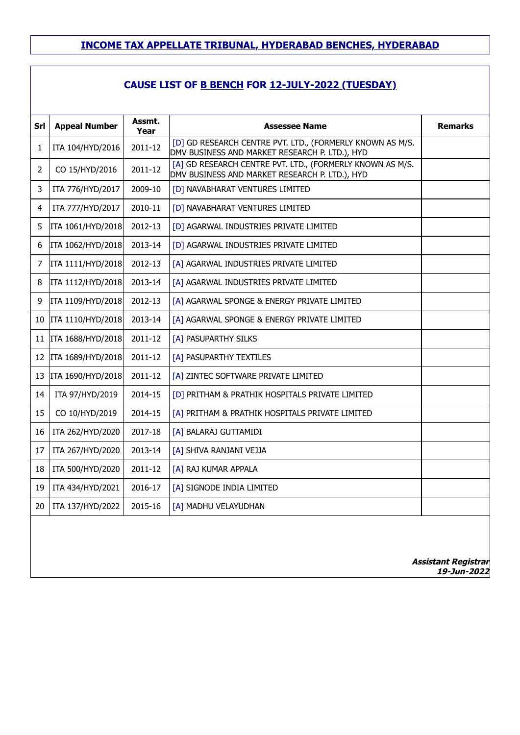# INCOME TAX APPELLATE TRIBUNAL, HYDERABAD BENCHES, HYDERABAD

## CAUSE LIST OF B BENCH FOR 12-JULY-2022 (TUESDAY)

| Srl | Appeal Number | Assmt. Year | Assessee Name | Remarks |
|---|---|---|---|---|
| 1 | ITA 104/HYD/2016 | 2011-12 | [D] GD RESEARCH CENTRE PVT. LTD., (FORMERLY KNOWN AS M/S. DMV BUSINESS AND MARKET RESEARCH P. LTD.), HYD | |
| 2 | CO 15/HYD/2016 | 2011-12 | [A] GD RESEARCH CENTRE PVT. LTD., (FORMERLY KNOWN AS M/S. DMV BUSINESS AND MARKET RESEARCH P. LTD.), HYD | |
| 3 | ITA 776/HYD/2017 | 2009-10 | [D] NAVABHARAT VENTURES LIMITED | |
| 4 | ITA 777/HYD/2017 | 2010-11 | [D] NAVABHARAT VENTURES LIMITED | |
| 5 | ITA 1061/HYD/2018 | 2012-13 | [D] AGARWAL INDUSTRIES PRIVATE LIMITED | |
| 6 | ITA 1062/HYD/2018 | 2013-14 | [D] AGARWAL INDUSTRIES PRIVATE LIMITED | |
| 7 | ITA 1111/HYD/2018 | 2012-13 | [A] AGARWAL INDUSTRIES PRIVATE LIMITED | |
| 8 | ITA 1112/HYD/2018 | 2013-14 | [A] AGARWAL INDUSTRIES PRIVATE LIMITED | |
| 9 | ITA 1109/HYD/2018 | 2012-13 | [A] AGARWAL SPONGE & ENERGY PRIVATE LIMITED | |
| 10 | ITA 1110/HYD/2018 | 2013-14 | [A] AGARWAL SPONGE & ENERGY PRIVATE LIMITED | |
| 11 | ITA 1688/HYD/2018 | 2011-12 | [A] PASUPARTHY SILKS | |
| 12 | ITA 1689/HYD/2018 | 2011-12 | [A] PASUPARTHY TEXTILES | |
| 13 | ITA 1690/HYD/2018 | 2011-12 | [A] ZINTEC SOFTWARE PRIVATE LIMITED | |
| 14 | ITA 97/HYD/2019 | 2014-15 | [D] PRITHAM & PRATHIK HOSPITALS PRIVATE LIMITED | |
| 15 | CO 10/HYD/2019 | 2014-15 | [A] PRITHAM & PRATHIK HOSPITALS PRIVATE LIMITED | |
| 16 | ITA 262/HYD/2020 | 2017-18 | [A] BALARAJ GUTTAMIDI | |
| 17 | ITA 267/HYD/2020 | 2013-14 | [A] SHIVA RANJANI VEJJA | |
| 18 | ITA 500/HYD/2020 | 2011-12 | [A] RAJ KUMAR APPALA | |
| 19 | ITA 434/HYD/2021 | 2016-17 | [A] SIGNODE INDIA LIMITED | |
| 20 | ITA 137/HYD/2022 | 2015-16 | [A] MADHU VELAYUDHAN | |

***Assistant Registrar***
***19-Jun-2022***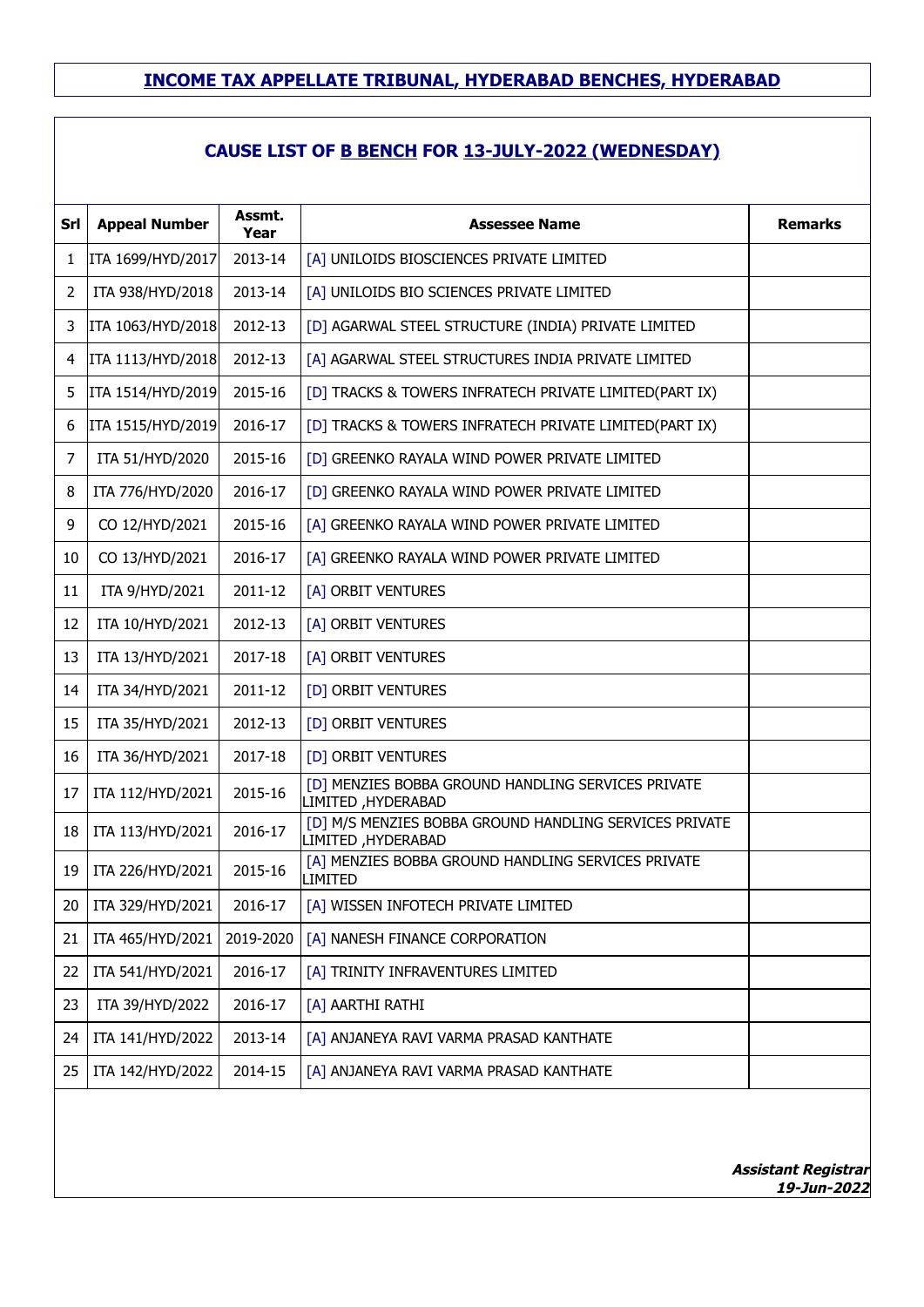# INCOME TAX APPELLATE TRIBUNAL, HYDERABAD BENCHES, HYDERABAD

## CAUSE LIST OF B BENCH FOR 13-JULY-2022 (WEDNESDAY)

| Srl | Appeal Number | Assmt. Year | Assessee Name | Remarks |
|---|---|---|---|---|
| 1 | ITA 1699/HYD/2017 | 2013-14 | [A] UNILOIDS BIOSCIENCES PRIVATE LIMITED | |
| 2 | ITA 938/HYD/2018 | 2013-14 | [A] UNILOIDS BIO SCIENCES PRIVATE LIMITED | |
| 3 | ITA 1063/HYD/2018 | 2012-13 | [D] AGARWAL STEEL STRUCTURE (INDIA) PRIVATE LIMITED | |
| 4 | ITA 1113/HYD/2018 | 2012-13 | [A] AGARWAL STEEL STRUCTURES INDIA PRIVATE LIMITED | |
| 5 | ITA 1514/HYD/2019 | 2015-16 | [D] TRACKS & TOWERS INFRATECH PRIVATE LIMITED(PART IX) | |
| 6 | ITA 1515/HYD/2019 | 2016-17 | [D] TRACKS & TOWERS INFRATECH PRIVATE LIMITED(PART IX) | |
| 7 | ITA 51/HYD/2020 | 2015-16 | [D] GREENKO RAYALA WIND POWER PRIVATE LIMITED | |
| 8 | ITA 776/HYD/2020 | 2016-17 | [D] GREENKO RAYALA WIND POWER PRIVATE LIMITED | |
| 9 | CO 12/HYD/2021 | 2015-16 | [A] GREENKO RAYALA WIND POWER PRIVATE LIMITED | |
| 10 | CO 13/HYD/2021 | 2016-17 | [A] GREENKO RAYALA WIND POWER PRIVATE LIMITED | |
| 11 | ITA 9/HYD/2021 | 2011-12 | [A] ORBIT VENTURES | |
| 12 | ITA 10/HYD/2021 | 2012-13 | [A] ORBIT VENTURES | |
| 13 | ITA 13/HYD/2021 | 2017-18 | [A] ORBIT VENTURES | |
| 14 | ITA 34/HYD/2021 | 2011-12 | [D] ORBIT VENTURES | |
| 15 | ITA 35/HYD/2021 | 2012-13 | [D] ORBIT VENTURES | |
| 16 | ITA 36/HYD/2021 | 2017-18 | [D] ORBIT VENTURES | |
| 17 | ITA 112/HYD/2021 | 2015-16 | [D] MENZIES BOBBA GROUND HANDLING SERVICES PRIVATE LIMITED ,HYDERABAD | |
| 18 | ITA 113/HYD/2021 | 2016-17 | [D] M/S MENZIES BOBBA GROUND HANDLING SERVICES PRIVATE LIMITED ,HYDERABAD | |
| 19 | ITA 226/HYD/2021 | 2015-16 | [A] MENZIES BOBBA GROUND HANDLING SERVICES PRIVATE LIMITED | |
| 20 | ITA 329/HYD/2021 | 2016-17 | [A] WISSEN INFOTECH PRIVATE LIMITED | |
| 21 | ITA 465/HYD/2021 | 2019-2020 | [A] NANESH FINANCE CORPORATION | |
| 22 | ITA 541/HYD/2021 | 2016-17 | [A] TRINITY INFRAVENTURES LIMITED | |
| 23 | ITA 39/HYD/2022 | 2016-17 | [A] AARTHI RATHI | |
| 24 | ITA 141/HYD/2022 | 2013-14 | [A] ANJANEYA RAVI VARMA PRASAD KANTHATE | |
| 25 | ITA 142/HYD/2022 | 2014-15 | [A] ANJANEYA RAVI VARMA PRASAD KANTHATE | |

***Assistant Registrar***
***19-Jun-2022***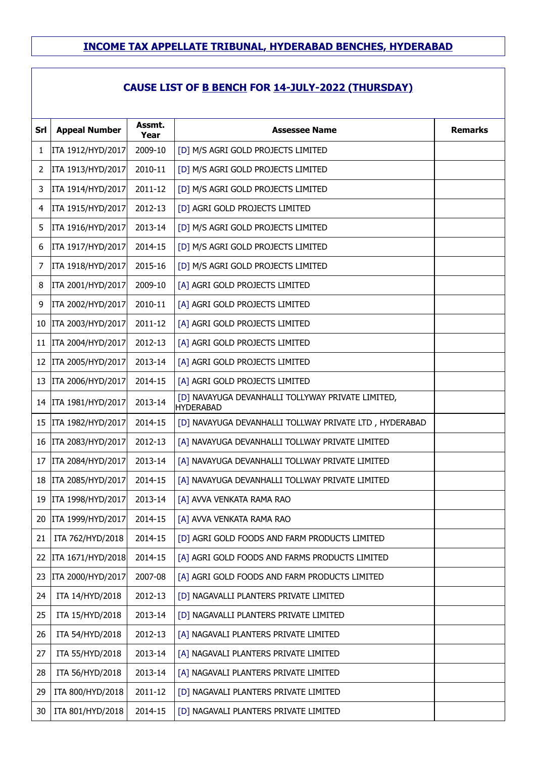# INCOME TAX APPELLATE TRIBUNAL, HYDERABAD BENCHES, HYDERABAD

## CAUSE LIST OF B BENCH FOR 14-JULY-2022 (THURSDAY)

| Srl | Appeal Number | Assmt. Year | Assessee Name | Remarks |
|---|---|---|---|---|
| 1 | ITA 1912/HYD/2017 | 2009-10 | [D] M/S AGRI GOLD PROJECTS LIMITED | |
| 2 | ITA 1913/HYD/2017 | 2010-11 | [D] M/S AGRI GOLD PROJECTS LIMITED | |
| 3 | ITA 1914/HYD/2017 | 2011-12 | [D] M/S AGRI GOLD PROJECTS LIMITED | |
| 4 | ITA 1915/HYD/2017 | 2012-13 | [D] AGRI GOLD PROJECTS LIMITED | |
| 5 | ITA 1916/HYD/2017 | 2013-14 | [D] M/S AGRI GOLD PROJECTS LIMITED | |
| 6 | ITA 1917/HYD/2017 | 2014-15 | [D] M/S AGRI GOLD PROJECTS LIMITED | |
| 7 | ITA 1918/HYD/2017 | 2015-16 | [D] M/S AGRI GOLD PROJECTS LIMITED | |
| 8 | ITA 2001/HYD/2017 | 2009-10 | [A] AGRI GOLD PROJECTS LIMITED | |
| 9 | ITA 2002/HYD/2017 | 2010-11 | [A] AGRI GOLD PROJECTS LIMITED | |
| 10 | ITA 2003/HYD/2017 | 2011-12 | [A] AGRI GOLD PROJECTS LIMITED | |
| 11 | ITA 2004/HYD/2017 | 2012-13 | [A] AGRI GOLD PROJECTS LIMITED | |
| 12 | ITA 2005/HYD/2017 | 2013-14 | [A] AGRI GOLD PROJECTS LIMITED | |
| 13 | ITA 2006/HYD/2017 | 2014-15 | [A] AGRI GOLD PROJECTS LIMITED | |
| 14 | ITA 1981/HYD/2017 | 2013-14 | [D] NAVAYUGA DEVANHALLI TOLLYWAY PRIVATE LIMITED, HYDERABAD | |
| 15 | ITA 1982/HYD/2017 | 2014-15 | [D] NAVAYUGA DEVANHALLI TOLLWAY PRIVATE LTD , HYDERABAD | |
| 16 | ITA 2083/HYD/2017 | 2012-13 | [A] NAVAYUGA DEVANHALLI TOLLWAY PRIVATE LIMITED | |
| 17 | ITA 2084/HYD/2017 | 2013-14 | [A] NAVAYUGA DEVANHALLI TOLLWAY PRIVATE LIMITED | |
| 18 | ITA 2085/HYD/2017 | 2014-15 | [A] NAVAYUGA DEVANHALLI TOLLWAY PRIVATE LIMITED | |
| 19 | ITA 1998/HYD/2017 | 2013-14 | [A] AVVA VENKATA RAMA RAO | |
| 20 | ITA 1999/HYD/2017 | 2014-15 | [A] AVVA VENKATA RAMA RAO | |
| 21 | ITA 762/HYD/2018 | 2014-15 | [D] AGRI GOLD FOODS AND FARM PRODUCTS LIMITED | |
| 22 | ITA 1671/HYD/2018 | 2014-15 | [A] AGRI GOLD FOODS AND FARMS PRODUCTS LIMITED | |
| 23 | ITA 2000/HYD/2017 | 2007-08 | [A] AGRI GOLD FOODS AND FARM PRODUCTS LIMITED | |
| 24 | ITA 14/HYD/2018 | 2012-13 | [D] NAGAVALLI PLANTERS PRIVATE LIMITED | |
| 25 | ITA 15/HYD/2018 | 2013-14 | [D] NAGAVALLI PLANTERS PRIVATE LIMITED | |
| 26 | ITA 54/HYD/2018 | 2012-13 | [A] NAGAVALI PLANTERS PRIVATE LIMITED | |
| 27 | ITA 55/HYD/2018 | 2013-14 | [A] NAGAVALI PLANTERS PRIVATE LIMITED | |
| 28 | ITA 56/HYD/2018 | 2013-14 | [A] NAGAVALI PLANTERS PRIVATE LIMITED | |
| 29 | ITA 800/HYD/2018 | 2011-12 | [D] NAGAVALI PLANTERS PRIVATE LIMITED | |
| 30 | ITA 801/HYD/2018 | 2014-15 | [D] NAGAVALI PLANTERS PRIVATE LIMITED | |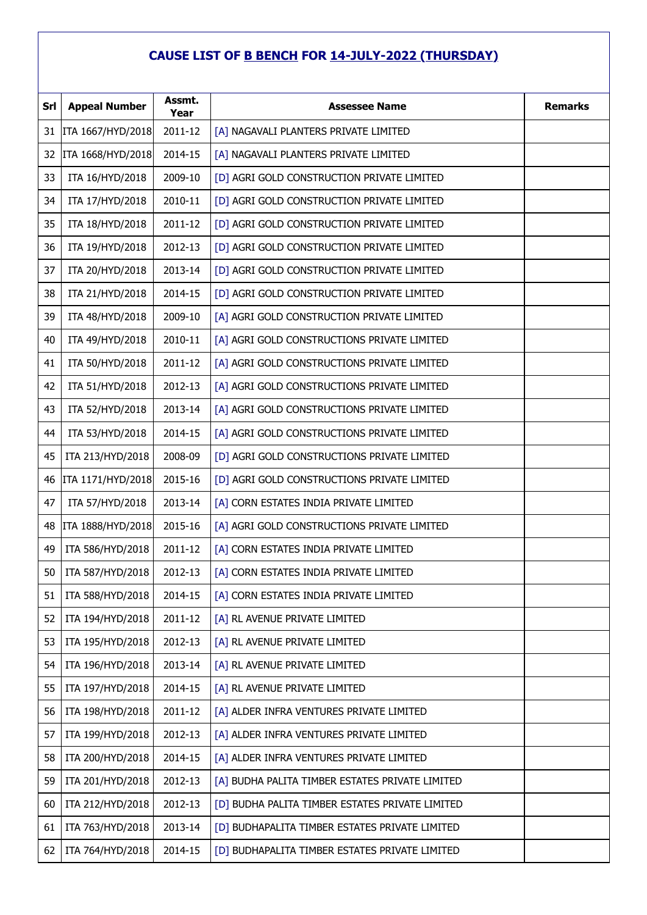## CAUSE LIST OF B BENCH FOR 14-JULY-2022 (THURSDAY)

| Srl | Appeal Number | Assmt. Year | Assessee Name | Remarks |
|---|---|---|---|---|
| 31 | ITA 1667/HYD/2018 | 2011-12 | [A] NAGAVALI PLANTERS PRIVATE LIMITED | |
| 32 | ITA 1668/HYD/2018 | 2014-15 | [A] NAGAVALI PLANTERS PRIVATE LIMITED | |
| 33 | ITA 16/HYD/2018 | 2009-10 | [D] AGRI GOLD CONSTRUCTION PRIVATE LIMITED | |
| 34 | ITA 17/HYD/2018 | 2010-11 | [D] AGRI GOLD CONSTRUCTION PRIVATE LIMITED | |
| 35 | ITA 18/HYD/2018 | 2011-12 | [D] AGRI GOLD CONSTRUCTION PRIVATE LIMITED | |
| 36 | ITA 19/HYD/2018 | 2012-13 | [D] AGRI GOLD CONSTRUCTION PRIVATE LIMITED | |
| 37 | ITA 20/HYD/2018 | 2013-14 | [D] AGRI GOLD CONSTRUCTION PRIVATE LIMITED | |
| 38 | ITA 21/HYD/2018 | 2014-15 | [D] AGRI GOLD CONSTRUCTION PRIVATE LIMITED | |
| 39 | ITA 48/HYD/2018 | 2009-10 | [A] AGRI GOLD CONSTRUCTION PRIVATE LIMITED | |
| 40 | ITA 49/HYD/2018 | 2010-11 | [A] AGRI GOLD CONSTRUCTIONS PRIVATE LIMITED | |
| 41 | ITA 50/HYD/2018 | 2011-12 | [A] AGRI GOLD CONSTRUCTIONS PRIVATE LIMITED | |
| 42 | ITA 51/HYD/2018 | 2012-13 | [A] AGRI GOLD CONSTRUCTIONS PRIVATE LIMITED | |
| 43 | ITA 52/HYD/2018 | 2013-14 | [A] AGRI GOLD CONSTRUCTIONS PRIVATE LIMITED | |
| 44 | ITA 53/HYD/2018 | 2014-15 | [A] AGRI GOLD CONSTRUCTIONS PRIVATE LIMITED | |
| 45 | ITA 213/HYD/2018 | 2008-09 | [D] AGRI GOLD CONSTRUCTIONS PRIVATE LIMITED | |
| 46 | ITA 1171/HYD/2018 | 2015-16 | [D] AGRI GOLD CONSTRUCTIONS PRIVATE LIMITED | |
| 47 | ITA 57/HYD/2018 | 2013-14 | [A] CORN ESTATES INDIA PRIVATE LIMITED | |
| 48 | ITA 1888/HYD/2018 | 2015-16 | [A] AGRI GOLD CONSTRUCTIONS PRIVATE LIMITED | |
| 49 | ITA 586/HYD/2018 | 2011-12 | [A] CORN ESTATES INDIA PRIVATE LIMITED | |
| 50 | ITA 587/HYD/2018 | 2012-13 | [A] CORN ESTATES INDIA PRIVATE LIMITED | |
| 51 | ITA 588/HYD/2018 | 2014-15 | [A] CORN ESTATES INDIA PRIVATE LIMITED | |
| 52 | ITA 194/HYD/2018 | 2011-12 | [A] RL AVENUE PRIVATE LIMITED | |
| 53 | ITA 195/HYD/2018 | 2012-13 | [A] RL AVENUE PRIVATE LIMITED | |
| 54 | ITA 196/HYD/2018 | 2013-14 | [A] RL AVENUE PRIVATE LIMITED | |
| 55 | ITA 197/HYD/2018 | 2014-15 | [A] RL AVENUE PRIVATE LIMITED | |
| 56 | ITA 198/HYD/2018 | 2011-12 | [A] ALDER INFRA VENTURES PRIVATE LIMITED | |
| 57 | ITA 199/HYD/2018 | 2012-13 | [A] ALDER INFRA VENTURES PRIVATE LIMITED | |
| 58 | ITA 200/HYD/2018 | 2014-15 | [A] ALDER INFRA VENTURES PRIVATE LIMITED | |
| 59 | ITA 201/HYD/2018 | 2012-13 | [A] BUDHA PALITA TIMBER ESTATES PRIVATE LIMITED | |
| 60 | ITA 212/HYD/2018 | 2012-13 | [D] BUDHA PALITA TIMBER ESTATES PRIVATE LIMITED | |
| 61 | ITA 763/HYD/2018 | 2013-14 | [D] BUDHAPALITA TIMBER ESTATES PRIVATE LIMITED | |
| 62 | ITA 764/HYD/2018 | 2014-15 | [D] BUDHAPALITA TIMBER ESTATES PRIVATE LIMITED | |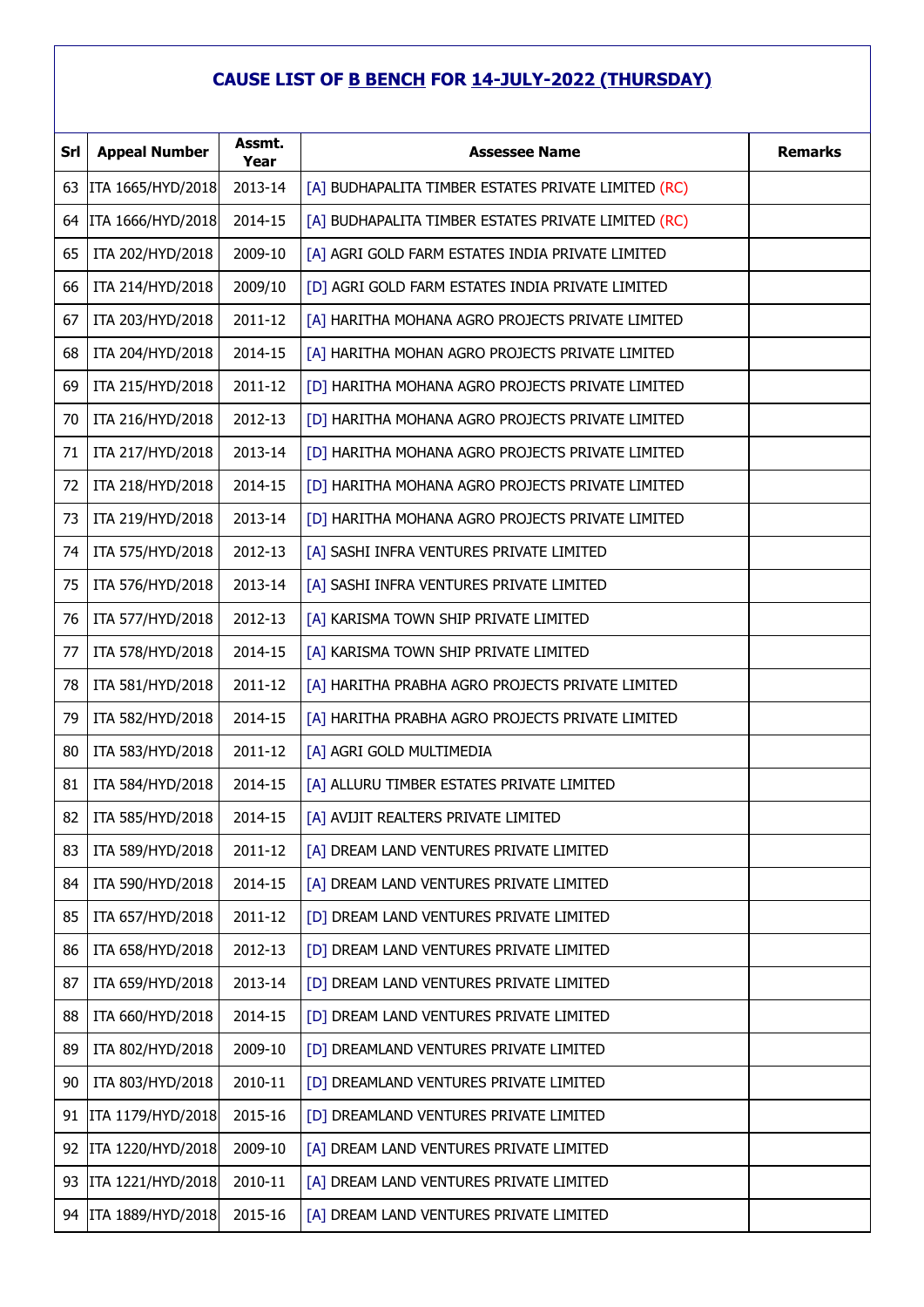# CAUSE LIST OF B BENCH FOR 14-JULY-2022 (THURSDAY)

| Srl | Appeal Number | Assmt. Year | Assessee Name | Remarks |
|---|---|---|---|---|
| 63 | ITA 1665/HYD/2018 | 2013-14 | [A] BUDHAPALITA TIMBER ESTATES PRIVATE LIMITED (RC) | |
| 64 | ITA 1666/HYD/2018 | 2014-15 | [A] BUDHAPALITA TIMBER ESTATES PRIVATE LIMITED (RC) | |
| 65 | ITA 202/HYD/2018 | 2009-10 | [A] AGRI GOLD FARM ESTATES INDIA PRIVATE LIMITED | |
| 66 | ITA 214/HYD/2018 | 2009/10 | [D] AGRI GOLD FARM ESTATES INDIA PRIVATE LIMITED | |
| 67 | ITA 203/HYD/2018 | 2011-12 | [A] HARITHA MOHANA AGRO PROJECTS PRIVATE LIMITED | |
| 68 | ITA 204/HYD/2018 | 2014-15 | [A] HARITHA MOHAN AGRO PROJECTS PRIVATE LIMITED | |
| 69 | ITA 215/HYD/2018 | 2011-12 | [D] HARITHA MOHANA AGRO PROJECTS PRIVATE LIMITED | |
| 70 | ITA 216/HYD/2018 | 2012-13 | [D] HARITHA MOHANA AGRO PROJECTS PRIVATE LIMITED | |
| 71 | ITA 217/HYD/2018 | 2013-14 | [D] HARITHA MOHANA AGRO PROJECTS PRIVATE LIMITED | |
| 72 | ITA 218/HYD/2018 | 2014-15 | [D] HARITHA MOHANA AGRO PROJECTS PRIVATE LIMITED | |
| 73 | ITA 219/HYD/2018 | 2013-14 | [D] HARITHA MOHANA AGRO PROJECTS PRIVATE LIMITED | |
| 74 | ITA 575/HYD/2018 | 2012-13 | [A] SASHI INFRA VENTURES PRIVATE LIMITED | |
| 75 | ITA 576/HYD/2018 | 2013-14 | [A] SASHI INFRA VENTURES PRIVATE LIMITED | |
| 76 | ITA 577/HYD/2018 | 2012-13 | [A] KARISMA TOWN SHIP PRIVATE LIMITED | |
| 77 | ITA 578/HYD/2018 | 2014-15 | [A] KARISMA TOWN SHIP PRIVATE LIMITED | |
| 78 | ITA 581/HYD/2018 | 2011-12 | [A] HARITHA PRABHA AGRO PROJECTS PRIVATE LIMITED | |
| 79 | ITA 582/HYD/2018 | 2014-15 | [A] HARITHA PRABHA AGRO PROJECTS PRIVATE LIMITED | |
| 80 | ITA 583/HYD/2018 | 2011-12 | [A] AGRI GOLD MULTIMEDIA | |
| 81 | ITA 584/HYD/2018 | 2014-15 | [A] ALLURU TIMBER ESTATES PRIVATE LIMITED | |
| 82 | ITA 585/HYD/2018 | 2014-15 | [A] AVIJIT REALTERS PRIVATE LIMITED | |
| 83 | ITA 589/HYD/2018 | 2011-12 | [A] DREAM LAND VENTURES PRIVATE LIMITED | |
| 84 | ITA 590/HYD/2018 | 2014-15 | [A] DREAM LAND VENTURES PRIVATE LIMITED | |
| 85 | ITA 657/HYD/2018 | 2011-12 | [D] DREAM LAND VENTURES PRIVATE LIMITED | |
| 86 | ITA 658/HYD/2018 | 2012-13 | [D] DREAM LAND VENTURES PRIVATE LIMITED | |
| 87 | ITA 659/HYD/2018 | 2013-14 | [D] DREAM LAND VENTURES PRIVATE LIMITED | |
| 88 | ITA 660/HYD/2018 | 2014-15 | [D] DREAM LAND VENTURES PRIVATE LIMITED | |
| 89 | ITA 802/HYD/2018 | 2009-10 | [D] DREAMLAND VENTURES PRIVATE LIMITED | |
| 90 | ITA 803/HYD/2018 | 2010-11 | [D] DREAMLAND VENTURES PRIVATE LIMITED | |
| 91 | ITA 1179/HYD/2018 | 2015-16 | [D] DREAMLAND VENTURES PRIVATE LIMITED | |
| 92 | ITA 1220/HYD/2018 | 2009-10 | [A] DREAM LAND VENTURES PRIVATE LIMITED | |
| 93 | ITA 1221/HYD/2018 | 2010-11 | [A] DREAM LAND VENTURES PRIVATE LIMITED | |
| 94 | ITA 1889/HYD/2018 | 2015-16 | [A] DREAM LAND VENTURES PRIVATE LIMITED | |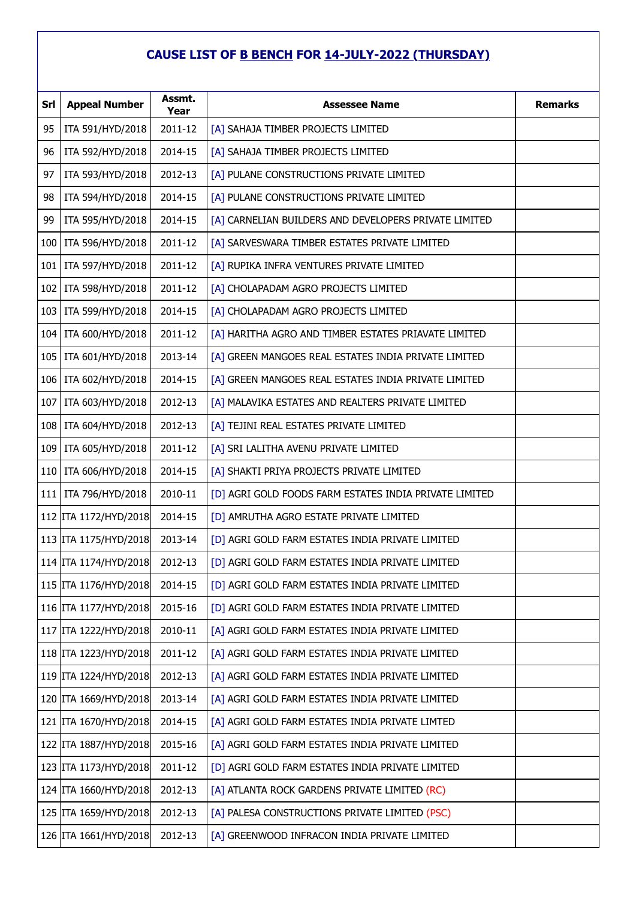## CAUSE LIST OF B BENCH FOR 14-JULY-2022 (THURSDAY)

| Srl | Appeal Number | Assmt. Year | Assessee Name | Remarks |
|---|---|---|---|---|
| 95 | ITA 591/HYD/2018 | 2011-12 | [A] SAHAJA TIMBER PROJECTS LIMITED | |
| 96 | ITA 592/HYD/2018 | 2014-15 | [A] SAHAJA TIMBER PROJECTS LIMITED | |
| 97 | ITA 593/HYD/2018 | 2012-13 | [A] PULANE CONSTRUCTIONS PRIVATE LIMITED | |
| 98 | ITA 594/HYD/2018 | 2014-15 | [A] PULANE CONSTRUCTIONS PRIVATE LIMITED | |
| 99 | ITA 595/HYD/2018 | 2014-15 | [A] CARNELIAN BUILDERS AND DEVELOPERS PRIVATE LIMITED | |
| 100 | ITA 596/HYD/2018 | 2011-12 | [A] SARVESWARA TIMBER ESTATES PRIVATE LIMITED | |
| 101 | ITA 597/HYD/2018 | 2011-12 | [A] RUPIKA INFRA VENTURES PRIVATE LIMITED | |
| 102 | ITA 598/HYD/2018 | 2011-12 | [A] CHOLAPADAM AGRO PROJECTS LIMITED | |
| 103 | ITA 599/HYD/2018 | 2014-15 | [A] CHOLAPADAM AGRO PROJECTS LIMITED | |
| 104 | ITA 600/HYD/2018 | 2011-12 | [A] HARITHA AGRO AND TIMBER ESTATES PRIAVATE LIMITED | |
| 105 | ITA 601/HYD/2018 | 2013-14 | [A] GREEN MANGOES REAL ESTATES INDIA PRIVATE LIMITED | |
| 106 | ITA 602/HYD/2018 | 2014-15 | [A] GREEN MANGOES REAL ESTATES INDIA PRIVATE LIMITED | |
| 107 | ITA 603/HYD/2018 | 2012-13 | [A] MALAVIKA ESTATES AND REALTERS PRIVATE LIMITED | |
| 108 | ITA 604/HYD/2018 | 2012-13 | [A] TEJINI REAL ESTATES PRIVATE LIMITED | |
| 109 | ITA 605/HYD/2018 | 2011-12 | [A] SRI LALITHA AVENU PRIVATE LIMITED | |
| 110 | ITA 606/HYD/2018 | 2014-15 | [A] SHAKTI PRIYA PROJECTS PRIVATE LIMITED | |
| 111 | ITA 796/HYD/2018 | 2010-11 | [D] AGRI GOLD FOODS FARM ESTATES INDIA PRIVATE LIMITED | |
| 112 | ITA 1172/HYD/2018 | 2014-15 | [D] AMRUTHA AGRO ESTATE PRIVATE LIMITED | |
| 113 | ITA 1175/HYD/2018 | 2013-14 | [D] AGRI GOLD FARM ESTATES INDIA PRIVATE LIMITED | |
| 114 | ITA 1174/HYD/2018 | 2012-13 | [D] AGRI GOLD FARM ESTATES INDIA PRIVATE LIMITED | |
| 115 | ITA 1176/HYD/2018 | 2014-15 | [D] AGRI GOLD FARM ESTATES INDIA PRIVATE LIMITED | |
| 116 | ITA 1177/HYD/2018 | 2015-16 | [D] AGRI GOLD FARM ESTATES INDIA PRIVATE LIMITED | |
| 117 | ITA 1222/HYD/2018 | 2010-11 | [A] AGRI GOLD FARM ESTATES INDIA PRIVATE LIMITED | |
| 118 | ITA 1223/HYD/2018 | 2011-12 | [A] AGRI GOLD FARM ESTATES INDIA PRIVATE LIMITED | |
| 119 | ITA 1224/HYD/2018 | 2012-13 | [A] AGRI GOLD FARM ESTATES INDIA PRIVATE LIMITED | |
| 120 | ITA 1669/HYD/2018 | 2013-14 | [A] AGRI GOLD FARM ESTATES INDIA PRIVATE LIMITED | |
| 121 | ITA 1670/HYD/2018 | 2014-15 | [A] AGRI GOLD FARM ESTATES INDIA PRIVATE LIMTED | |
| 122 | ITA 1887/HYD/2018 | 2015-16 | [A] AGRI GOLD FARM ESTATES INDIA PRIVATE LIMITED | |
| 123 | ITA 1173/HYD/2018 | 2011-12 | [D] AGRI GOLD FARM ESTATES INDIA PRIVATE LIMITED | |
| 124 | ITA 1660/HYD/2018 | 2012-13 | [A] ATLANTA ROCK GARDENS PRIVATE LIMITED (RC) | |
| 125 | ITA 1659/HYD/2018 | 2012-13 | [A] PALESA CONSTRUCTIONS PRIVATE LIMITED (PSC) | |
| 126 | ITA 1661/HYD/2018 | 2012-13 | [A] GREENWOOD INFRACON INDIA PRIVATE LIMITED | |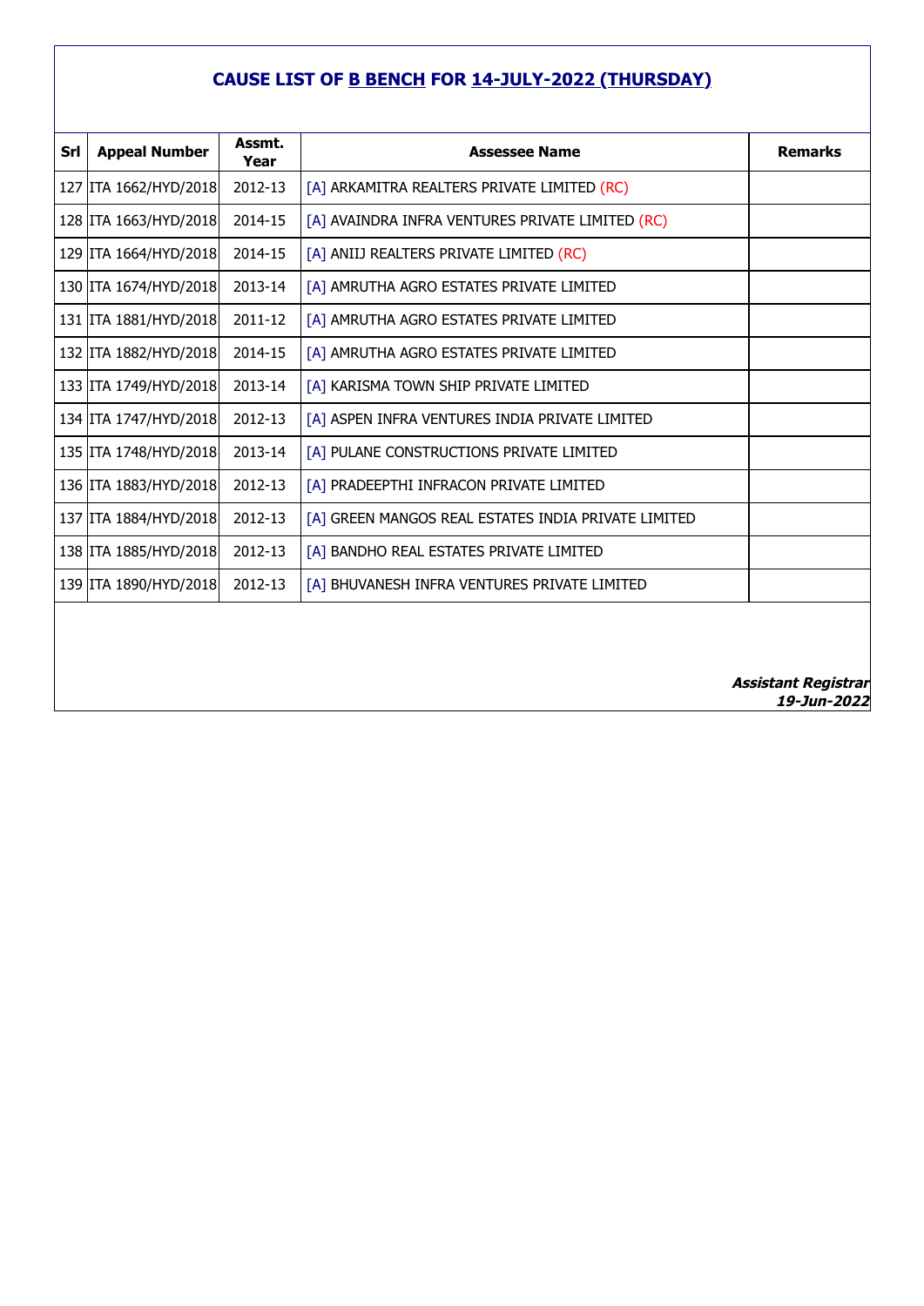## CAUSE LIST OF B BENCH FOR 14-JULY-2022 (THURSDAY)

| Srl | Appeal Number | Assmt. Year | Assessee Name | Remarks |
|---|---|---|---|---|
| 127 | ITA 1662/HYD/2018 | 2012-13 | [A] ARKAMITRA REALTERS PRIVATE LIMITED (RC) | |
| 128 | ITA 1663/HYD/2018 | 2014-15 | [A] AVAINDRA INFRA VENTURES PRIVATE LIMITED (RC) | |
| 129 | ITA 1664/HYD/2018 | 2014-15 | [A] ANIIJ REALTERS PRIVATE LIMITED (RC) | |
| 130 | ITA 1674/HYD/2018 | 2013-14 | [A] AMRUTHA AGRO ESTATES PRIVATE LIMITED | |
| 131 | ITA 1881/HYD/2018 | 2011-12 | [A] AMRUTHA AGRO ESTATES PRIVATE LIMITED | |
| 132 | ITA 1882/HYD/2018 | 2014-15 | [A] AMRUTHA AGRO ESTATES PRIVATE LIMITED | |
| 133 | ITA 1749/HYD/2018 | 2013-14 | [A] KARISMA TOWN SHIP PRIVATE LIMITED | |
| 134 | ITA 1747/HYD/2018 | 2012-13 | [A] ASPEN INFRA VENTURES INDIA PRIVATE LIMITED | |
| 135 | ITA 1748/HYD/2018 | 2013-14 | [A] PULANE CONSTRUCTIONS PRIVATE LIMITED | |
| 136 | ITA 1883/HYD/2018 | 2012-13 | [A] PRADEEPTHI INFRACON PRIVATE LIMITED | |
| 137 | ITA 1884/HYD/2018 | 2012-13 | [A] GREEN MANGOS REAL ESTATES INDIA PRIVATE LIMITED | |
| 138 | ITA 1885/HYD/2018 | 2012-13 | [A] BANDHO REAL ESTATES PRIVATE LIMITED | |
| 139 | ITA 1890/HYD/2018 | 2012-13 | [A] BHUVANESH INFRA VENTURES PRIVATE LIMITED | |

***Assistant Registrar***
***19-Jun-2022***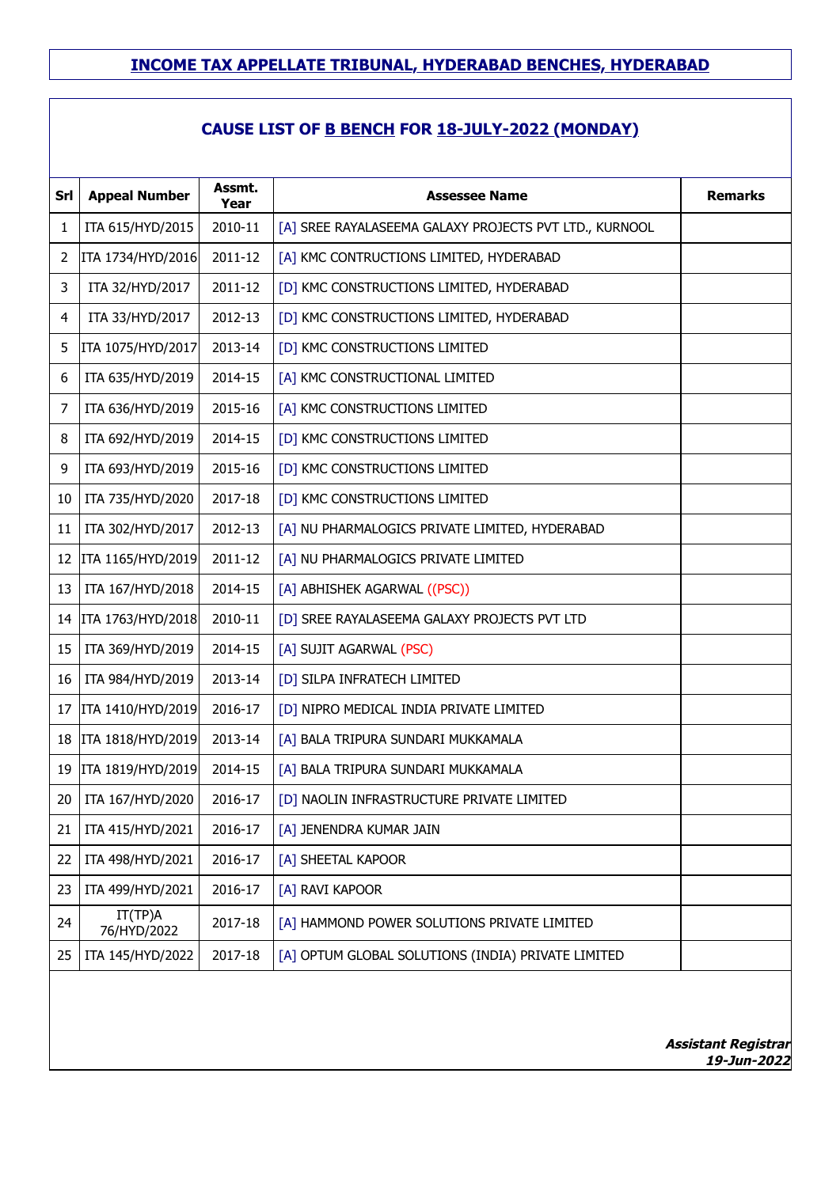## INCOME TAX APPELLATE TRIBUNAL, HYDERABAD BENCHES, HYDERABAD

### CAUSE LIST OF B BENCH FOR 18-JULY-2022 (MONDAY)

| Srl | Appeal Number | Assmt. Year | Assessee Name | Remarks |
|---|---|---|---|---|
| 1 | ITA 615/HYD/2015 | 2010-11 | [A] SREE RAYALASEEMA GALAXY PROJECTS PVT LTD., KURNOOL | |
| 2 | ITA 1734/HYD/2016 | 2011-12 | [A] KMC CONTRUCTIONS LIMITED, HYDERABAD | |
| 3 | ITA 32/HYD/2017 | 2011-12 | [D] KMC CONSTRUCTIONS LIMITED, HYDERABAD | |
| 4 | ITA 33/HYD/2017 | 2012-13 | [D] KMC CONSTRUCTIONS LIMITED, HYDERABAD | |
| 5 | ITA 1075/HYD/2017 | 2013-14 | [D] KMC CONSTRUCTIONS LIMITED | |
| 6 | ITA 635/HYD/2019 | 2014-15 | [A] KMC CONSTRUCTIONAL LIMITED | |
| 7 | ITA 636/HYD/2019 | 2015-16 | [A] KMC CONSTRUCTIONS LIMITED | |
| 8 | ITA 692/HYD/2019 | 2014-15 | [D] KMC CONSTRUCTIONS LIMITED | |
| 9 | ITA 693/HYD/2019 | 2015-16 | [D] KMC CONSTRUCTIONS LIMITED | |
| 10 | ITA 735/HYD/2020 | 2017-18 | [D] KMC CONSTRUCTIONS LIMITED | |
| 11 | ITA 302/HYD/2017 | 2012-13 | [A] NU PHARMALOGICS PRIVATE LIMITED, HYDERABAD | |
| 12 | ITA 1165/HYD/2019 | 2011-12 | [A] NU PHARMALOGICS PRIVATE LIMITED | |
| 13 | ITA 167/HYD/2018 | 2014-15 | [A] ABHISHEK AGARWAL ((PSC)) | |
| 14 | ITA 1763/HYD/2018 | 2010-11 | [D] SREE RAYALASEEMA GALAXY PROJECTS PVT LTD | |
| 15 | ITA 369/HYD/2019 | 2014-15 | [A] SUJIT AGARWAL (PSC) | |
| 16 | ITA 984/HYD/2019 | 2013-14 | [D] SILPA INFRATECH LIMITED | |
| 17 | ITA 1410/HYD/2019 | 2016-17 | [D] NIPRO MEDICAL INDIA PRIVATE LIMITED | |
| 18 | ITA 1818/HYD/2019 | 2013-14 | [A] BALA TRIPURA SUNDARI MUKKAMALA | |
| 19 | ITA 1819/HYD/2019 | 2014-15 | [A] BALA TRIPURA SUNDARI MUKKAMALA | |
| 20 | ITA 167/HYD/2020 | 2016-17 | [D] NAOLIN INFRASTRUCTURE PRIVATE LIMITED | |
| 21 | ITA 415/HYD/2021 | 2016-17 | [A] JENENDRA KUMAR JAIN | |
| 22 | ITA 498/HYD/2021 | 2016-17 | [A] SHEETAL KAPOOR | |
| 23 | ITA 499/HYD/2021 | 2016-17 | [A] RAVI KAPOOR | |
| 24 | IT(TP)A 76/HYD/2022 | 2017-18 | [A] HAMMOND POWER SOLUTIONS PRIVATE LIMITED | |
| 25 | ITA 145/HYD/2022 | 2017-18 | [A] OPTUM GLOBAL SOLUTIONS (INDIA) PRIVATE LIMITED | |

***Assistant Registrar***
***19-Jun-2022***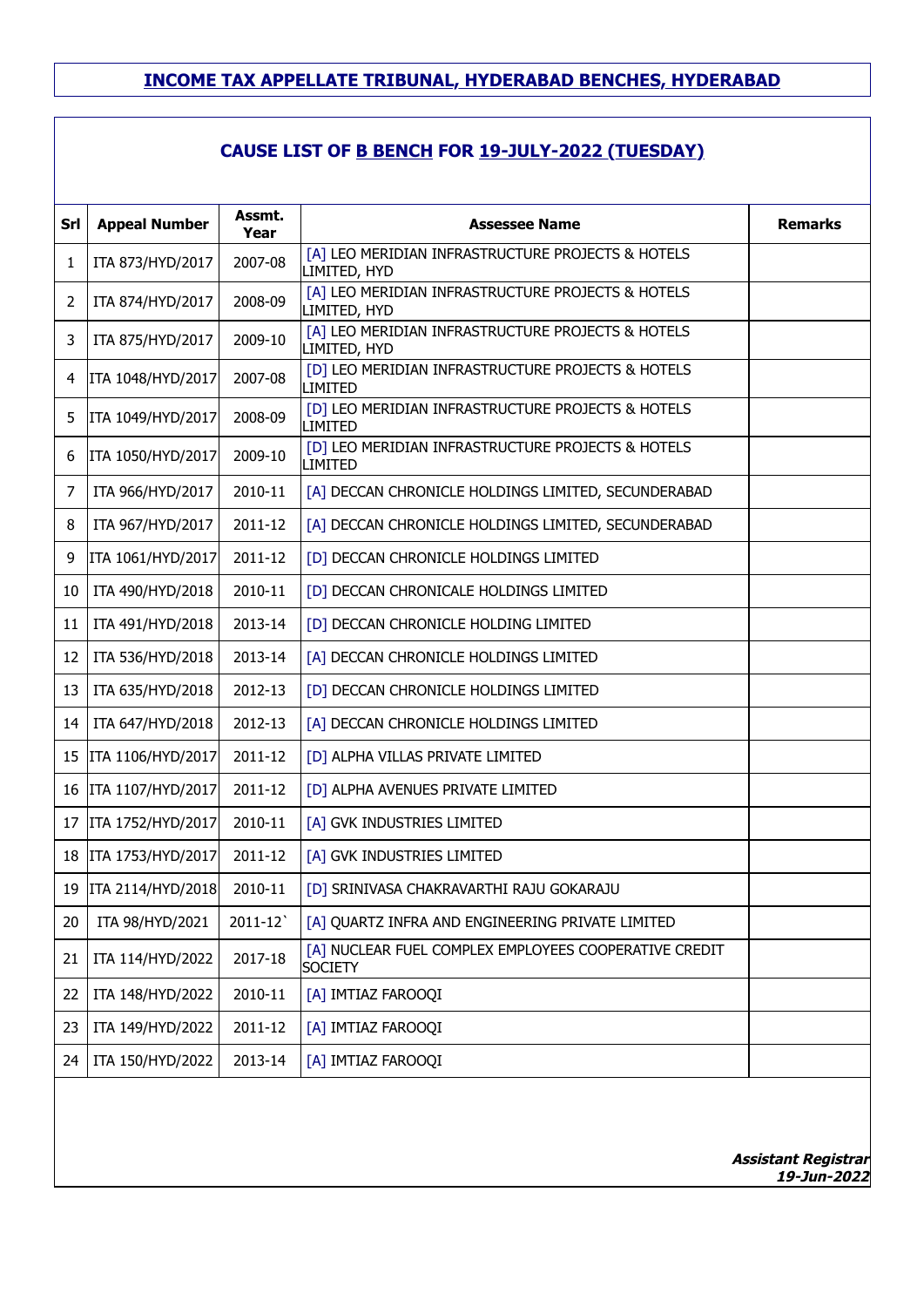# INCOME TAX APPELLATE TRIBUNAL, HYDERABAD BENCHES, HYDERABAD

## CAUSE LIST OF B BENCH FOR 19-JULY-2022 (TUESDAY)

| Srl | Appeal Number | Assmt. Year | Assessee Name | Remarks |
|---|---|---|---|---|
| 1 | ITA 873/HYD/2017 | 2007-08 | [A] LEO MERIDIAN INFRASTRUCTURE PROJECTS & HOTELS LIMITED, HYD | |
| 2 | ITA 874/HYD/2017 | 2008-09 | [A] LEO MERIDIAN INFRASTRUCTURE PROJECTS & HOTELS LIMITED, HYD | |
| 3 | ITA 875/HYD/2017 | 2009-10 | [A] LEO MERIDIAN INFRASTRUCTURE PROJECTS & HOTELS LIMITED, HYD | |
| 4 | ITA 1048/HYD/2017 | 2007-08 | [D] LEO MERIDIAN INFRASTRUCTURE PROJECTS & HOTELS LIMITED | |
| 5 | ITA 1049/HYD/2017 | 2008-09 | [D] LEO MERIDIAN INFRASTRUCTURE PROJECTS & HOTELS LIMITED | |
| 6 | ITA 1050/HYD/2017 | 2009-10 | [D] LEO MERIDIAN INFRASTRUCTURE PROJECTS & HOTELS LIMITED | |
| 7 | ITA 966/HYD/2017 | 2010-11 | [A] DECCAN CHRONICLE HOLDINGS LIMITED, SECUNDERABAD | |
| 8 | ITA 967/HYD/2017 | 2011-12 | [A] DECCAN CHRONICLE HOLDINGS LIMITED, SECUNDERABAD | |
| 9 | ITA 1061/HYD/2017 | 2011-12 | [D] DECCAN CHRONICLE HOLDINGS LIMITED | |
| 10 | ITA 490/HYD/2018 | 2010-11 | [D] DECCAN CHRONICALE HOLDINGS LIMITED | |
| 11 | ITA 491/HYD/2018 | 2013-14 | [D] DECCAN CHRONICLE HOLDING LIMITED | |
| 12 | ITA 536/HYD/2018 | 2013-14 | [A] DECCAN CHRONICLE HOLDINGS LIMITED | |
| 13 | ITA 635/HYD/2018 | 2012-13 | [D] DECCAN CHRONICLE HOLDINGS LIMITED | |
| 14 | ITA 647/HYD/2018 | 2012-13 | [A] DECCAN CHRONICLE HOLDINGS LIMITED | |
| 15 | ITA 1106/HYD/2017 | 2011-12 | [D] ALPHA VILLAS PRIVATE LIMITED | |
| 16 | ITA 1107/HYD/2017 | 2011-12 | [D] ALPHA AVENUES PRIVATE LIMITED | |
| 17 | ITA 1752/HYD/2017 | 2010-11 | [A] GVK INDUSTRIES LIMITED | |
| 18 | ITA 1753/HYD/2017 | 2011-12 | [A] GVK INDUSTRIES LIMITED | |
| 19 | ITA 2114/HYD/2018 | 2010-11 | [D] SRINIVASA CHAKRAVARTHI RAJU GOKARAJU | |
| 20 | ITA 98/HYD/2021 | 2011-12` | [A] QUARTZ INFRA AND ENGINEERING PRIVATE LIMITED | |
| 21 | ITA 114/HYD/2022 | 2017-18 | [A] NUCLEAR FUEL COMPLEX EMPLOYEES COOPERATIVE CREDIT SOCIETY | |
| 22 | ITA 148/HYD/2022 | 2010-11 | [A] IMTIAZ FAROOQI | |
| 23 | ITA 149/HYD/2022 | 2011-12 | [A] IMTIAZ FAROOQI | |
| 24 | ITA 150/HYD/2022 | 2013-14 | [A] IMTIAZ FAROOQI | |

***Assistant Registrar***
***19-Jun-2022***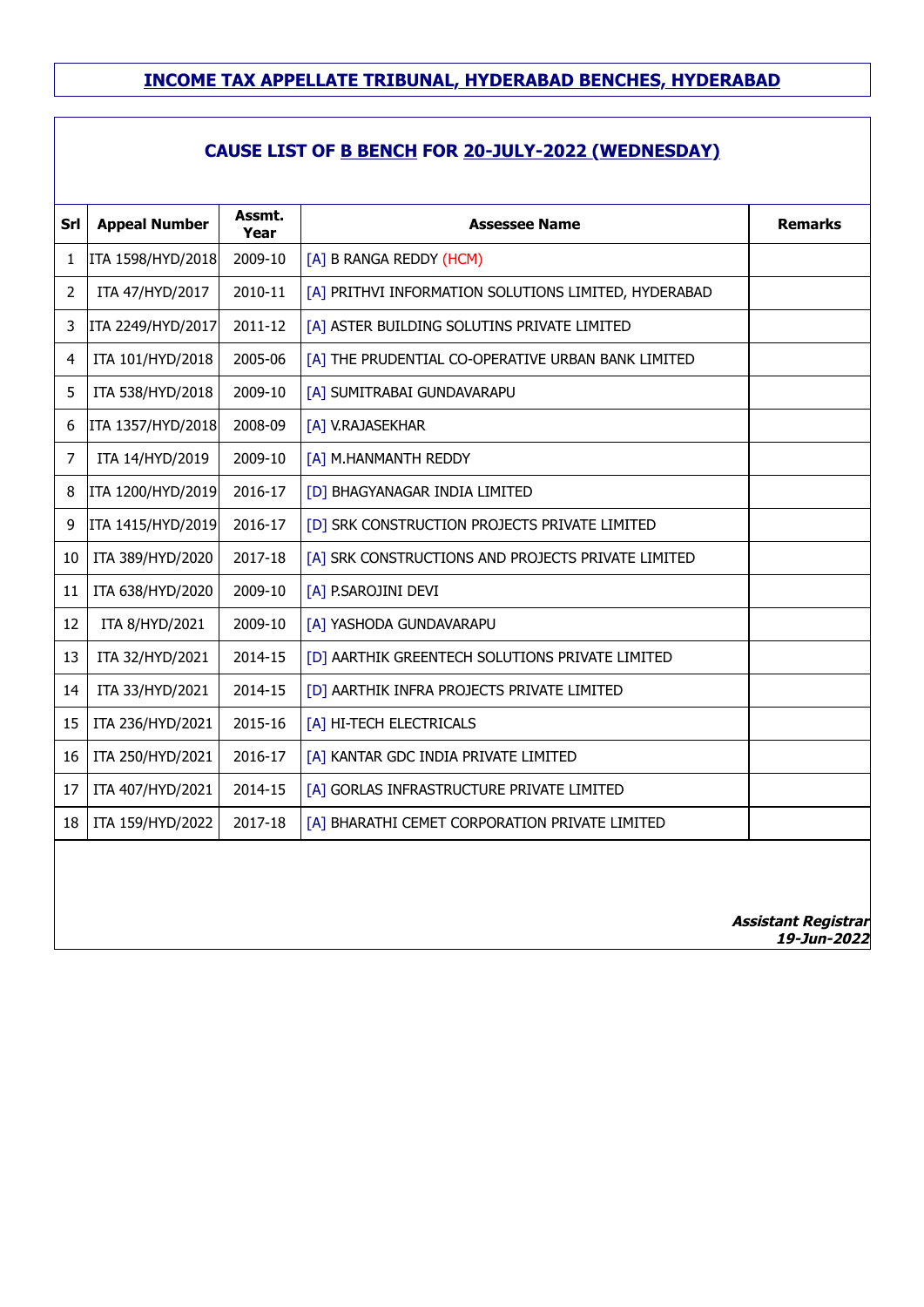## INCOME TAX APPELLATE TRIBUNAL, HYDERABAD BENCHES, HYDERABAD

### CAUSE LIST OF B BENCH FOR 20-JULY-2022 (WEDNESDAY)

| Srl | Appeal Number | Assmt. Year | Assessee Name | Remarks |
|---|---|---|---|---|
| 1 | ITA 1598/HYD/2018 | 2009-10 | [A] B RANGA REDDY (HCM) | |
| 2 | ITA 47/HYD/2017 | 2010-11 | [A] PRITHVI INFORMATION SOLUTIONS LIMITED, HYDERABAD | |
| 3 | ITA 2249/HYD/2017 | 2011-12 | [A] ASTER BUILDING SOLUTINS PRIVATE LIMITED | |
| 4 | ITA 101/HYD/2018 | 2005-06 | [A] THE PRUDENTIAL CO-OPERATIVE URBAN BANK LIMITED | |
| 5 | ITA 538/HYD/2018 | 2009-10 | [A] SUMITRABAI GUNDAVARAPU | |
| 6 | ITA 1357/HYD/2018 | 2008-09 | [A] V.RAJASEKHAR | |
| 7 | ITA 14/HYD/2019 | 2009-10 | [A] M.HANMANTH REDDY | |
| 8 | ITA 1200/HYD/2019 | 2016-17 | [D] BHAGYANAGAR INDIA LIMITED | |
| 9 | ITA 1415/HYD/2019 | 2016-17 | [D] SRK CONSTRUCTION PROJECTS PRIVATE LIMITED | |
| 10 | ITA 389/HYD/2020 | 2017-18 | [A] SRK CONSTRUCTIONS AND PROJECTS PRIVATE LIMITED | |
| 11 | ITA 638/HYD/2020 | 2009-10 | [A] P.SAROJINI DEVI | |
| 12 | ITA 8/HYD/2021 | 2009-10 | [A] YASHODA GUNDAVARAPU | |
| 13 | ITA 32/HYD/2021 | 2014-15 | [D] AARTHIK GREENTECH SOLUTIONS PRIVATE LIMITED | |
| 14 | ITA 33/HYD/2021 | 2014-15 | [D] AARTHIK INFRA PROJECTS PRIVATE LIMITED | |
| 15 | ITA 236/HYD/2021 | 2015-16 | [A] HI-TECH ELECTRICALS | |
| 16 | ITA 250/HYD/2021 | 2016-17 | [A] KANTAR GDC INDIA PRIVATE LIMITED | |
| 17 | ITA 407/HYD/2021 | 2014-15 | [A] GORLAS INFRASTRUCTURE PRIVATE LIMITED | |
| 18 | ITA 159/HYD/2022 | 2017-18 | [A] BHARATHI CEMET CORPORATION PRIVATE LIMITED | |

***Assistant Registrar***
***19-Jun-2022***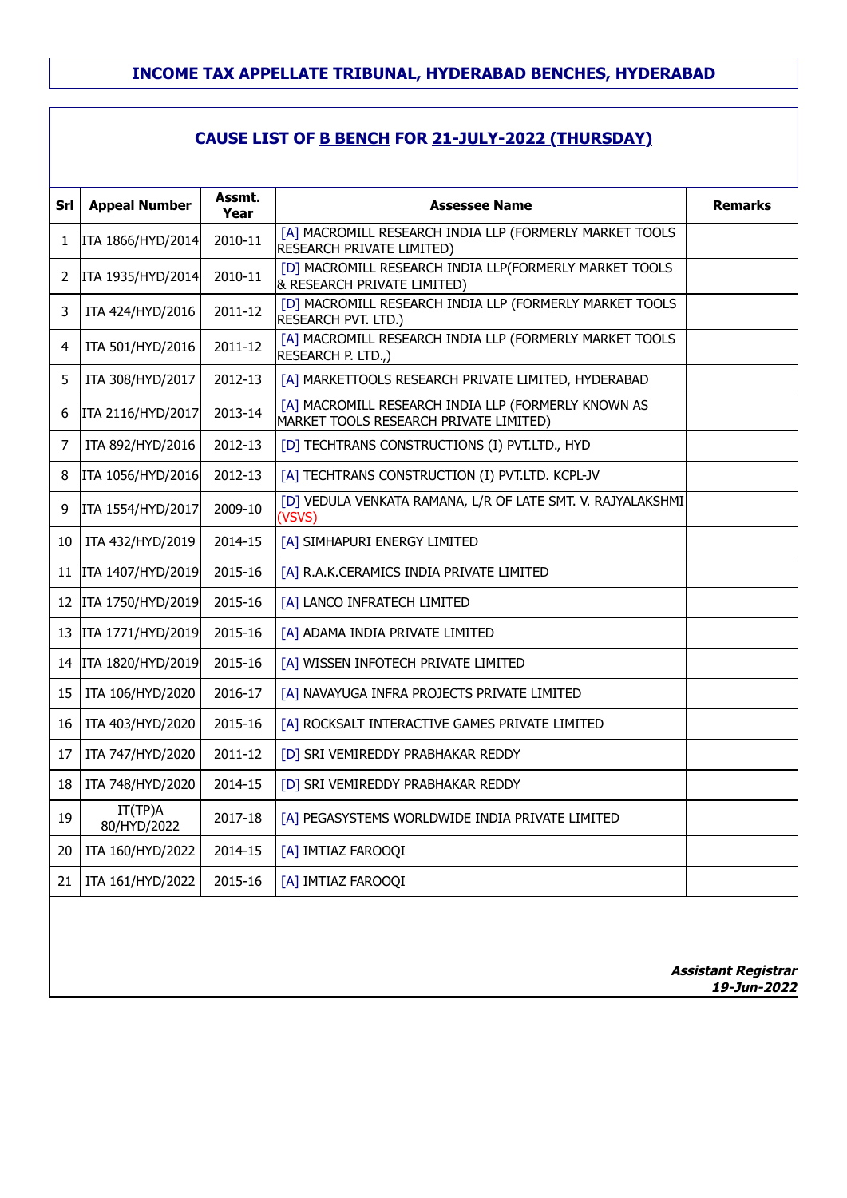# INCOME TAX APPELLATE TRIBUNAL, HYDERABAD BENCHES, HYDERABAD

## CAUSE LIST OF B BENCH FOR 21-JULY-2022 (THURSDAY)

| Srl | Appeal Number | Assmt. Year | Assessee Name | Remarks |
|---|---|---|---|---|
| 1 | ITA 1866/HYD/2014 | 2010-11 | [A] MACROMILL RESEARCH INDIA LLP (FORMERLY MARKET TOOLS RESEARCH PRIVATE LIMITED) | |
| 2 | ITA 1935/HYD/2014 | 2010-11 | [D] MACROMILL RESEARCH INDIA LLP(FORMERLY MARKET TOOLS & RESEARCH PRIVATE LIMITED) | |
| 3 | ITA 424/HYD/2016 | 2011-12 | [D] MACROMILL RESEARCH INDIA LLP (FORMERLY MARKET TOOLS RESEARCH PVT. LTD.) | |
| 4 | ITA 501/HYD/2016 | 2011-12 | [A] MACROMILL RESEARCH INDIA LLP (FORMERLY MARKET TOOLS RESEARCH P. LTD.,) | |
| 5 | ITA 308/HYD/2017 | 2012-13 | [A] MARKETTOOLS RESEARCH PRIVATE LIMITED, HYDERABAD | |
| 6 | ITA 2116/HYD/2017 | 2013-14 | [A] MACROMILL RESEARCH INDIA LLP (FORMERLY KNOWN AS MARKET TOOLS RESEARCH PRIVATE LIMITED) | |
| 7 | ITA 892/HYD/2016 | 2012-13 | [D] TECHTRANS CONSTRUCTIONS (I) PVT.LTD., HYD | |
| 8 | ITA 1056/HYD/2016 | 2012-13 | [A] TECHTRANS CONSTRUCTION (I) PVT.LTD. KCPL-JV | |
| 9 | ITA 1554/HYD/2017 | 2009-10 | [D] VEDULA VENKATA RAMANA, L/R OF LATE SMT. V. RAJYALAKSHMI (VSVS) | |
| 10 | ITA 432/HYD/2019 | 2014-15 | [A] SIMHAPURI ENERGY LIMITED | |
| 11 | ITA 1407/HYD/2019 | 2015-16 | [A] R.A.K.CERAMICS INDIA PRIVATE LIMITED | |
| 12 | ITA 1750/HYD/2019 | 2015-16 | [A] LANCO INFRATECH LIMITED | |
| 13 | ITA 1771/HYD/2019 | 2015-16 | [A] ADAMA INDIA PRIVATE LIMITED | |
| 14 | ITA 1820/HYD/2019 | 2015-16 | [A] WISSEN INFOTECH PRIVATE LIMITED | |
| 15 | ITA 106/HYD/2020 | 2016-17 | [A] NAVAYUGA INFRA PROJECTS PRIVATE LIMITED | |
| 16 | ITA 403/HYD/2020 | 2015-16 | [A] ROCKSALT INTERACTIVE GAMES PRIVATE LIMITED | |
| 17 | ITA 747/HYD/2020 | 2011-12 | [D] SRI VEMIREDDY PRABHAKAR REDDY | |
| 18 | ITA 748/HYD/2020 | 2014-15 | [D] SRI VEMIREDDY PRABHAKAR REDDY | |
| 19 | IT(TP)A 80/HYD/2022 | 2017-18 | [A] PEGASYSTEMS WORLDWIDE INDIA PRIVATE LIMITED | |
| 20 | ITA 160/HYD/2022 | 2014-15 | [A] IMTIAZ FAROOQI | |
| 21 | ITA 161/HYD/2022 | 2015-16 | [A] IMTIAZ FAROOQI | |

***Assistant Registrar***
***19-Jun-2022***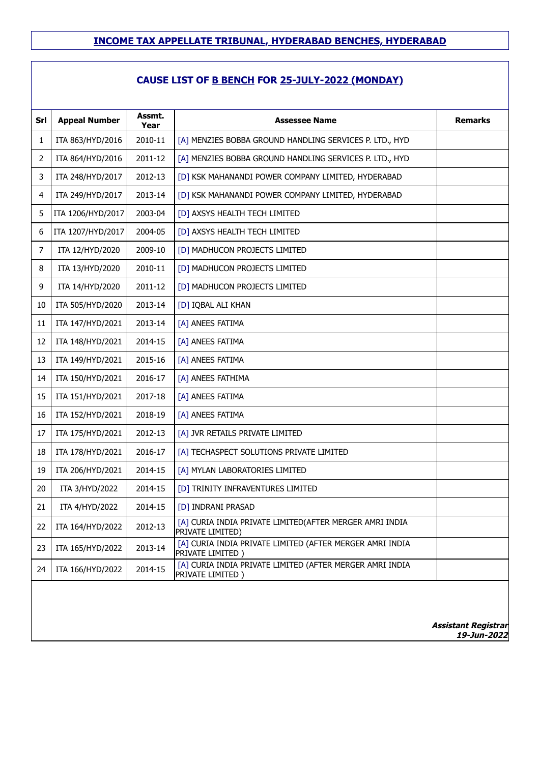# INCOME TAX APPELLATE TRIBUNAL, HYDERABAD BENCHES, HYDERABAD

## CAUSE LIST OF B BENCH FOR 25-JULY-2022 (MONDAY)

| Srl | Appeal Number | Assmt. Year | Assessee Name | Remarks |
|---|---|---|---|---|
| 1 | ITA 863/HYD/2016 | 2010-11 | [A] MENZIES BOBBA GROUND HANDLING SERVICES P. LTD., HYD | |
| 2 | ITA 864/HYD/2016 | 2011-12 | [A] MENZIES BOBBA GROUND HANDLING SERVICES P. LTD., HYD | |
| 3 | ITA 248/HYD/2017 | 2012-13 | [D] KSK MAHANANDI POWER COMPANY LIMITED, HYDERABAD | |
| 4 | ITA 249/HYD/2017 | 2013-14 | [D] KSK MAHANANDI POWER COMPANY LIMITED, HYDERABAD | |
| 5 | ITA 1206/HYD/2017 | 2003-04 | [D] AXSYS HEALTH TECH LIMITED | |
| 6 | ITA 1207/HYD/2017 | 2004-05 | [D] AXSYS HEALTH TECH LIMITED | |
| 7 | ITA 12/HYD/2020 | 2009-10 | [D] MADHUCON PROJECTS LIMITED | |
| 8 | ITA 13/HYD/2020 | 2010-11 | [D] MADHUCON PROJECTS LIMITED | |
| 9 | ITA 14/HYD/2020 | 2011-12 | [D] MADHUCON PROJECTS LIMITED | |
| 10 | ITA 505/HYD/2020 | 2013-14 | [D] IQBAL ALI KHAN | |
| 11 | ITA 147/HYD/2021 | 2013-14 | [A] ANEES FATIMA | |
| 12 | ITA 148/HYD/2021 | 2014-15 | [A] ANEES FATIMA | |
| 13 | ITA 149/HYD/2021 | 2015-16 | [A] ANEES FATIMA | |
| 14 | ITA 150/HYD/2021 | 2016-17 | [A] ANEES FATHIMA | |
| 15 | ITA 151/HYD/2021 | 2017-18 | [A] ANEES FATIMA | |
| 16 | ITA 152/HYD/2021 | 2018-19 | [A] ANEES FATIMA | |
| 17 | ITA 175/HYD/2021 | 2012-13 | [A] JVR RETAILS PRIVATE LIMITED | |
| 18 | ITA 178/HYD/2021 | 2016-17 | [A] TECHASPECT SOLUTIONS PRIVATE LIMITED | |
| 19 | ITA 206/HYD/2021 | 2014-15 | [A] MYLAN LABORATORIES LIMITED | |
| 20 | ITA 3/HYD/2022 | 2014-15 | [D] TRINITY INFRAVENTURES LIMITED | |
| 21 | ITA 4/HYD/2022 | 2014-15 | [D] INDRANI PRASAD | |
| 22 | ITA 164/HYD/2022 | 2012-13 | [A] CURIA INDIA PRIVATE LIMITED(AFTER MERGER AMRI INDIA PRIVATE LIMITED) | |
| 23 | ITA 165/HYD/2022 | 2013-14 | [A] CURIA INDIA PRIVATE LIMITED (AFTER MERGER AMRI INDIA PRIVATE LIMITED ) | |
| 24 | ITA 166/HYD/2022 | 2014-15 | [A] CURIA INDIA PRIVATE LIMITED (AFTER MERGER AMRI INDIA PRIVATE LIMITED ) | |

***Assistant Registrar***
***19-Jun-2022***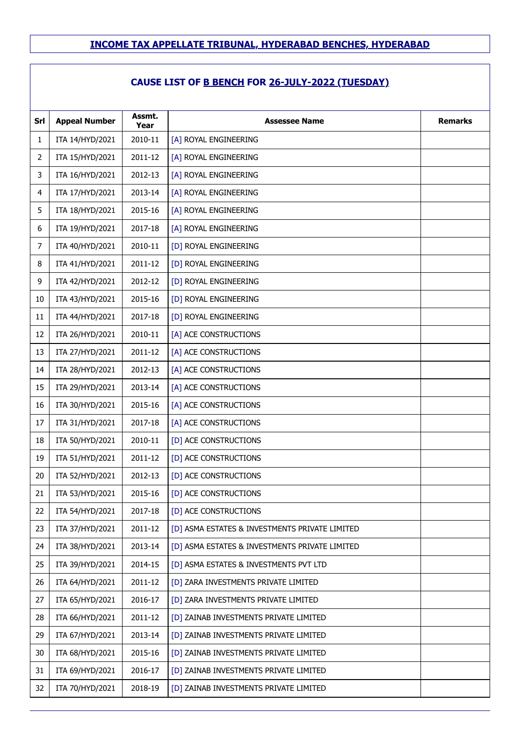## INCOME TAX APPELLATE TRIBUNAL, HYDERABAD BENCHES, HYDERABAD

### CAUSE LIST OF B BENCH FOR 26-JULY-2022 (TUESDAY)

| Srl | Appeal Number | Assmt. Year | Assessee Name | Remarks |
|---|---|---|---|---|
| 1 | ITA 14/HYD/2021 | 2010-11 | [A] ROYAL ENGINEERING | |
| 2 | ITA 15/HYD/2021 | 2011-12 | [A] ROYAL ENGINEERING | |
| 3 | ITA 16/HYD/2021 | 2012-13 | [A] ROYAL ENGINEERING | |
| 4 | ITA 17/HYD/2021 | 2013-14 | [A] ROYAL ENGINEERING | |
| 5 | ITA 18/HYD/2021 | 2015-16 | [A] ROYAL ENGINEERING | |
| 6 | ITA 19/HYD/2021 | 2017-18 | [A] ROYAL ENGINEERING | |
| 7 | ITA 40/HYD/2021 | 2010-11 | [D] ROYAL ENGINEERING | |
| 8 | ITA 41/HYD/2021 | 2011-12 | [D] ROYAL ENGINEERING | |
| 9 | ITA 42/HYD/2021 | 2012-12 | [D] ROYAL ENGINEERING | |
| 10 | ITA 43/HYD/2021 | 2015-16 | [D] ROYAL ENGINEERING | |
| 11 | ITA 44/HYD/2021 | 2017-18 | [D] ROYAL ENGINEERING | |
| 12 | ITA 26/HYD/2021 | 2010-11 | [A] ACE CONSTRUCTIONS | |
| 13 | ITA 27/HYD/2021 | 2011-12 | [A] ACE CONSTRUCTIONS | |
| 14 | ITA 28/HYD/2021 | 2012-13 | [A] ACE CONSTRUCTIONS | |
| 15 | ITA 29/HYD/2021 | 2013-14 | [A] ACE CONSTRUCTIONS | |
| 16 | ITA 30/HYD/2021 | 2015-16 | [A] ACE CONSTRUCTIONS | |
| 17 | ITA 31/HYD/2021 | 2017-18 | [A] ACE CONSTRUCTIONS | |
| 18 | ITA 50/HYD/2021 | 2010-11 | [D] ACE CONSTRUCTIONS | |
| 19 | ITA 51/HYD/2021 | 2011-12 | [D] ACE CONSTRUCTIONS | |
| 20 | ITA 52/HYD/2021 | 2012-13 | [D] ACE CONSTRUCTIONS | |
| 21 | ITA 53/HYD/2021 | 2015-16 | [D] ACE CONSTRUCTIONS | |
| 22 | ITA 54/HYD/2021 | 2017-18 | [D] ACE CONSTRUCTIONS | |
| 23 | ITA 37/HYD/2021 | 2011-12 | [D] ASMA ESTATES & INVESTMENTS PRIVATE LIMITED | |
| 24 | ITA 38/HYD/2021 | 2013-14 | [D] ASMA ESTATES & INVESTMENTS PRIVATE LIMITED | |
| 25 | ITA 39/HYD/2021 | 2014-15 | [D] ASMA ESTATES & INVESTMENTS PVT LTD | |
| 26 | ITA 64/HYD/2021 | 2011-12 | [D] ZARA INVESTMENTS PRIVATE LIMITED | |
| 27 | ITA 65/HYD/2021 | 2016-17 | [D] ZARA INVESTMENTS PRIVATE LIMITED | |
| 28 | ITA 66/HYD/2021 | 2011-12 | [D] ZAINAB INVESTMENTS PRIVATE LIMITED | |
| 29 | ITA 67/HYD/2021 | 2013-14 | [D] ZAINAB INVESTMENTS PRIVATE LIMITED | |
| 30 | ITA 68/HYD/2021 | 2015-16 | [D] ZAINAB INVESTMENTS PRIVATE LIMITED | |
| 31 | ITA 69/HYD/2021 | 2016-17 | [D] ZAINAB INVESTMENTS PRIVATE LIMITED | |
| 32 | ITA 70/HYD/2021 | 2018-19 | [D] ZAINAB INVESTMENTS PRIVATE LIMITED | |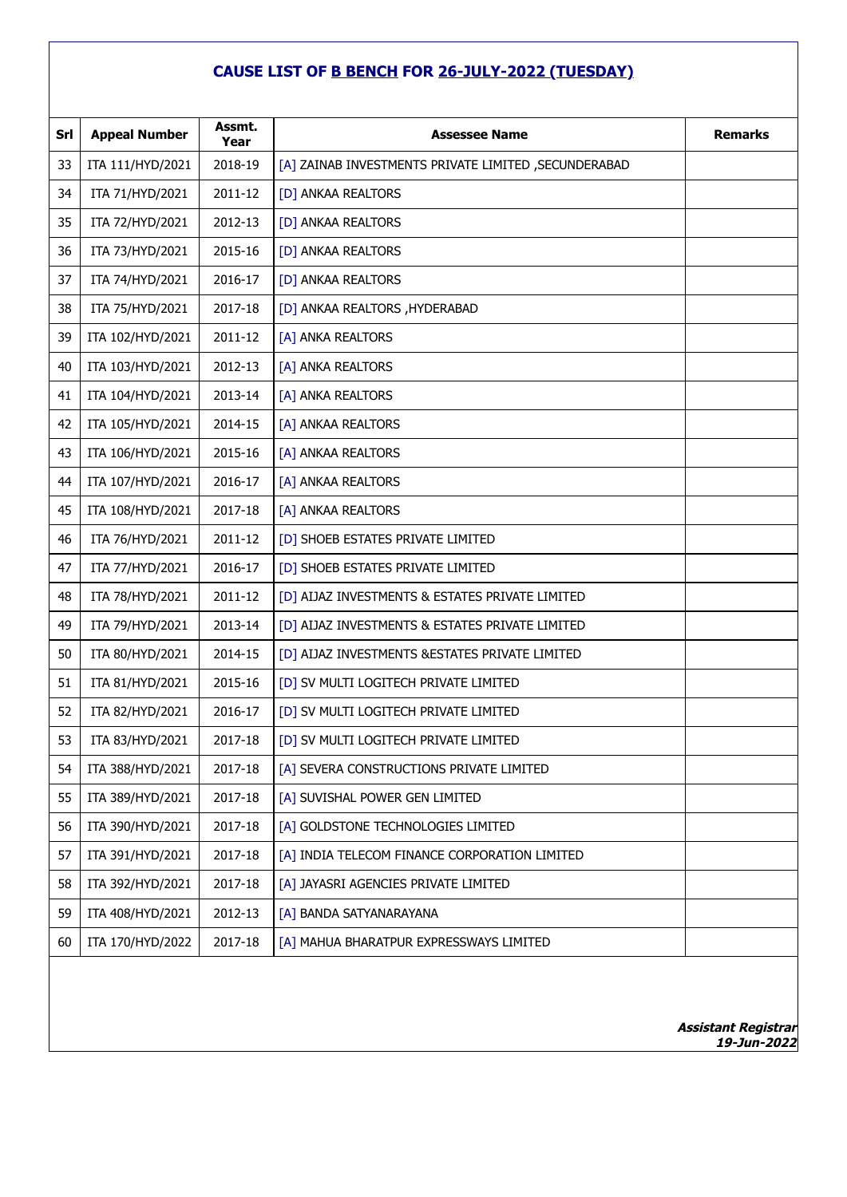## CAUSE LIST OF B BENCH FOR 26-JULY-2022 (TUESDAY)

| Srl | Appeal Number | Assmt. Year | Assessee Name | Remarks |
|---|---|---|---|---|
| 33 | ITA 111/HYD/2021 | 2018-19 | [A] ZAINAB INVESTMENTS PRIVATE LIMITED ,SECUNDERABAD | |
| 34 | ITA 71/HYD/2021 | 2011-12 | [D] ANKAA REALTORS | |
| 35 | ITA 72/HYD/2021 | 2012-13 | [D] ANKAA REALTORS | |
| 36 | ITA 73/HYD/2021 | 2015-16 | [D] ANKAA REALTORS | |
| 37 | ITA 74/HYD/2021 | 2016-17 | [D] ANKAA REALTORS | |
| 38 | ITA 75/HYD/2021 | 2017-18 | [D] ANKAA REALTORS ,HYDERABAD | |
| 39 | ITA 102/HYD/2021 | 2011-12 | [A] ANKA REALTORS | |
| 40 | ITA 103/HYD/2021 | 2012-13 | [A] ANKA REALTORS | |
| 41 | ITA 104/HYD/2021 | 2013-14 | [A] ANKA REALTORS | |
| 42 | ITA 105/HYD/2021 | 2014-15 | [A] ANKAA REALTORS | |
| 43 | ITA 106/HYD/2021 | 2015-16 | [A] ANKAA REALTORS | |
| 44 | ITA 107/HYD/2021 | 2016-17 | [A] ANKAA REALTORS | |
| 45 | ITA 108/HYD/2021 | 2017-18 | [A] ANKAA REALTORS | |
| 46 | ITA 76/HYD/2021 | 2011-12 | [D] SHOEB ESTATES PRIVATE LIMITED | |
| 47 | ITA 77/HYD/2021 | 2016-17 | [D] SHOEB ESTATES PRIVATE LIMITED | |
| 48 | ITA 78/HYD/2021 | 2011-12 | [D] AIJAZ INVESTMENTS & ESTATES PRIVATE LIMITED | |
| 49 | ITA 79/HYD/2021 | 2013-14 | [D] AIJAZ INVESTMENTS & ESTATES PRIVATE LIMITED | |
| 50 | ITA 80/HYD/2021 | 2014-15 | [D] AIJAZ INVESTMENTS &ESTATES PRIVATE LIMITED | |
| 51 | ITA 81/HYD/2021 | 2015-16 | [D] SV MULTI LOGITECH PRIVATE LIMITED | |
| 52 | ITA 82/HYD/2021 | 2016-17 | [D] SV MULTI LOGITECH PRIVATE LIMITED | |
| 53 | ITA 83/HYD/2021 | 2017-18 | [D] SV MULTI LOGITECH PRIVATE LIMITED | |
| 54 | ITA 388/HYD/2021 | 2017-18 | [A] SEVERA CONSTRUCTIONS PRIVATE LIMITED | |
| 55 | ITA 389/HYD/2021 | 2017-18 | [A] SUVISHAL POWER GEN LIMITED | |
| 56 | ITA 390/HYD/2021 | 2017-18 | [A] GOLDSTONE TECHNOLOGIES LIMITED | |
| 57 | ITA 391/HYD/2021 | 2017-18 | [A] INDIA TELECOM FINANCE CORPORATION LIMITED | |
| 58 | ITA 392/HYD/2021 | 2017-18 | [A] JAYASRI AGENCIES PRIVATE LIMITED | |
| 59 | ITA 408/HYD/2021 | 2012-13 | [A] BANDA SATYANARAYANA | |
| 60 | ITA 170/HYD/2022 | 2017-18 | [A] MAHUA BHARATPUR EXPRESSWAYS LIMITED | |

***Assistant Registrar***
***19-Jun-2022***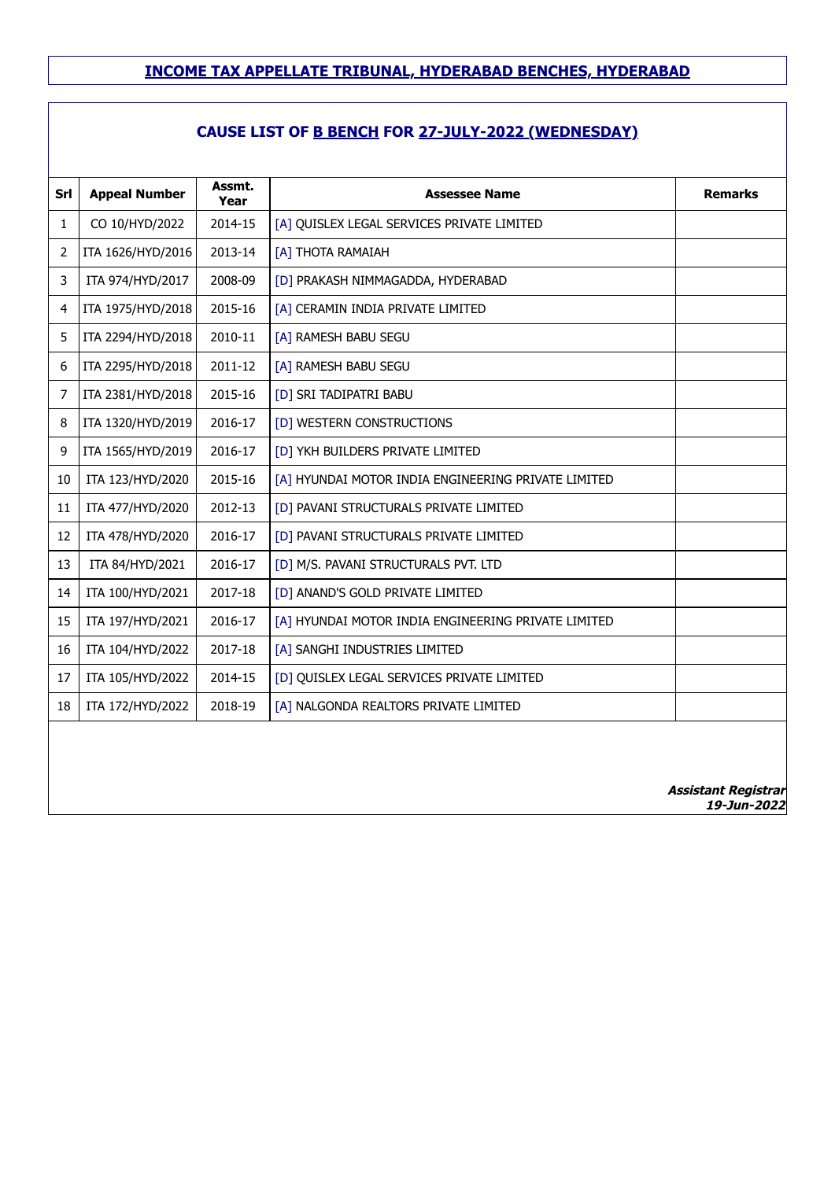# INCOME TAX APPELLATE TRIBUNAL, HYDERABAD BENCHES, HYDERABAD

## CAUSE LIST OF B BENCH FOR 27-JULY-2022 (WEDNESDAY)

| Srl | Appeal Number | Assmt. Year | Assessee Name | Remarks |
|---|---|---|---|---|
| 1 | CO 10/HYD/2022 | 2014-15 | [A] QUISLEX LEGAL SERVICES PRIVATE LIMITED | |
| 2 | ITA 1626/HYD/2016 | 2013-14 | [A] THOTA RAMAIAH | |
| 3 | ITA 974/HYD/2017 | 2008-09 | [D] PRAKASH NIMMAGADDA, HYDERABAD | |
| 4 | ITA 1975/HYD/2018 | 2015-16 | [A] CERAMIN INDIA PRIVATE LIMITED | |
| 5 | ITA 2294/HYD/2018 | 2010-11 | [A] RAMESH BABU SEGU | |
| 6 | ITA 2295/HYD/2018 | 2011-12 | [A] RAMESH BABU SEGU | |
| 7 | ITA 2381/HYD/2018 | 2015-16 | [D] SRI TADIPATRI BABU | |
| 8 | ITA 1320/HYD/2019 | 2016-17 | [D] WESTERN CONSTRUCTIONS | |
| 9 | ITA 1565/HYD/2019 | 2016-17 | [D] YKH BUILDERS PRIVATE LIMITED | |
| 10 | ITA 123/HYD/2020 | 2015-16 | [A] HYUNDAI MOTOR INDIA ENGINEERING PRIVATE LIMITED | |
| 11 | ITA 477/HYD/2020 | 2012-13 | [D] PAVANI STRUCTURALS PRIVATE LIMITED | |
| 12 | ITA 478/HYD/2020 | 2016-17 | [D] PAVANI STRUCTURALS PRIVATE LIMITED | |
| 13 | ITA 84/HYD/2021 | 2016-17 | [D] M/S. PAVANI STRUCTURALS PVT. LTD | |
| 14 | ITA 100/HYD/2021 | 2017-18 | [D] ANAND'S GOLD PRIVATE LIMITED | |
| 15 | ITA 197/HYD/2021 | 2016-17 | [A] HYUNDAI MOTOR INDIA ENGINEERING PRIVATE LIMITED | |
| 16 | ITA 104/HYD/2022 | 2017-18 | [A] SANGHI INDUSTRIES LIMITED | |
| 17 | ITA 105/HYD/2022 | 2014-15 | [D] QUISLEX LEGAL SERVICES PRIVATE LIMITED | |
| 18 | ITA 172/HYD/2022 | 2018-19 | [A] NALGONDA REALTORS PRIVATE LIMITED | |

***Assistant Registrar***
***19-Jun-2022***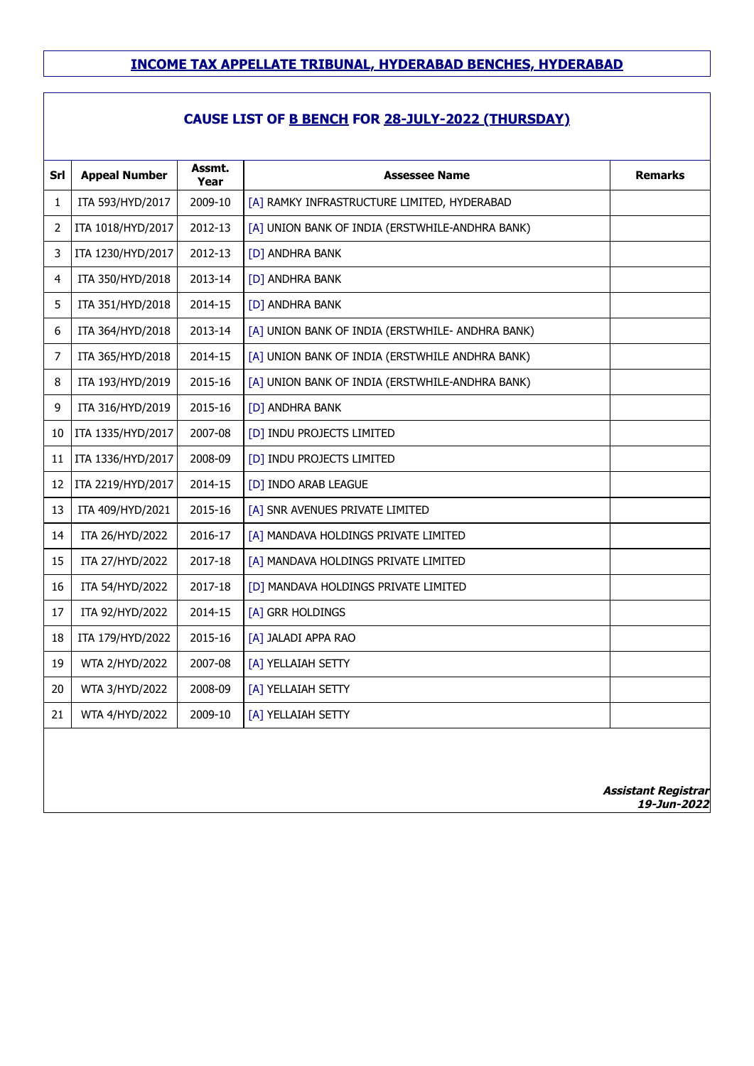## INCOME TAX APPELLATE TRIBUNAL, HYDERABAD BENCHES, HYDERABAD

### CAUSE LIST OF B BENCH FOR 28-JULY-2022 (THURSDAY)

| Srl | Appeal Number | Assmt. Year | Assessee Name | Remarks |
|---|---|---|---|---|
| 1 | ITA 593/HYD/2017 | 2009-10 | [A] RAMKY INFRASTRUCTURE LIMITED, HYDERABAD | |
| 2 | ITA 1018/HYD/2017 | 2012-13 | [A] UNION BANK OF INDIA (ERSTWHILE-ANDHRA BANK) | |
| 3 | ITA 1230/HYD/2017 | 2012-13 | [D] ANDHRA BANK | |
| 4 | ITA 350/HYD/2018 | 2013-14 | [D] ANDHRA BANK | |
| 5 | ITA 351/HYD/2018 | 2014-15 | [D] ANDHRA BANK | |
| 6 | ITA 364/HYD/2018 | 2013-14 | [A] UNION BANK OF INDIA (ERSTWHILE- ANDHRA BANK) | |
| 7 | ITA 365/HYD/2018 | 2014-15 | [A] UNION BANK OF INDIA (ERSTWHILE ANDHRA BANK) | |
| 8 | ITA 193/HYD/2019 | 2015-16 | [A] UNION BANK OF INDIA (ERSTWHILE-ANDHRA BANK) | |
| 9 | ITA 316/HYD/2019 | 2015-16 | [D] ANDHRA BANK | |
| 10 | ITA 1335/HYD/2017 | 2007-08 | [D] INDU PROJECTS LIMITED | |
| 11 | ITA 1336/HYD/2017 | 2008-09 | [D] INDU PROJECTS LIMITED | |
| 12 | ITA 2219/HYD/2017 | 2014-15 | [D] INDO ARAB LEAGUE | |
| 13 | ITA 409/HYD/2021 | 2015-16 | [A] SNR AVENUES PRIVATE LIMITED | |
| 14 | ITA 26/HYD/2022 | 2016-17 | [A] MANDAVA HOLDINGS PRIVATE LIMITED | |
| 15 | ITA 27/HYD/2022 | 2017-18 | [A] MANDAVA HOLDINGS PRIVATE LIMITED | |
| 16 | ITA 54/HYD/2022 | 2017-18 | [D] MANDAVA HOLDINGS PRIVATE LIMITED | |
| 17 | ITA 92/HYD/2022 | 2014-15 | [A] GRR HOLDINGS | |
| 18 | ITA 179/HYD/2022 | 2015-16 | [A] JALADI APPA RAO | |
| 19 | WTA 2/HYD/2022 | 2007-08 | [A] YELLAIAH SETTY | |
| 20 | WTA 3/HYD/2022 | 2008-09 | [A] YELLAIAH SETTY | |
| 21 | WTA 4/HYD/2022 | 2009-10 | [A] YELLAIAH SETTY | |

***Assistant Registrar***
***19-Jun-2022***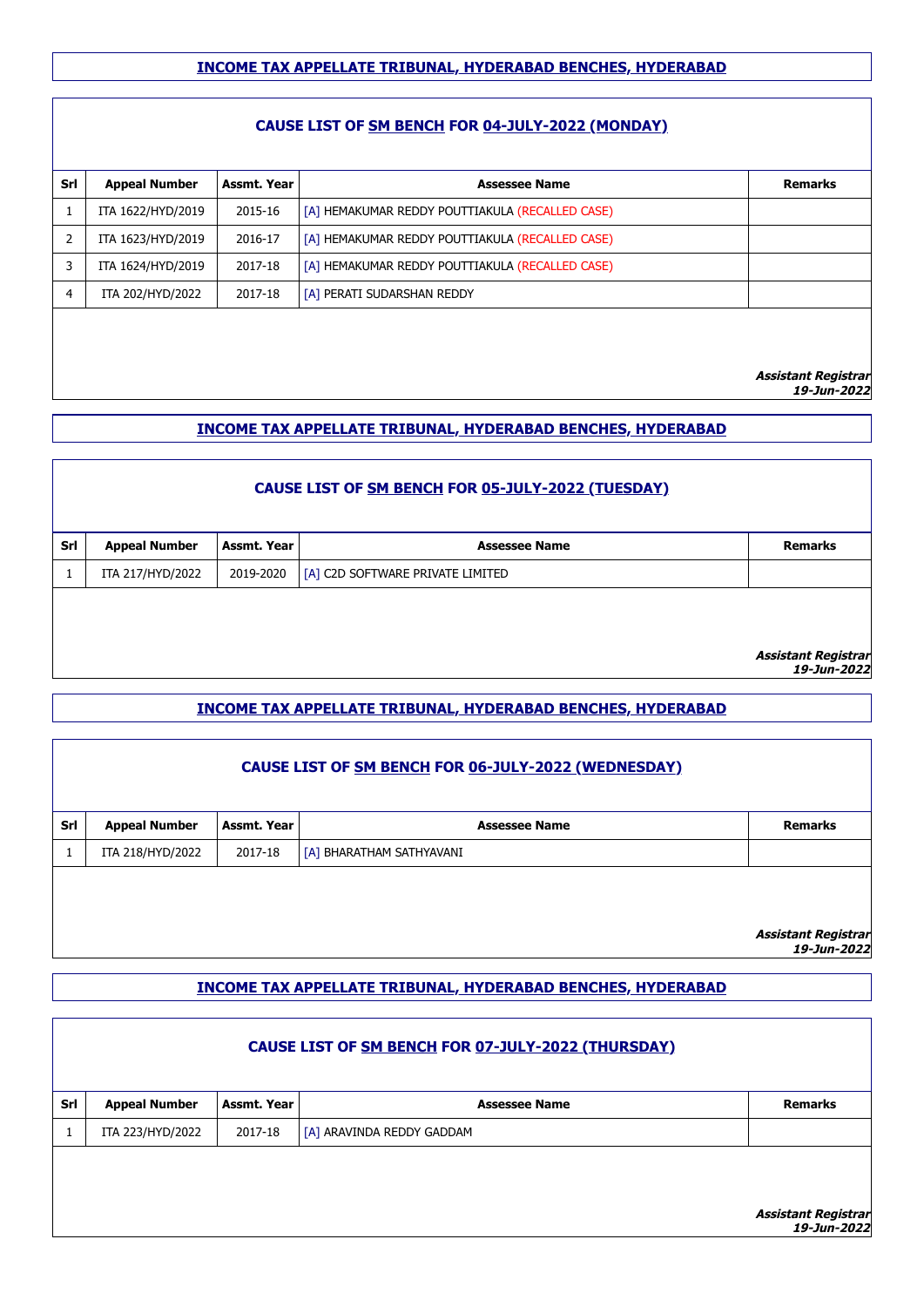## INCOME TAX APPELLATE TRIBUNAL, HYDERABAD BENCHES, HYDERABAD

### CAUSE LIST OF SM BENCH FOR 04-JULY-2022 (MONDAY)

| Srl | Appeal Number | Assmt. Year | Assessee Name | Remarks |
|---|---|---|---|---|
| 1 | ITA 1622/HYD/2019 | 2015-16 | [A] HEMAKUMAR REDDY POUTTIAKULA (RECALLED CASE) | |
| 2 | ITA 1623/HYD/2019 | 2016-17 | [A] HEMAKUMAR REDDY POUTTIAKULA (RECALLED CASE) | |
| 3 | ITA 1624/HYD/2019 | 2017-18 | [A] HEMAKUMAR REDDY POUTTIAKULA (RECALLED CASE) | |
| 4 | ITA 202/HYD/2022 | 2017-18 | [A] PERATI SUDARSHAN REDDY | |

***Assistant Registrar***
***19-Jun-2022***

## INCOME TAX APPELLATE TRIBUNAL, HYDERABAD BENCHES, HYDERABAD

### CAUSE LIST OF SM BENCH FOR 05-JULY-2022 (TUESDAY)

| Srl | Appeal Number | Assmt. Year | Assessee Name | Remarks |
|---|---|---|---|---|
| 1 | ITA 217/HYD/2022 | 2019-2020 | [A] C2D SOFTWARE PRIVATE LIMITED | |

***Assistant Registrar***
***19-Jun-2022***

## INCOME TAX APPELLATE TRIBUNAL, HYDERABAD BENCHES, HYDERABAD

### CAUSE LIST OF SM BENCH FOR 06-JULY-2022 (WEDNESDAY)

| Srl | Appeal Number | Assmt. Year | Assessee Name | Remarks |
|---|---|---|---|---|
| 1 | ITA 218/HYD/2022 | 2017-18 | [A] BHARATHAM SATHYAVANI | |

***Assistant Registrar***
***19-Jun-2022***

## INCOME TAX APPELLATE TRIBUNAL, HYDERABAD BENCHES, HYDERABAD

### CAUSE LIST OF SM BENCH FOR 07-JULY-2022 (THURSDAY)

| Srl | Appeal Number | Assmt. Year | Assessee Name | Remarks |
|---|---|---|---|---|
| 1 | ITA 223/HYD/2022 | 2017-18 | [A] ARAVINDA REDDY GADDAM | |

***Assistant Registrar***
***19-Jun-2022***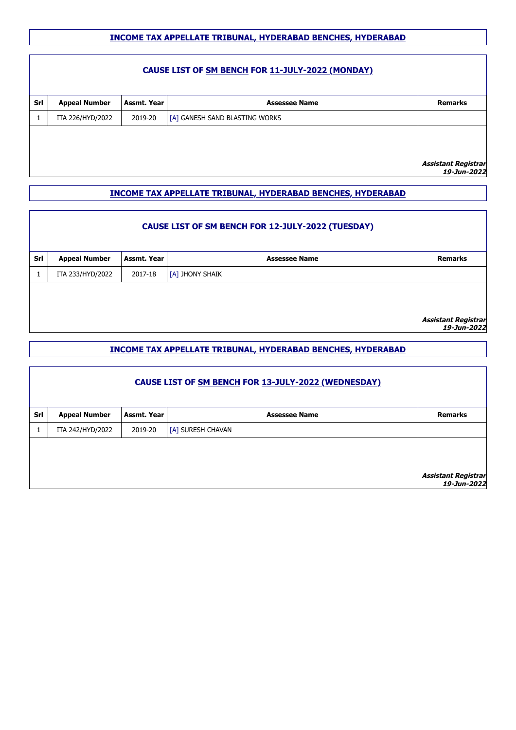## INCOME TAX APPELLATE TRIBUNAL, HYDERABAD BENCHES, HYDERABAD

### CAUSE LIST OF SM BENCH FOR 11-JULY-2022 (MONDAY)

| Srl | Appeal Number | Assmt. Year | Assessee Name | Remarks |
|---|---|---|---|---|
| 1 | ITA 226/HYD/2022 | 2019-20 | [A] GANESH SAND BLASTING WORKS | |

***Assistant Registrar***
***19-Jun-2022***

## INCOME TAX APPELLATE TRIBUNAL, HYDERABAD BENCHES, HYDERABAD

### CAUSE LIST OF SM BENCH FOR 12-JULY-2022 (TUESDAY)

| Srl | Appeal Number | Assmt. Year | Assessee Name | Remarks |
|---|---|---|---|---|
| 1 | ITA 233/HYD/2022 | 2017-18 | [A] JHONY SHAIK | |

***Assistant Registrar***
***19-Jun-2022***

## INCOME TAX APPELLATE TRIBUNAL, HYDERABAD BENCHES, HYDERABAD

### CAUSE LIST OF SM BENCH FOR 13-JULY-2022 (WEDNESDAY)

| Srl | Appeal Number | Assmt. Year | Assessee Name | Remarks |
|---|---|---|---|---|
| 1 | ITA 242/HYD/2022 | 2019-20 | [A] SURESH CHAVAN | |

***Assistant Registrar***
***19-Jun-2022***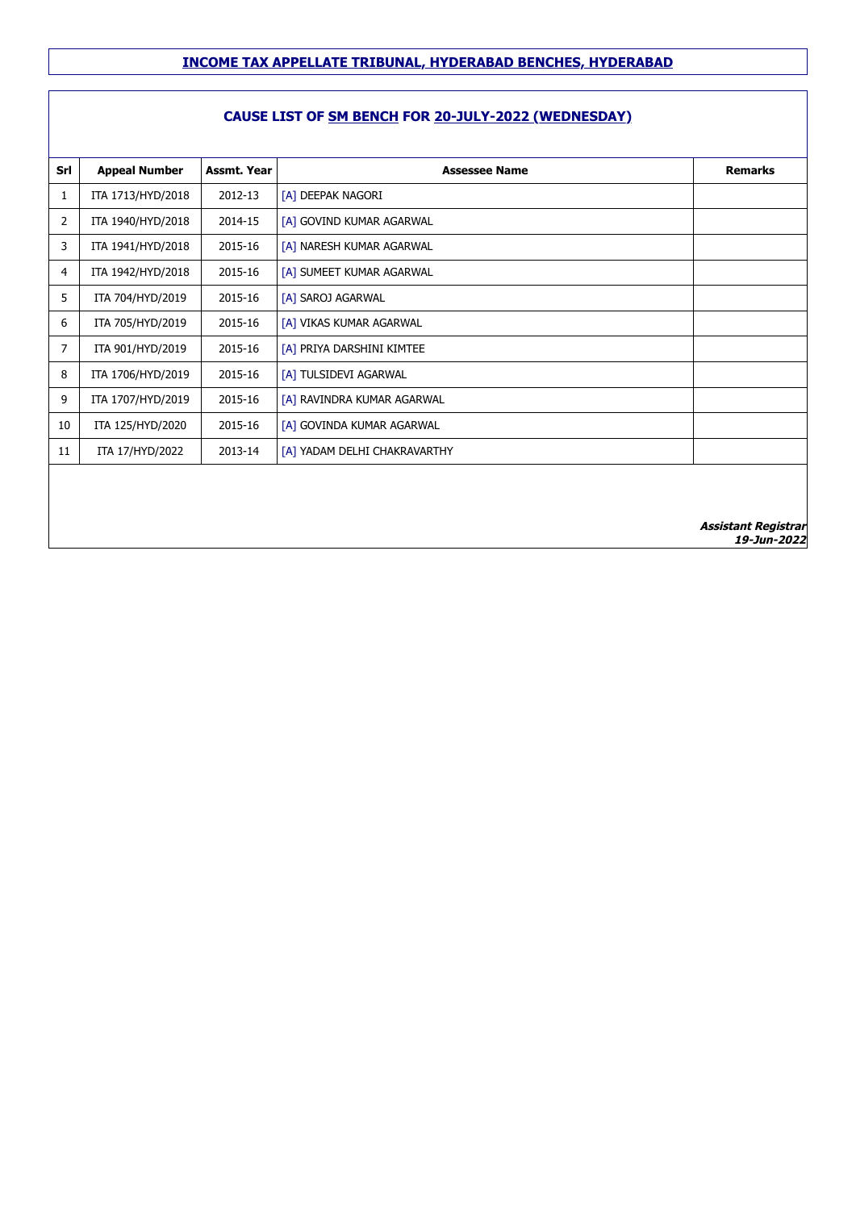## INCOME TAX APPELLATE TRIBUNAL, HYDERABAD BENCHES, HYDERABAD

### CAUSE LIST OF SM BENCH FOR 20-JULY-2022 (WEDNESDAY)

| Srl | Appeal Number | Assmt. Year | Assessee Name | Remarks |
|---|---|---|---|---|
| 1 | ITA 1713/HYD/2018 | 2012-13 | [A] DEEPAK NAGORI | |
| 2 | ITA 1940/HYD/2018 | 2014-15 | [A] GOVIND KUMAR AGARWAL | |
| 3 | ITA 1941/HYD/2018 | 2015-16 | [A] NARESH KUMAR AGARWAL | |
| 4 | ITA 1942/HYD/2018 | 2015-16 | [A] SUMEET KUMAR AGARWAL | |
| 5 | ITA 704/HYD/2019 | 2015-16 | [A] SAROJ AGARWAL | |
| 6 | ITA 705/HYD/2019 | 2015-16 | [A] VIKAS KUMAR AGARWAL | |
| 7 | ITA 901/HYD/2019 | 2015-16 | [A] PRIYA DARSHINI KIMTEE | |
| 8 | ITA 1706/HYD/2019 | 2015-16 | [A] TULSIDEVI AGARWAL | |
| 9 | ITA 1707/HYD/2019 | 2015-16 | [A] RAVINDRA KUMAR AGARWAL | |
| 10 | ITA 125/HYD/2020 | 2015-16 | [A] GOVINDA KUMAR AGARWAL | |
| 11 | ITA 17/HYD/2022 | 2013-14 | [A] YADAM DELHI CHAKRAVARTHY | |

***Assistant Registrar***
***19-Jun-2022***